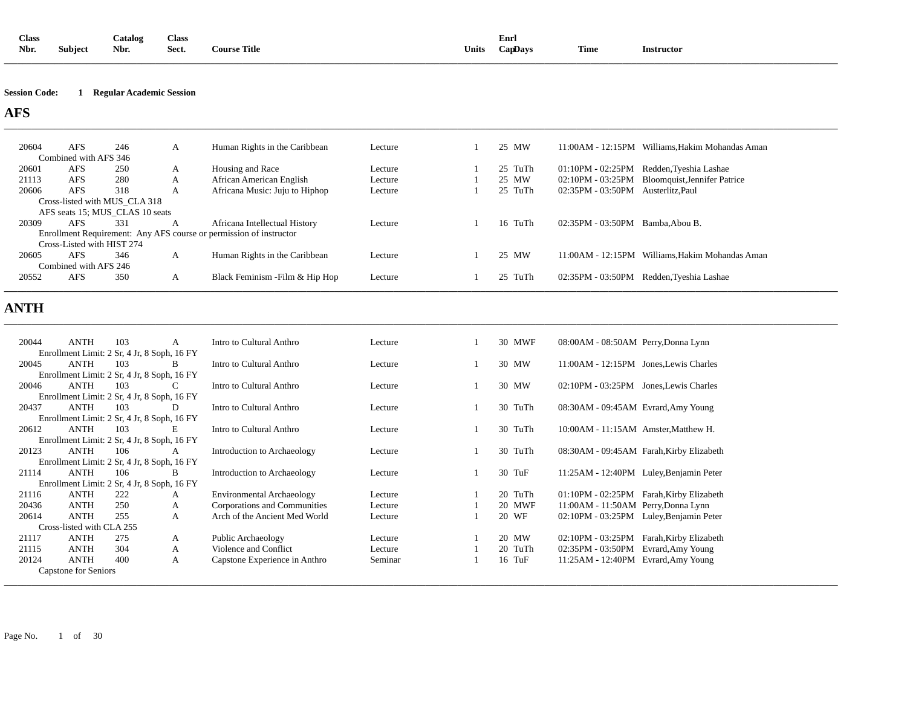Session Code: **1 Regular Academic Session**

## AFS

| Class Nbr. | Subject | Catalog Nbr. | Class Sect. | Course Title | | Units | Enrl Cap | Days | Time | Instructor |
|---|---|---|---|---|---|---|---|---|---|---|
| 20604 | AFS | 246 | A | Human Rights in the Caribbean | Lecture | 1 | 25 | MW | 11:00AM - 12:15PM | Williams,Hakim Mohandas Aman |
| | Combined with AFS 346 | | | | | | | | | |
| 20601 | AFS | 250 | A | Housing and Race | Lecture | 1 | 25 | TuTh | 01:10PM - 02:25PM | Redden,Tyeshia Lashae |
| 21113 | AFS | 280 | A | African American English | Lecture | 1 | 25 | MW | 02:10PM - 03:25PM | Bloomquist,Jennifer Patrice |
| 20606 | AFS | 318 | A | Africana Music: Juju to Hiphop | Lecture | 1 | 25 | TuTh | 02:35PM - 03:50PM | Austerlitz,Paul |
| | Cross-listed with MUS_CLA 318 | | | | | | | | | |
| | AFS seats 15; MUS_CLAS 10 seats | | | | | | | | | |
| 20309 | AFS | 331 | A | Africana Intellectual History | Lecture | 1 | 16 | TuTh | 02:35PM - 03:50PM | Bamba,Abou B. |
| | Enrollment Requirement: Any AFS course or permission of instructor | | | | | | | | | |
| | Cross-Listed with HIST 274 | | | | | | | | | |
| 20605 | AFS | 346 | A | Human Rights in the Caribbean | Lecture | 1 | 25 | MW | 11:00AM - 12:15PM | Williams,Hakim Mohandas Aman |
| | Combined with AFS 246 | | | | | | | | | |
| 20552 | AFS | 350 | A | Black Feminism -Film & Hip Hop | Lecture | 1 | 25 | TuTh | 02:35PM - 03:50PM | Redden,Tyeshia Lashae |

## ANTH

| Class Nbr. | Subject | Catalog Nbr. | Class Sect. | Course Title | | Units | Enrl Cap | Days | Time | Instructor |
|---|---|---|---|---|---|---|---|---|---|---|
| 20044 | ANTH | 103 | A | Intro to Cultural Anthro | Lecture | 1 | 30 | MWF | 08:00AM - 08:50AM | Perry,Donna Lynn |
| | Enrollment Limit: 2 Sr, 4 Jr, 8 Soph, 16 FY | | | | | | | | | |
| 20045 | ANTH | 103 | B | Intro to Cultural Anthro | Lecture | 1 | 30 | MW | 11:00AM - 12:15PM | Jones,Lewis Charles |
| | Enrollment Limit: 2 Sr, 4 Jr, 8 Soph, 16 FY | | | | | | | | | |
| 20046 | ANTH | 103 | C | Intro to Cultural Anthro | Lecture | 1 | 30 | MW | 02:10PM - 03:25PM | Jones,Lewis Charles |
| | Enrollment Limit: 2 Sr, 4 Jr, 8 Soph, 16 FY | | | | | | | | | |
| 20437 | ANTH | 103 | D | Intro to Cultural Anthro | Lecture | 1 | 30 | TuTh | 08:30AM - 09:45AM | Evrard,Amy Young |
| | Enrollment Limit: 2 Sr, 4 Jr, 8 Soph, 16 FY | | | | | | | | | |
| 20612 | ANTH | 103 | E | Intro to Cultural Anthro | Lecture | 1 | 30 | TuTh | 10:00AM - 11:15AM | Amster,Matthew H. |
| | Enrollment Limit: 2 Sr, 4 Jr, 8 Soph, 16 FY | | | | | | | | | |
| 20123 | ANTH | 106 | A | Introduction to Archaeology | Lecture | 1 | 30 | TuTh | 08:30AM - 09:45AM | Farah,Kirby Elizabeth |
| | Enrollment Limit: 2 Sr, 4 Jr, 8 Soph, 16 FY | | | | | | | | | |
| 21114 | ANTH | 106 | B | Introduction to Archaeology | Lecture | 1 | 30 | TuF | 11:25AM - 12:40PM | Luley,Benjamin Peter |
| | Enrollment Limit: 2 Sr, 4 Jr, 8 Soph, 16 FY | | | | | | | | | |
| 21116 | ANTH | 222 | A | Environmental Archaeology | Lecture | 1 | 20 | TuTh | 01:10PM - 02:25PM | Farah,Kirby Elizabeth |
| 20436 | ANTH | 250 | A | Corporations and Communities | Lecture | 1 | 20 | MWF | 11:00AM - 11:50AM | Perry,Donna Lynn |
| 20614 | ANTH | 255 | A | Arch of the Ancient Med World | Lecture | 1 | 20 | WF | 02:10PM - 03:25PM | Luley,Benjamin Peter |
| | Cross-listed with CLA 255 | | | | | | | | | |
| 21117 | ANTH | 275 | A | Public Archaeology | Lecture | 1 | 20 | MW | 02:10PM - 03:25PM | Farah,Kirby Elizabeth |
| 21115 | ANTH | 304 | A | Violence and Conflict | Lecture | 1 | 20 | TuTh | 02:35PM - 03:50PM | Evrard,Amy Young |
| 20124 | ANTH | 400 | A | Capstone Experience in Anthro | Seminar | 1 | 16 | TuF | 11:25AM - 12:40PM | Evrard,Amy Young |
| | Capstone for Seniors | | | | | | | | | |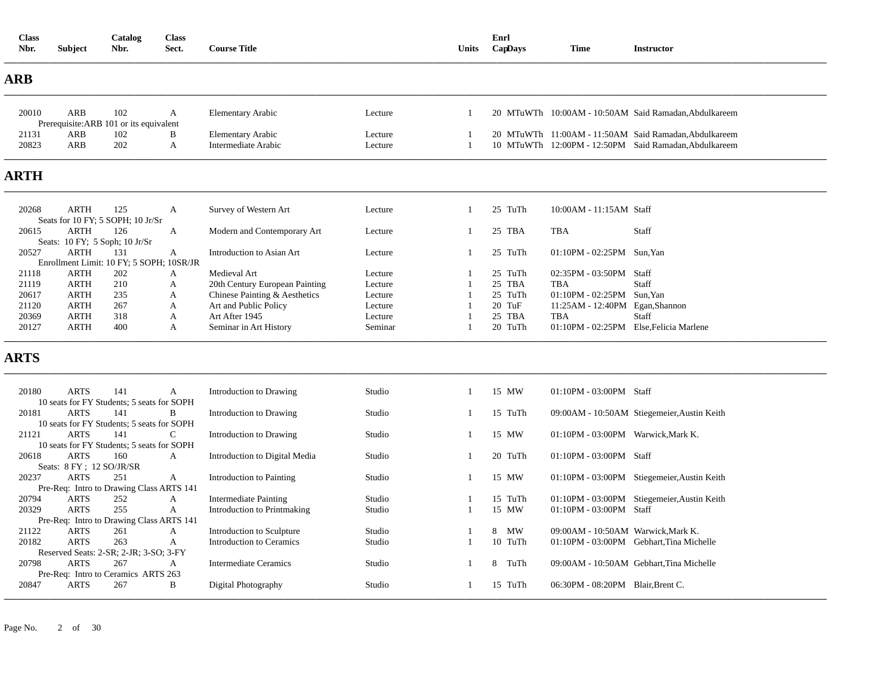| Class Nbr. | Subject | Catalog Nbr. | Class Sect. | Course Title | | Units | Enrl Cap | Days | Time | Instructor |
|---|---|---|---|---|---|---|---|---|---|---|

## ARB

| Class Nbr. | Subject | Catalog Nbr. | Class Sect. | Course Title | | Units | Enrl Cap | Days | Time | Instructor |
|---|---|---|---|---|---|---|---|---|---|---|
| 20010 | ARB | 102 | A | Elementary Arabic | Lecture | 1 | 20 | MTuWTh | 10:00AM - 10:50AM | Said Ramadan,Abdulkareem |
| Prerequisite:ARB 101 or its equivalent | | | | | | | | | | |
| 21131 | ARB | 102 | B | Elementary Arabic | Lecture | 1 | 20 | MTuWTh | 11:00AM - 11:50AM | Said Ramadan,Abdulkareem |
| 20823 | ARB | 202 | A | Intermediate Arabic | Lecture | 1 | 10 | MTuWTh | 12:00PM - 12:50PM | Said Ramadan,Abdulkareem |

## ARTH

| Class Nbr. | Subject | Catalog Nbr. | Class Sect. | Course Title | | Units | Enrl Cap | Days | Time | Instructor |
|---|---|---|---|---|---|---|---|---|---|---|
| 20268 | ARTH | 125 | A | Survey of Western Art | Lecture | 1 | 25 | TuTh | 10:00AM - 11:15AM | Staff |
| Seats for 10 FY; 5 SOPH; 10 Jr/Sr | | | | | | | | | | |
| 20615 | ARTH | 126 | A | Modern and Contemporary Art | Lecture | 1 | 25 | TBA | TBA | Staff |
| Seats: 10 FY; 5 Soph; 10 Jr/Sr | | | | | | | | | | |
| 20527 | ARTH | 131 | A | Introduction to Asian Art | Lecture | 1 | 25 | TuTh | 01:10PM - 02:25PM | Sun,Yan |
| Enrollment Limit: 10 FY; 5 SOPH; 10SR/JR | | | | | | | | | | |
| 21118 | ARTH | 202 | A | Medieval Art | Lecture | 1 | 25 | TuTh | 02:35PM - 03:50PM | Staff |
| 21119 | ARTH | 210 | A | 20th Century European Painting | Lecture | 1 | 25 | TBA | TBA | Staff |
| 20617 | ARTH | 235 | A | Chinese Painting & Aesthetics | Lecture | 1 | 25 | TuTh | 01:10PM - 02:25PM | Sun,Yan |
| 21120 | ARTH | 267 | A | Art and Public Policy | Lecture | 1 | 20 | TuF | 11:25AM - 12:40PM | Egan,Shannon |
| 20369 | ARTH | 318 | A | Art After 1945 | Lecture | 1 | 25 | TBA | TBA | Staff |
| 20127 | ARTH | 400 | A | Seminar in Art History | Seminar | 1 | 20 | TuTh | 01:10PM - 02:25PM | Else,Felicia Marlene |

## ARTS

| Class Nbr. | Subject | Catalog Nbr. | Class Sect. | Course Title | | Units | Enrl Cap | Days | Time | Instructor |
|---|---|---|---|---|---|---|---|---|---|---|
| 20180 | ARTS | 141 | A | Introduction to Drawing | Studio | 1 | 15 | MW | 01:10PM - 03:00PM | Staff |
| 10 seats for FY Students; 5 seats for SOPH | | | | | | | | | | |
| 20181 | ARTS | 141 | B | Introduction to Drawing | Studio | 1 | 15 | TuTh | 09:00AM - 10:50AM | Stiegemeier,Austin Keith |
| 10 seats for FY Students; 5 seats for SOPH | | | | | | | | | | |
| 21121 | ARTS | 141 | C | Introduction to Drawing | Studio | 1 | 15 | MW | 01:10PM - 03:00PM | Warwick,Mark K. |
| 10 seats for FY Students; 5 seats for SOPH | | | | | | | | | | |
| 20618 | ARTS | 160 | A | Introduction to Digital Media | Studio | 1 | 20 | TuTh | 01:10PM - 03:00PM | Staff |
| Seats: 8 FY ; 12 SO/JR/SR | | | | | | | | | | |
| 20237 | ARTS | 251 | A | Introduction to Painting | Studio | 1 | 15 | MW | 01:10PM - 03:00PM | Stiegemeier,Austin Keith |
| Pre-Req: Intro to Drawing Class ARTS 141 | | | | | | | | | | |
| 20794 | ARTS | 252 | A | Intermediate Painting | Studio | 1 | 15 | TuTh | 01:10PM - 03:00PM | Stiegemeier,Austin Keith |
| 20329 | ARTS | 255 | A | Introduction to Printmaking | Studio | 1 | 15 | MW | 01:10PM - 03:00PM | Staff |
| Pre-Req: Intro to Drawing Class ARTS 141 | | | | | | | | | | |
| 21122 | ARTS | 261 | A | Introduction to Sculpture | Studio | 1 | 8 | MW | 09:00AM - 10:50AM | Warwick,Mark K. |
| 20182 | ARTS | 263 | A | Introduction to Ceramics | Studio | 1 | 10 | TuTh | 01:10PM - 03:00PM | Gebhart,Tina Michelle |
| Reserved Seats: 2-SR; 2-JR; 3-SO; 3-FY | | | | | | | | | | |
| 20798 | ARTS | 267 | A | Intermediate Ceramics | Studio | 1 | 8 | TuTh | 09:00AM - 10:50AM | Gebhart,Tina Michelle |
| Pre-Req: Intro to Ceramics ARTS 263 | | | | | | | | | | |
| 20847 | ARTS | 267 | B | Digital Photography | Studio | 1 | 15 | TuTh | 06:30PM - 08:20PM | Blair,Brent C. |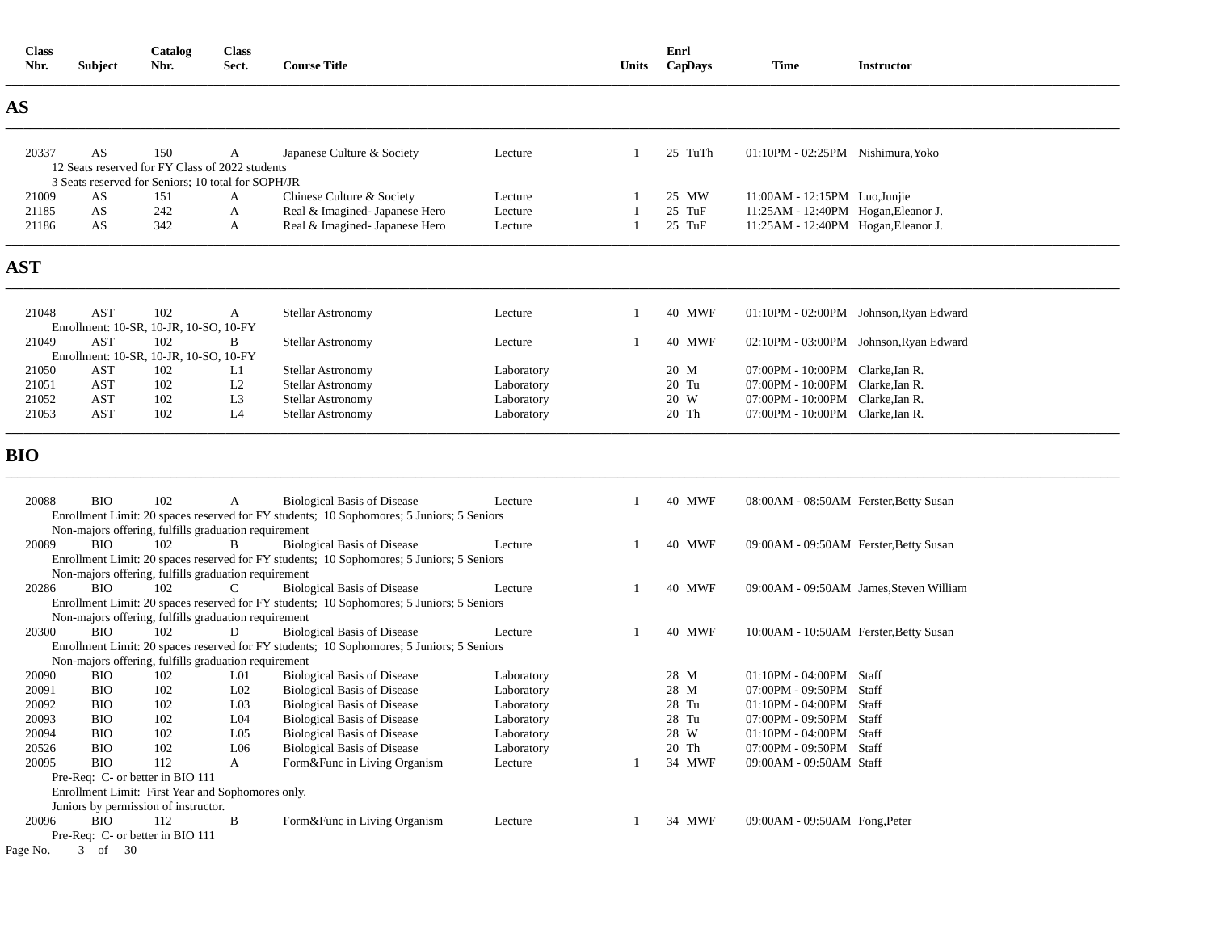| Class Nbr. | Subject | Catalog Nbr. | Class Sect. | Course Title | | Units | Enrl Cap | Days | Time | Instructor |
|---|---|---|---|---|---|---|---|---|---|---|

## AS

| Class Nbr. | Subject | Catalog Nbr. | Class Sect. | Course Title | | Units | Enrl Cap | Days | Time | Instructor |
|---|---|---|---|---|---|---|---|---|---|---|
| 20337 | AS | 150 | A | Japanese Culture & Society | Lecture | 1 | 25 | TuTh | 01:10PM - 02:25PM | Nishimura,Yoko |
| | 12 Seats reserved for FY Class of 2022 students | | | | | | | | | |
| | 3 Seats reserved for Seniors; 10 total for SOPH/JR | | | | | | | | | |
| 21009 | AS | 151 | A | Chinese Culture & Society | Lecture | 1 | 25 | MW | 11:00AM - 12:15PM | Luo,Junjie |
| 21185 | AS | 242 | A | Real & Imagined- Japanese Hero | Lecture | 1 | 25 | TuF | 11:25AM - 12:40PM | Hogan,Eleanor J. |
| 21186 | AS | 342 | A | Real & Imagined- Japanese Hero | Lecture | 1 | 25 | TuF | 11:25AM - 12:40PM | Hogan,Eleanor J. |

## AST

| Class Nbr. | Subject | Catalog Nbr. | Class Sect. | Course Title | | Units | Enrl Cap | Days | Time | Instructor |
|---|---|---|---|---|---|---|---|---|---|---|
| 21048 | AST | 102 | A | Stellar Astronomy | Lecture | 1 | 40 | MWF | 01:10PM - 02:00PM | Johnson,Ryan Edward |
| | Enrollment: 10-SR, 10-JR, 10-SO, 10-FY | | | | | | | | | |
| 21049 | AST | 102 | B | Stellar Astronomy | Lecture | 1 | 40 | MWF | 02:10PM - 03:00PM | Johnson,Ryan Edward |
| | Enrollment: 10-SR, 10-JR, 10-SO, 10-FY | | | | | | | | | |
| 21050 | AST | 102 | L1 | Stellar Astronomy | Laboratory | | 20 | M | 07:00PM - 10:00PM | Clarke,Ian R. |
| 21051 | AST | 102 | L2 | Stellar Astronomy | Laboratory | | 20 | Tu | 07:00PM - 10:00PM | Clarke,Ian R. |
| 21052 | AST | 102 | L3 | Stellar Astronomy | Laboratory | | 20 | W | 07:00PM - 10:00PM | Clarke,Ian R. |
| 21053 | AST | 102 | L4 | Stellar Astronomy | Laboratory | | 20 | Th | 07:00PM - 10:00PM | Clarke,Ian R. |

## BIO

| Class Nbr. | Subject | Catalog Nbr. | Class Sect. | Course Title | | Units | Enrl Cap | Days | Time | Instructor |
|---|---|---|---|---|---|---|---|---|---|---|
| 20088 | BIO | 102 | A | Biological Basis of Disease | Lecture | 1 | 40 | MWF | 08:00AM - 08:50AM | Ferster,Betty Susan |
| | Enrollment Limit: 20 spaces reserved for FY students; 10 Sophomores; 5 Juniors; 5 Seniors | | | | | | | | | |
| | Non-majors offering, fulfills graduation requirement | | | | | | | | | |
| 20089 | BIO | 102 | B | Biological Basis of Disease | Lecture | 1 | 40 | MWF | 09:00AM - 09:50AM | Ferster,Betty Susan |
| | Enrollment Limit: 20 spaces reserved for FY students; 10 Sophomores; 5 Juniors; 5 Seniors | | | | | | | | | |
| | Non-majors offering, fulfills graduation requirement | | | | | | | | | |
| 20286 | BIO | 102 | C | Biological Basis of Disease | Lecture | 1 | 40 | MWF | 09:00AM - 09:50AM | James,Steven William |
| | Enrollment Limit: 20 spaces reserved for FY students; 10 Sophomores; 5 Juniors; 5 Seniors | | | | | | | | | |
| | Non-majors offering, fulfills graduation requirement | | | | | | | | | |
| 20300 | BIO | 102 | D | Biological Basis of Disease | Lecture | 1 | 40 | MWF | 10:00AM - 10:50AM | Ferster,Betty Susan |
| | Enrollment Limit: 20 spaces reserved for FY students; 10 Sophomores; 5 Juniors; 5 Seniors | | | | | | | | | |
| | Non-majors offering, fulfills graduation requirement | | | | | | | | | |
| 20090 | BIO | 102 | L01 | Biological Basis of Disease | Laboratory | | 28 | M | 01:10PM - 04:00PM | Staff |
| 20091 | BIO | 102 | L02 | Biological Basis of Disease | Laboratory | | 28 | M | 07:00PM - 09:50PM | Staff |
| 20092 | BIO | 102 | L03 | Biological Basis of Disease | Laboratory | | 28 | Tu | 01:10PM - 04:00PM | Staff |
| 20093 | BIO | 102 | L04 | Biological Basis of Disease | Laboratory | | 28 | Tu | 07:00PM - 09:50PM | Staff |
| 20094 | BIO | 102 | L05 | Biological Basis of Disease | Laboratory | | 28 | W | 01:10PM - 04:00PM | Staff |
| 20526 | BIO | 102 | L06 | Biological Basis of Disease | Laboratory | | 20 | Th | 07:00PM - 09:50PM | Staff |
| 20095 | BIO | 112 | A | Form&Func in Living Organism | Lecture | 1 | 34 | MWF | 09:00AM - 09:50AM | Staff |
| | Pre-Req: C- or better in BIO 111 | | | | | | | | | |
| | Enrollment Limit: First Year and Sophomores only. | | | | | | | | | |
| | Juniors by permission of instructor. | | | | | | | | | |
| 20096 | BIO | 112 | B | Form&Func in Living Organism | Lecture | 1 | 34 | MWF | 09:00AM - 09:50AM | Fong,Peter |
| | Pre-Req: C- or better in BIO 111 | | | | | | | | | |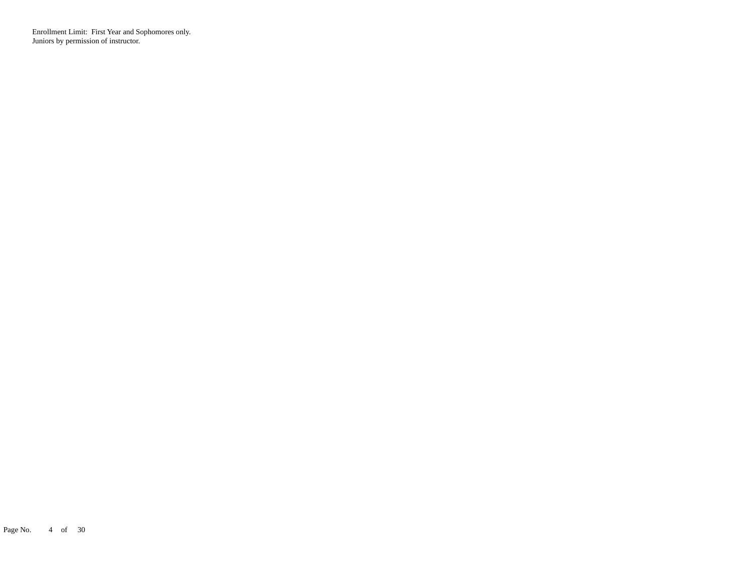Enrollment Limit:  First Year and Sophomores only.
Juniors by permission of instructor.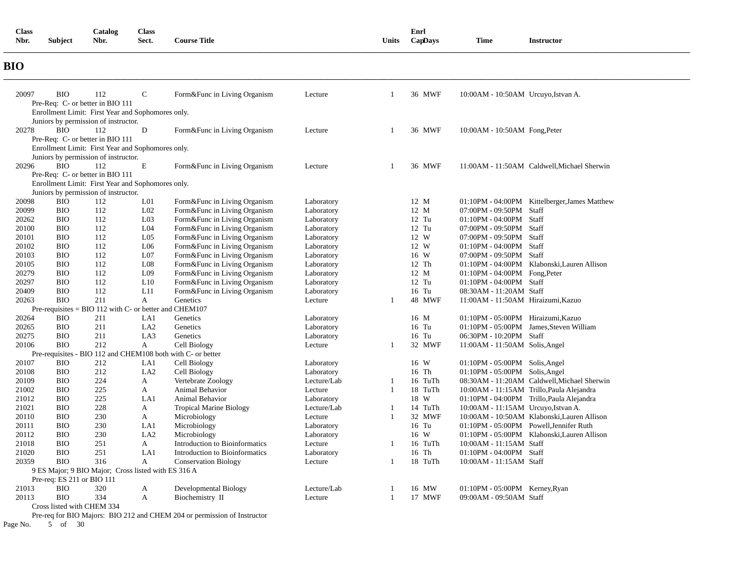| Class Nbr. | Subject | Catalog Nbr. | Class Sect. | Course Title | | Units | Enrl Cap | Days | Time | Instructor |
|---|---|---|---|---|---|---|---|---|---|---|

# BIO

| Class Nbr. | Subject | Catalog Nbr. | Class Sect. | Course Title | | Units | Enrl Cap | Days | Time | Instructor |
|---|---|---|---|---|---|---|---|---|---|---|
| 20097 | BIO | 112 | C | Form&Func in Living Organism | Lecture | 1 | 36 | MWF | 10:00AM - 10:50AM | Urcuyo,Istvan A. |
| | Pre-Req: C- or better in BIO 111 Enrollment Limit: First Year and Sophomores only. Juniors by permission of instructor. | | | | | | | | | |
| 20278 | BIO | 112 | D | Form&Func in Living Organism | Lecture | 1 | 36 | MWF | 10:00AM - 10:50AM | Fong,Peter |
| | Pre-Req: C- or better in BIO 111 Enrollment Limit: First Year and Sophomores only. Juniors by permission of instructor. | | | | | | | | | |
| 20296 | BIO | 112 | E | Form&Func in Living Organism | Lecture | 1 | 36 | MWF | 11:00AM - 11:50AM | Caldwell,Michael Sherwin |
| | Pre-Req: C- or better in BIO 111 Enrollment Limit: First Year and Sophomores only. Juniors by permission of instructor. | | | | | | | | | |
| 20098 | BIO | 112 | L01 | Form&Func in Living Organism | Laboratory | | 12 | M | 01:10PM - 04:00PM | Kittelberger,James Matthew |
| 20099 | BIO | 112 | L02 | Form&Func in Living Organism | Laboratory | | 12 | M | 07:00PM - 09:50PM | Staff |
| 20262 | BIO | 112 | L03 | Form&Func in Living Organism | Laboratory | | 12 | Tu | 01:10PM - 04:00PM | Staff |
| 20100 | BIO | 112 | L04 | Form&Func in Living Organism | Laboratory | | 12 | Tu | 07:00PM - 09:50PM | Staff |
| 20101 | BIO | 112 | L05 | Form&Func in Living Organism | Laboratory | | 12 | W | 07:00PM - 09:50PM | Staff |
| 20102 | BIO | 112 | L06 | Form&Func in Living Organism | Laboratory | | 12 | W | 01:10PM - 04:00PM | Staff |
| 20103 | BIO | 112 | L07 | Form&Func in Living Organism | Laboratory | | 16 | W | 07:00PM - 09:50PM | Staff |
| 20105 | BIO | 112 | L08 | Form&Func in Living Organism | Laboratory | | 12 | Th | 01:10PM - 04:00PM | Klabonski,Lauren Allison |
| 20279 | BIO | 112 | L09 | Form&Func in Living Organism | Laboratory | | 12 | M | 01:10PM - 04:00PM | Fong,Peter |
| 20297 | BIO | 112 | L10 | Form&Func in Living Organism | Laboratory | | 12 | Tu | 01:10PM - 04:00PM | Staff |
| 20409 | BIO | 112 | L11 | Form&Func in Living Organism | Laboratory | | 16 | Tu | 08:30AM - 11:20AM | Staff |
| 20263 | BIO | 211 | A | Genetics | Lecture | 1 | 48 | MWF | 11:00AM - 11:50AM | Hiraizumi,Kazuo |
| | Pre-requisites = BIO 112 with C- or better and CHEM107 | | | | | | | | | |
| 20264 | BIO | 211 | LA1 | Genetics | Laboratory | | 16 | M | 01:10PM - 05:00PM | Hiraizumi,Kazuo |
| 20265 | BIO | 211 | LA2 | Genetics | Laboratory | | 16 | Tu | 01:10PM - 05:00PM | James,Steven William |
| 20275 | BIO | 211 | LA3 | Genetics | Laboratory | | 16 | Tu | 06:30PM - 10:20PM | Staff |
| 20106 | BIO | 212 | A | Cell Biology | Lecture | 1 | 32 | MWF | 11:00AM - 11:50AM | Solis,Angel |
| | Pre-requisites - BIO 112 and CHEM108 both with C- or better | | | | | | | | | |
| 20107 | BIO | 212 | LA1 | Cell Biology | Laboratory | | 16 | W | 01:10PM - 05:00PM | Solis,Angel |
| 20108 | BIO | 212 | LA2 | Cell Biology | Laboratory | | 16 | Th | 01:10PM - 05:00PM | Solis,Angel |
| 20109 | BIO | 224 | A | Vertebrate Zoology | Lecture/Lab | 1 | 16 | TuTh | 08:30AM - 11:20AM | Caldwell,Michael Sherwin |
| 21002 | BIO | 225 | A | Animal Behavior | Lecture | 1 | 18 | TuTh | 10:00AM - 11:15AM | Trillo,Paula Alejandra |
| 21012 | BIO | 225 | LA1 | Animal Behavior | Laboratory | | 18 | W | 01:10PM - 04:00PM | Trillo,Paula Alejandra |
| 21021 | BIO | 228 | A | Tropical Marine Biology | Lecture/Lab | 1 | 14 | TuTh | 10:00AM - 11:15AM | Urcuyo,Istvan A. |
| 20110 | BIO | 230 | A | Microbiology | Lecture | 1 | 32 | MWF | 10:00AM - 10:50AM | Klabonski,Lauren Allison |
| 20111 | BIO | 230 | LA1 | Microbiology | Laboratory | | 16 | Tu | 01:10PM - 05:00PM | Powell,Jennifer Ruth |
| 20112 | BIO | 230 | LA2 | Microbiology | Laboratory | | 16 | W | 01:10PM - 05:00PM | Klabonski,Lauren Allison |
| 21018 | BIO | 251 | A | Introduction to Bioinformatics | Lecture | 1 | 16 | TuTh | 10:00AM - 11:15AM | Staff |
| 21020 | BIO | 251 | LA1 | Introduction to Bioinformatics | Laboratory | | 16 | Th | 01:10PM - 04:00PM | Staff |
| 20359 | BIO | 316 | A | Conservation Biology | Lecture | 1 | 18 | TuTh | 10:00AM - 11:15AM | Staff |
| | 9 ES Major; 9 BIO Major; Cross listed with ES 316 A Pre-req: ES 211 or BIO 111 | | | | | | | | | |
| 21013 | BIO | 320 | A | Developmental Biology | Lecture/Lab | 1 | 16 | MW | 01:10PM - 05:00PM | Kerney,Ryan |
| 20113 | BIO | 334 | A | Biochemistry II | Lecture | 1 | 17 | MWF | 09:00AM - 09:50AM | Staff |
| | Cross listed with CHEM 334 Pre-req for BIO Majors: BIO 212 and CHEM 204 or permission of Instructor | | | | | | | | | |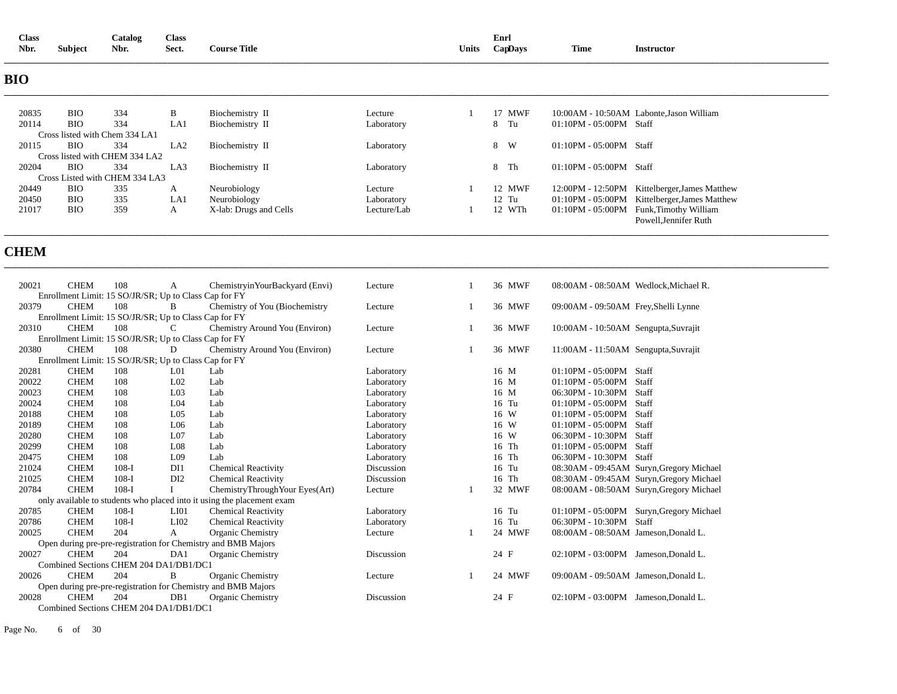| Class Nbr. | Subject | Catalog Nbr. | Class Sect. | Course Title | | Units | Enrl Cap | Days | Time | Instructor |
|---|---|---|---|---|---|---|---|---|---|---|

## BIO

| Class Nbr. | Subject | Catalog Nbr. | Class Sect. | Course Title | | Units | Enrl Cap | Days | Time | Instructor |
|---|---|---|---|---|---|---|---|---|---|---|
| 20835 | BIO | 334 | B | Biochemistry II | Lecture | 1 | 17 | MWF | 10:00AM - 10:50AM | Labonte,Jason William |
| 20114 | BIO | 334 | LA1 | Biochemistry II | Laboratory | | 8 | Tu | 01:10PM - 05:00PM | Staff |
| Cross listed with Chem 334 LA1 | | | | | | | | | | |
| 20115 | BIO | 334 | LA2 | Biochemistry II | Laboratory | | 8 | W | 01:10PM - 05:00PM | Staff |
| Cross listed with CHEM 334 LA2 | | | | | | | | | | |
| 20204 | BIO | 334 | LA3 | Biochemistry II | Laboratory | | 8 | Th | 01:10PM - 05:00PM | Staff |
| Cross Listed with CHEM 334 LA3 | | | | | | | | | | |
| 20449 | BIO | 335 | A | Neurobiology | Lecture | 1 | 12 | MWF | 12:00PM - 12:50PM | Kittelberger,James Matthew |
| 20450 | BIO | 335 | LA1 | Neurobiology | Laboratory | | 12 | Tu | 01:10PM - 05:00PM | Kittelberger,James Matthew |
| 21017 | BIO | 359 | A | X-lab: Drugs and Cells | Lecture/Lab | 1 | 12 | WTh | 01:10PM - 05:00PM | Funk,Timothy William<br>Powell,Jennifer Ruth |

## CHEM

| Class Nbr. | Subject | Catalog Nbr. | Class Sect. | Course Title | | Units | Enrl Cap | Days | Time | Instructor |
|---|---|---|---|---|---|---|---|---|---|---|
| 20021 | CHEM | 108 | A | ChemistryinYourBackyard (Envi) | Lecture | 1 | 36 | MWF | 08:00AM - 08:50AM | Wedlock,Michael R. |
| Enrollment Limit: 15 SO/JR/SR; Up to Class Cap for FY | | | | | | | | | | |
| 20379 | CHEM | 108 | B | Chemistry of You (Biochemistry | Lecture | 1 | 36 | MWF | 09:00AM - 09:50AM | Frey,Shelli Lynne |
| Enrollment Limit: 15 SO/JR/SR; Up to Class Cap for FY | | | | | | | | | | |
| 20310 | CHEM | 108 | C | Chemistry Around You (Environ) | Lecture | 1 | 36 | MWF | 10:00AM - 10:50AM | Sengupta,Suvrajit |
| Enrollment Limit: 15 SO/JR/SR; Up to Class Cap for FY | | | | | | | | | | |
| 20380 | CHEM | 108 | D | Chemistry Around You (Environ) | Lecture | 1 | 36 | MWF | 11:00AM - 11:50AM | Sengupta,Suvrajit |
| Enrollment Limit: 15 SO/JR/SR; Up to Class Cap for FY | | | | | | | | | | |
| 20281 | CHEM | 108 | L01 | Lab | Laboratory | | 16 | M | 01:10PM - 05:00PM | Staff |
| 20022 | CHEM | 108 | L02 | Lab | Laboratory | | 16 | M | 01:10PM - 05:00PM | Staff |
| 20023 | CHEM | 108 | L03 | Lab | Laboratory | | 16 | M | 06:30PM - 10:30PM | Staff |
| 20024 | CHEM | 108 | L04 | Lab | Laboratory | | 16 | Tu | 01:10PM - 05:00PM | Staff |
| 20188 | CHEM | 108 | L05 | Lab | Laboratory | | 16 | W | 01:10PM - 05:00PM | Staff |
| 20189 | CHEM | 108 | L06 | Lab | Laboratory | | 16 | W | 01:10PM - 05:00PM | Staff |
| 20280 | CHEM | 108 | L07 | Lab | Laboratory | | 16 | W | 06:30PM - 10:30PM | Staff |
| 20299 | CHEM | 108 | L08 | Lab | Laboratory | | 16 | Th | 01:10PM - 05:00PM | Staff |
| 20475 | CHEM | 108 | L09 | Lab | Laboratory | | 16 | Th | 06:30PM - 10:30PM | Staff |
| 21024 | CHEM | 108-I | DI1 | Chemical Reactivity | Discussion | | 16 | Tu | 08:30AM - 09:45AM | Suryn,Gregory Michael |
| 21025 | CHEM | 108-I | DI2 | Chemical Reactivity | Discussion | | 16 | Th | 08:30AM - 09:45AM | Suryn,Gregory Michael |
| 20784 | CHEM | 108-I | I | ChemistryThroughYour Eyes(Art) | Lecture | 1 | 32 | MWF | 08:00AM - 08:50AM | Suryn,Gregory Michael |
| only available to students who placed into it using the placement exam | | | | | | | | | | |
| 20785 | CHEM | 108-I | LI01 | Chemical Reactivity | Laboratory | | 16 | Tu | 01:10PM - 05:00PM | Suryn,Gregory Michael |
| 20786 | CHEM | 108-I | LI02 | Chemical Reactivity | Laboratory | | 16 | Tu | 06:30PM - 10:30PM | Staff |
| 20025 | CHEM | 204 | A | Organic Chemistry | Lecture | 1 | 24 | MWF | 08:00AM - 08:50AM | Jameson,Donald L. |
| Open during pre-pre-registration for Chemistry and BMB Majors | | | | | | | | | | |
| 20027 | CHEM | 204 | DA1 | Organic Chemistry | Discussion | | 24 | F | 02:10PM - 03:00PM | Jameson,Donald L. |
| Combined Sections CHEM 204 DA1/DB1/DC1 | | | | | | | | | | |
| 20026 | CHEM | 204 | B | Organic Chemistry | Lecture | 1 | 24 | MWF | 09:00AM - 09:50AM | Jameson,Donald L. |
| Open during pre-pre-registration for Chemistry and BMB Majors | | | | | | | | | | |
| 20028 | CHEM | 204 | DB1 | Organic Chemistry | Discussion | | 24 | F | 02:10PM - 03:00PM | Jameson,Donald L. |
| Combined Sections CHEM 204 DA1/DB1/DC1 | | | | | | | | | | |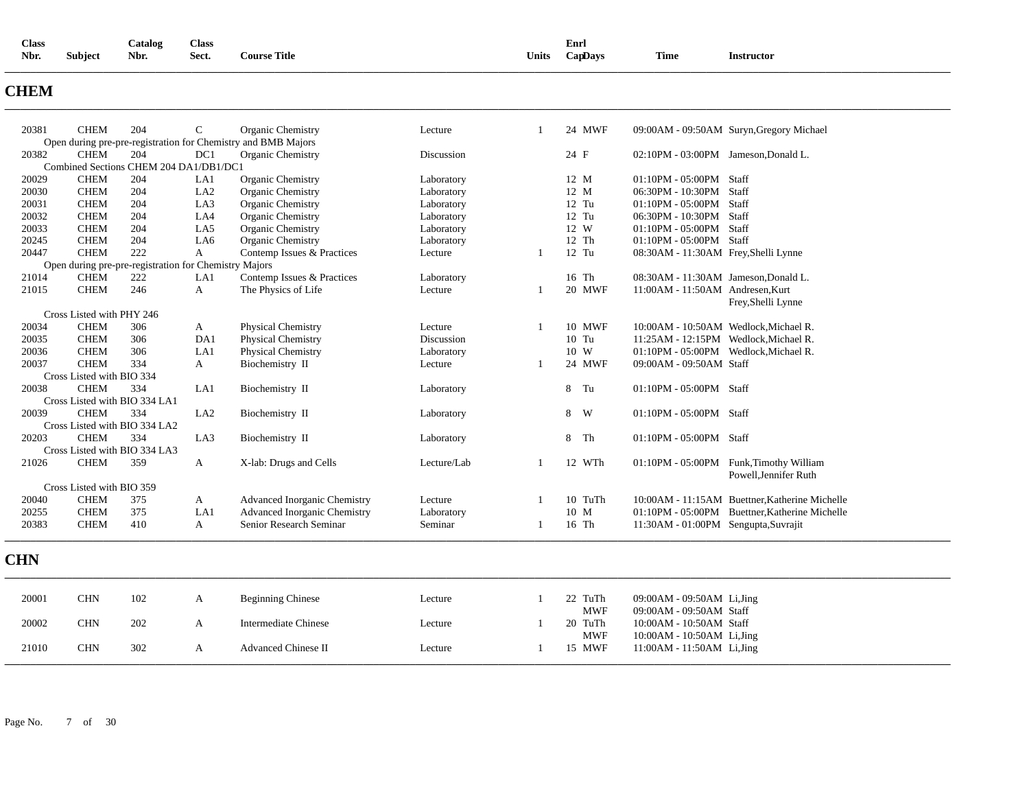| Class Nbr. | Subject | Catalog Nbr. | Class Sect. | Course Title | | Units | Enrl Cap | Days | Time | Instructor |
|---|---|---|---|---|---|---|---|---|---|---|

## CHEM

| Class Nbr. | Subject | Catalog Nbr. | Class Sect. | Course Title | | Units | Enrl Cap | Days | Time | Instructor |
|---|---|---|---|---|---|---|---|---|---|---|
| 20381 | CHEM | 204 | C | Organic Chemistry | Lecture | 1 | 24 | MWF | 09:00AM - 09:50AM | Suryn,Gregory Michael |
| Open during pre-pre-registration for Chemistry and BMB Majors | | | | | | | | | | |
| 20382 | CHEM | 204 | DC1 | Organic Chemistry | Discussion | | 24 | F | 02:10PM - 03:00PM | Jameson,Donald L. |
| Combined Sections CHEM 204 DA1/DB1/DC1 | | | | | | | | | | |
| 20029 | CHEM | 204 | LA1 | Organic Chemistry | Laboratory | | 12 | M | 01:10PM - 05:00PM | Staff |
| 20030 | CHEM | 204 | LA2 | Organic Chemistry | Laboratory | | 12 | M | 06:30PM - 10:30PM | Staff |
| 20031 | CHEM | 204 | LA3 | Organic Chemistry | Laboratory | | 12 | Tu | 01:10PM - 05:00PM | Staff |
| 20032 | CHEM | 204 | LA4 | Organic Chemistry | Laboratory | | 12 | Tu | 06:30PM - 10:30PM | Staff |
| 20033 | CHEM | 204 | LA5 | Organic Chemistry | Laboratory | | 12 | W | 01:10PM - 05:00PM | Staff |
| 20245 | CHEM | 204 | LA6 | Organic Chemistry | Laboratory | | 12 | Th | 01:10PM - 05:00PM | Staff |
| 20447 | CHEM | 222 | A | Contemp Issues & Practices | Lecture | 1 | 12 | Tu | 08:30AM - 11:30AM | Frey,Shelli Lynne |
| Open during pre-pre-registration for Chemistry Majors | | | | | | | | | | |
| 21014 | CHEM | 222 | LA1 | Contemp Issues & Practices | Laboratory | | 16 | Th | 08:30AM - 11:30AM | Jameson,Donald L. |
| 21015 | CHEM | 246 | A | The Physics of Life | Lecture | 1 | 20 | MWF | 11:00AM - 11:50AM | Andresen,Kurt<br>Frey,Shelli Lynne |
| Cross Listed with PHY 246 | | | | | | | | | | |
| 20034 | CHEM | 306 | A | Physical Chemistry | Lecture | 1 | 10 | MWF | 10:00AM - 10:50AM | Wedlock,Michael R. |
| 20035 | CHEM | 306 | DA1 | Physical Chemistry | Discussion | | 10 | Tu | 11:25AM - 12:15PM | Wedlock,Michael R. |
| 20036 | CHEM | 306 | LA1 | Physical Chemistry | Laboratory | | 10 | W | 01:10PM - 05:00PM | Wedlock,Michael R. |
| 20037 | CHEM | 334 | A | Biochemistry II | Lecture | 1 | 24 | MWF | 09:00AM - 09:50AM | Staff |
| Cross Listed with BIO 334 | | | | | | | | | | |
| 20038 | CHEM | 334 | LA1 | Biochemistry II | Laboratory | | 8 | Tu | 01:10PM - 05:00PM | Staff |
| Cross Listed with BIO 334 LA1 | | | | | | | | | | |
| 20039 | CHEM | 334 | LA2 | Biochemistry II | Laboratory | | 8 | W | 01:10PM - 05:00PM | Staff |
| Cross Listed with BIO 334 LA2 | | | | | | | | | | |
| 20203 | CHEM | 334 | LA3 | Biochemistry II | Laboratory | | 8 | Th | 01:10PM - 05:00PM | Staff |
| Cross Listed with BIO 334 LA3 | | | | | | | | | | |
| 21026 | CHEM | 359 | A | X-lab: Drugs and Cells | Lecture/Lab | 1 | 12 | WTh | 01:10PM - 05:00PM | Funk,Timothy William<br>Powell,Jennifer Ruth |
| Cross Listed with BIO 359 | | | | | | | | | | |
| 20040 | CHEM | 375 | A | Advanced Inorganic Chemistry | Lecture | 1 | 10 | TuTh | 10:00AM - 11:15AM | Buettner,Katherine Michelle |
| 20255 | CHEM | 375 | LA1 | Advanced Inorganic Chemistry | Laboratory | | 10 | M | 01:10PM - 05:00PM | Buettner,Katherine Michelle |
| 20383 | CHEM | 410 | A | Senior Research Seminar | Seminar | 1 | 16 | Th | 11:30AM - 01:00PM | Sengupta,Suvrajit |

## CHN

| Class Nbr. | Subject | Catalog Nbr. | Class Sect. | Course Title | | Units | Enrl Cap | Days | Time | Instructor |
|---|---|---|---|---|---|---|---|---|---|---|
| 20001 | CHN | 102 | A | Beginning Chinese | Lecture | 1 | 22 | TuTh<br>MWF | 09:00AM - 09:50AM<br>09:00AM - 09:50AM | Li,Jing<br>Staff |
| 20002 | CHN | 202 | A | Intermediate Chinese | Lecture | 1 | 20 | TuTh<br>MWF | 10:00AM - 10:50AM<br>10:00AM - 10:50AM | Staff<br>Li,Jing |
| 21010 | CHN | 302 | A | Advanced Chinese II | Lecture | 1 | 15 | MWF | 11:00AM - 11:50AM | Li,Jing |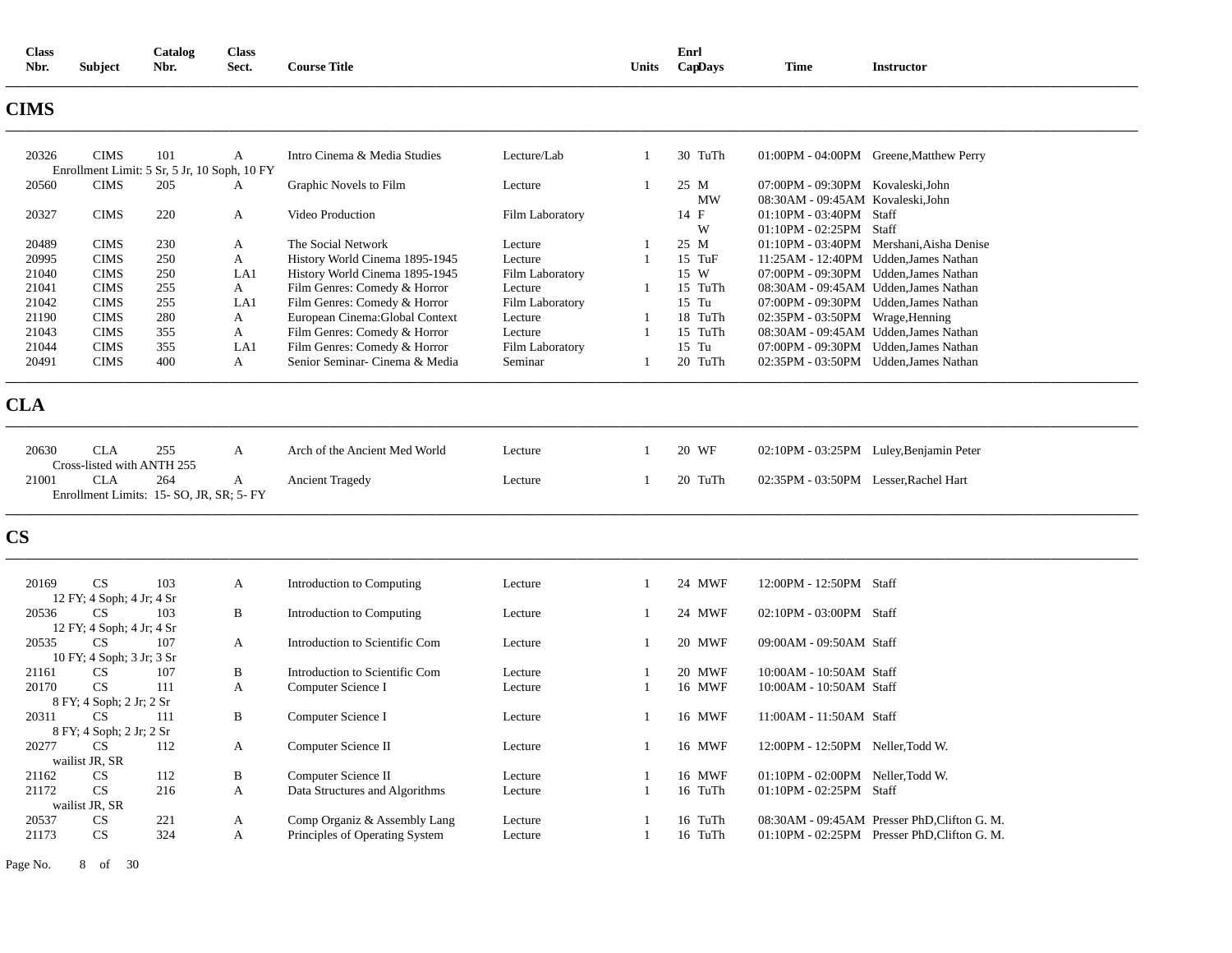| Class Nbr. | Subject | Catalog Nbr. | Class Sect. | Course Title | | Units | Enrl Cap | Days | Time | Instructor |
|---|---|---|---|---|---|---|---|---|---|---|

## CIMS

| Class Nbr. | Subject | Catalog Nbr. | Class Sect. | Course Title | | Units | Enrl Cap | Days | Time | Instructor |
|---|---|---|---|---|---|---|---|---|---|---|
| 20326 | CIMS | 101 | A | Intro Cinema & Media Studies | Lecture/Lab | 1 | 30 | TuTh | 01:00PM - 04:00PM | Greene,Matthew Perry |
| Enrollment Limit: 5 Sr, 5 Jr, 10 Soph, 10 FY | | | | | | | | | | |
| 20560 | CIMS | 205 | A | Graphic Novels to Film | Lecture | 1 | 25 | M | 07:00PM - 09:30PM | Kovaleski,John |
| | | | | | | | | MW | 08:30AM - 09:45AM | Kovaleski,John |
| 20327 | CIMS | 220 | A | Video Production | Film Laboratory | | 14 | F | 01:10PM - 03:40PM | Staff |
| | | | | | | | | W | 01:10PM - 02:25PM | Staff |
| 20489 | CIMS | 230 | A | The Social Network | Lecture | 1 | 25 | M | 01:10PM - 03:40PM | Mershani,Aisha Denise |
| 20995 | CIMS | 250 | A | History World Cinema 1895-1945 | Lecture | 1 | 15 | TuF | 11:25AM - 12:40PM | Udden,James Nathan |
| 21040 | CIMS | 250 | LA1 | History World Cinema 1895-1945 | Film Laboratory | | 15 | W | 07:00PM - 09:30PM | Udden,James Nathan |
| 21041 | CIMS | 255 | A | Film Genres: Comedy & Horror | Lecture | 1 | 15 | TuTh | 08:30AM - 09:45AM | Udden,James Nathan |
| 21042 | CIMS | 255 | LA1 | Film Genres: Comedy & Horror | Film Laboratory | | 15 | Tu | 07:00PM - 09:30PM | Udden,James Nathan |
| 21190 | CIMS | 280 | A | European Cinema:Global Context | Lecture | 1 | 18 | TuTh | 02:35PM - 03:50PM | Wrage,Henning |
| 21043 | CIMS | 355 | A | Film Genres: Comedy & Horror | Lecture | 1 | 15 | TuTh | 08:30AM - 09:45AM | Udden,James Nathan |
| 21044 | CIMS | 355 | LA1 | Film Genres: Comedy & Horror | Film Laboratory | | 15 | Tu | 07:00PM - 09:30PM | Udden,James Nathan |
| 20491 | CIMS | 400 | A | Senior Seminar- Cinema & Media | Seminar | 1 | 20 | TuTh | 02:35PM - 03:50PM | Udden,James Nathan |

## CLA

| Class Nbr. | Subject | Catalog Nbr. | Class Sect. | Course Title | | Units | Enrl Cap | Days | Time | Instructor |
|---|---|---|---|---|---|---|---|---|---|---|
| 20630 | CLA | 255 | A | Arch of the Ancient Med World | Lecture | 1 | 20 | WF | 02:10PM - 03:25PM | Luley,Benjamin Peter |
| Cross-listed with ANTH 255 | | | | | | | | | | |
| 21001 | CLA | 264 | A | Ancient Tragedy | Lecture | 1 | 20 | TuTh | 02:35PM - 03:50PM | Lesser,Rachel Hart |
| Enrollment Limits: 15- SO, JR, SR; 5- FY | | | | | | | | | | |

## CS

| Class Nbr. | Subject | Catalog Nbr. | Class Sect. | Course Title | | Units | Enrl Cap | Days | Time | Instructor |
|---|---|---|---|---|---|---|---|---|---|---|
| 20169 | CS | 103 | A | Introduction to Computing | Lecture | 1 | 24 | MWF | 12:00PM - 12:50PM | Staff |
| 12 FY; 4 Soph; 4 Jr; 4 Sr | | | | | | | | | | |
| 20536 | CS | 103 | B | Introduction to Computing | Lecture | 1 | 24 | MWF | 02:10PM - 03:00PM | Staff |
| 12 FY; 4 Soph; 4 Jr; 4 Sr | | | | | | | | | | |
| 20535 | CS | 107 | A | Introduction to Scientific Com | Lecture | 1 | 20 | MWF | 09:00AM - 09:50AM | Staff |
| 10 FY; 4 Soph; 3 Jr; 3 Sr | | | | | | | | | | |
| 21161 | CS | 107 | B | Introduction to Scientific Com | Lecture | 1 | 20 | MWF | 10:00AM - 10:50AM | Staff |
| 20170 | CS | 111 | A | Computer Science I | Lecture | 1 | 16 | MWF | 10:00AM - 10:50AM | Staff |
| 8 FY; 4 Soph; 2 Jr; 2 Sr | | | | | | | | | | |
| 20311 | CS | 111 | B | Computer Science I | Lecture | 1 | 16 | MWF | 11:00AM - 11:50AM | Staff |
| 8 FY; 4 Soph; 2 Jr; 2 Sr | | | | | | | | | | |
| 20277 | CS | 112 | A | Computer Science II | Lecture | 1 | 16 | MWF | 12:00PM - 12:50PM | Neller,Todd W. |
| wailist JR, SR | | | | | | | | | | |
| 21162 | CS | 112 | B | Computer Science II | Lecture | 1 | 16 | MWF | 01:10PM - 02:00PM | Neller,Todd W. |
| 21172 | CS | 216 | A | Data Structures and Algorithms | Lecture | 1 | 16 | TuTh | 01:10PM - 02:25PM | Staff |
| wailist JR, SR | | | | | | | | | | |
| 20537 | CS | 221 | A | Comp Organiz & Assembly Lang | Lecture | 1 | 16 | TuTh | 08:30AM - 09:45AM | Presser PhD,Clifton G. M. |
| 21173 | CS | 324 | A | Principles of Operating System | Lecture | 1 | 16 | TuTh | 01:10PM - 02:25PM | Presser PhD,Clifton G. M. |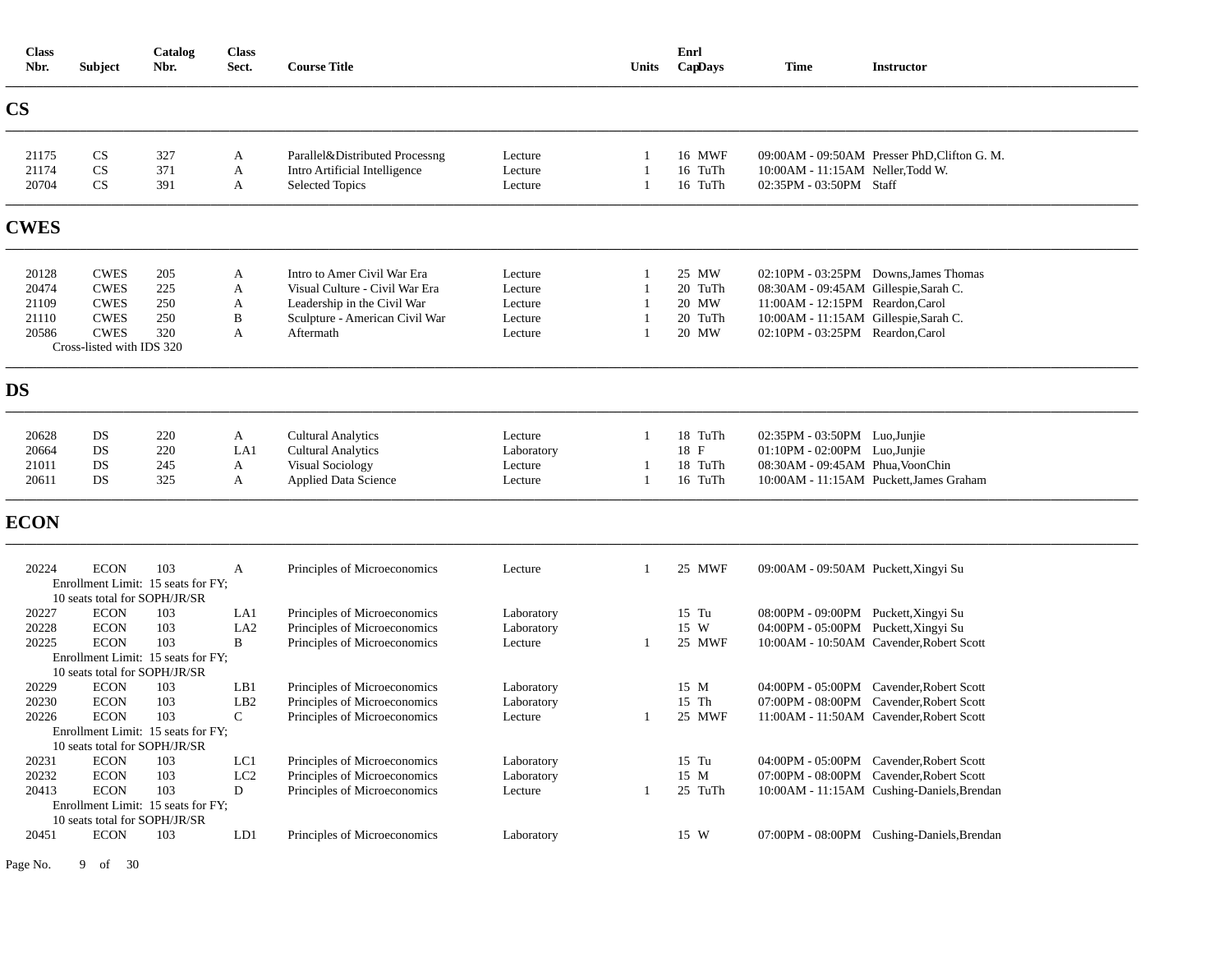| Class Nbr. | Subject | Catalog Nbr. | Class Sect. | Course Title | | Units | Enrl Cap | Days | Time | Instructor |
|---|---|---|---|---|---|---|---|---|---|---|

## CS

| Class Nbr. | Subject | Catalog Nbr. | Class Sect. | Course Title | | Units | Enrl Cap | Days | Time | Instructor |
|---|---|---|---|---|---|---|---|---|---|---|
| 21175 | CS | 327 | A | Parallel&Distributed Processng | Lecture | 1 | 16 | MWF | 09:00AM - 09:50AM | Presser PhD,Clifton G. M. |
| 21174 | CS | 371 | A | Intro Artificial Intelligence | Lecture | 1 | 16 | TuTh | 10:00AM - 11:15AM | Neller,Todd W. |
| 20704 | CS | 391 | A | Selected Topics | Lecture | 1 | 16 | TuTh | 02:35PM - 03:50PM | Staff |

## CWES

| Class Nbr. | Subject | Catalog Nbr. | Class Sect. | Course Title | | Units | Enrl Cap | Days | Time | Instructor |
|---|---|---|---|---|---|---|---|---|---|---|
| 20128 | CWES | 205 | A | Intro to Amer Civil War Era | Lecture | 1 | 25 | MW | 02:10PM - 03:25PM | Downs,James Thomas |
| 20474 | CWES | 225 | A | Visual Culture - Civil War Era | Lecture | 1 | 20 | TuTh | 08:30AM - 09:45AM | Gillespie,Sarah C. |
| 21109 | CWES | 250 | A | Leadership in the Civil War | Lecture | 1 | 20 | MW | 11:00AM - 12:15PM | Reardon,Carol |
| 21110 | CWES | 250 | B | Sculpture - American Civil War | Lecture | 1 | 20 | TuTh | 10:00AM - 11:15AM | Gillespie,Sarah C. |
| 20586 | CWES | 320 | A | Aftermath | Lecture | 1 | 20 | MW | 02:10PM - 03:25PM | Reardon,Carol |

Cross-listed with IDS 320

## DS

| Class Nbr. | Subject | Catalog Nbr. | Class Sect. | Course Title | | Units | Enrl Cap | Days | Time | Instructor |
|---|---|---|---|---|---|---|---|---|---|---|
| 20628 | DS | 220 | A | Cultural Analytics | Lecture | 1 | 18 | TuTh | 02:35PM - 03:50PM | Luo,Junjie |
| 20664 | DS | 220 | LA1 | Cultural Analytics | Laboratory | | 18 | F | 01:10PM - 02:00PM | Luo,Junjie |
| 21011 | DS | 245 | A | Visual Sociology | Lecture | 1 | 18 | TuTh | 08:30AM - 09:45AM | Phua,VoonChin |
| 20611 | DS | 325 | A | Applied Data Science | Lecture | 1 | 16 | TuTh | 10:00AM - 11:15AM | Puckett,James Graham |

## ECON

| Class Nbr. | Subject | Catalog Nbr. | Class Sect. | Course Title | | Units | Enrl Cap | Days | Time | Instructor |
|---|---|---|---|---|---|---|---|---|---|---|
| 20224 | ECON | 103 | A | Principles of Microeconomics | Lecture | 1 | 25 | MWF | 09:00AM - 09:50AM | Puckett,Xingyi Su |
| | Enrollment Limit: 15 seats for FY; 10 seats total for SOPH/JR/SR | | | | | | | | | |
| 20227 | ECON | 103 | LA1 | Principles of Microeconomics | Laboratory | | 15 | Tu | 08:00PM - 09:00PM | Puckett,Xingyi Su |
| 20228 | ECON | 103 | LA2 | Principles of Microeconomics | Laboratory | | 15 | W | 04:00PM - 05:00PM | Puckett,Xingyi Su |
| 20225 | ECON | 103 | B | Principles of Microeconomics | Lecture | 1 | 25 | MWF | 10:00AM - 10:50AM | Cavender,Robert Scott |
| | Enrollment Limit: 15 seats for FY; 10 seats total for SOPH/JR/SR | | | | | | | | | |
| 20229 | ECON | 103 | LB1 | Principles of Microeconomics | Laboratory | | 15 | M | 04:00PM - 05:00PM | Cavender,Robert Scott |
| 20230 | ECON | 103 | LB2 | Principles of Microeconomics | Laboratory | | 15 | Th | 07:00PM - 08:00PM | Cavender,Robert Scott |
| 20226 | ECON | 103 | C | Principles of Microeconomics | Lecture | 1 | 25 | MWF | 11:00AM - 11:50AM | Cavender,Robert Scott |
| | Enrollment Limit: 15 seats for FY; 10 seats total for SOPH/JR/SR | | | | | | | | | |
| 20231 | ECON | 103 | LC1 | Principles of Microeconomics | Laboratory | | 15 | Tu | 04:00PM - 05:00PM | Cavender,Robert Scott |
| 20232 | ECON | 103 | LC2 | Principles of Microeconomics | Laboratory | | 15 | M | 07:00PM - 08:00PM | Cavender,Robert Scott |
| 20413 | ECON | 103 | D | Principles of Microeconomics | Lecture | 1 | 25 | TuTh | 10:00AM - 11:15AM | Cushing-Daniels,Brendan |
| | Enrollment Limit: 15 seats for FY; 10 seats total for SOPH/JR/SR | | | | | | | | | |
| 20451 | ECON | 103 | LD1 | Principles of Microeconomics | Laboratory | | 15 | W | 07:00PM - 08:00PM | Cushing-Daniels,Brendan |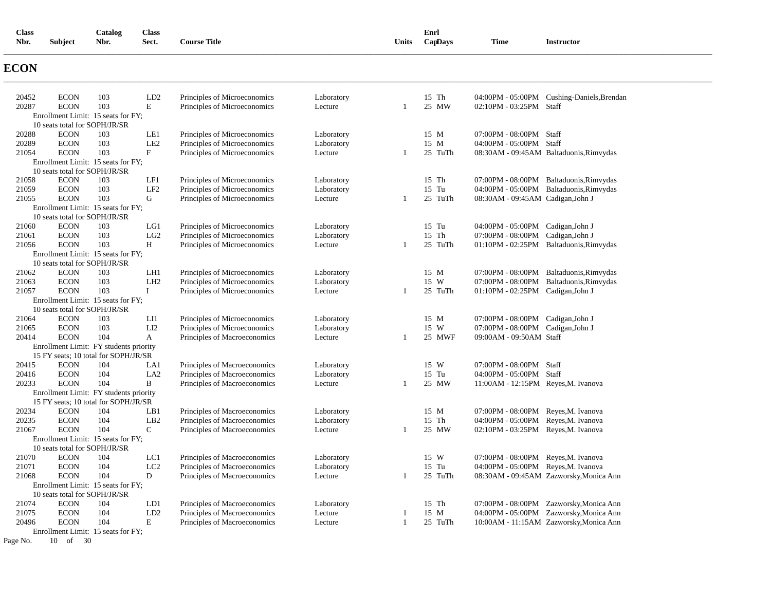# ECON

| Class Nbr. | Subject | Catalog Nbr. | Class Sect. | Course Title | | Units | Enrl Cap | Days | Time | Instructor |
|---|---|---|---|---|---|---|---|---|---|---|
| 20452 | ECON | 103 | LD2 | Principles of Microeconomics | Laboratory | | 15 | Th | 04:00PM - 05:00PM | Cushing-Daniels,Brendan |
| 20287 | ECON | 103 | E | Principles of Microeconomics | Lecture | 1 | 25 | MW | 02:10PM - 03:25PM | Staff |
| | Enrollment Limit: 15 seats for FY; 10 seats total for SOPH/JR/SR | | | | | | | | | |
| 20288 | ECON | 103 | LE1 | Principles of Microeconomics | Laboratory | | 15 | M | 07:00PM - 08:00PM | Staff |
| 20289 | ECON | 103 | LE2 | Principles of Microeconomics | Laboratory | | 15 | M | 04:00PM - 05:00PM | Staff |
| 21054 | ECON | 103 | F | Principles of Microeconomics | Lecture | 1 | 25 | TuTh | 08:30AM - 09:45AM | Baltaduonis,Rimvydas |
| | Enrollment Limit: 15 seats for FY; 10 seats total for SOPH/JR/SR | | | | | | | | | |
| 21058 | ECON | 103 | LF1 | Principles of Microeconomics | Laboratory | | 15 | Th | 07:00PM - 08:00PM | Baltaduonis,Rimvydas |
| 21059 | ECON | 103 | LF2 | Principles of Microeconomics | Laboratory | | 15 | Tu | 04:00PM - 05:00PM | Baltaduonis,Rimvydas |
| 21055 | ECON | 103 | G | Principles of Microeconomics | Lecture | 1 | 25 | TuTh | 08:30AM - 09:45AM | Cadigan,John J |
| | Enrollment Limit: 15 seats for FY; 10 seats total for SOPH/JR/SR | | | | | | | | | |
| 21060 | ECON | 103 | LG1 | Principles of Microeconomics | Laboratory | | 15 | Tu | 04:00PM - 05:00PM | Cadigan,John J |
| 21061 | ECON | 103 | LG2 | Principles of Microeconomics | Laboratory | | 15 | Th | 07:00PM - 08:00PM | Cadigan,John J |
| 21056 | ECON | 103 | H | Principles of Microeconomics | Lecture | 1 | 25 | TuTh | 01:10PM - 02:25PM | Baltaduonis,Rimvydas |
| | Enrollment Limit: 15 seats for FY; 10 seats total for SOPH/JR/SR | | | | | | | | | |
| 21062 | ECON | 103 | LH1 | Principles of Microeconomics | Laboratory | | 15 | M | 07:00PM - 08:00PM | Baltaduonis,Rimvydas |
| 21063 | ECON | 103 | LH2 | Principles of Microeconomics | Laboratory | | 15 | W | 07:00PM - 08:00PM | Baltaduonis,Rimvydas |
| 21057 | ECON | 103 | I | Principles of Microeconomics | Lecture | 1 | 25 | TuTh | 01:10PM - 02:25PM | Cadigan,John J |
| | Enrollment Limit: 15 seats for FY; 10 seats total for SOPH/JR/SR | | | | | | | | | |
| 21064 | ECON | 103 | LI1 | Principles of Microeconomics | Laboratory | | 15 | M | 07:00PM - 08:00PM | Cadigan,John J |
| 21065 | ECON | 103 | LI2 | Principles of Microeconomics | Laboratory | | 15 | W | 07:00PM - 08:00PM | Cadigan,John J |
| 20414 | ECON | 104 | A | Principles of Macroeconomics | Lecture | 1 | 25 | MWF | 09:00AM - 09:50AM | Staff |
| | Enrollment Limit: FY students priority 15 FY seats; 10 total for SOPH/JR/SR | | | | | | | | | |
| 20415 | ECON | 104 | LA1 | Principles of Macroeconomics | Laboratory | | 15 | W | 07:00PM - 08:00PM | Staff |
| 20416 | ECON | 104 | LA2 | Principles of Macroeconomics | Laboratory | | 15 | Tu | 04:00PM - 05:00PM | Staff |
| 20233 | ECON | 104 | B | Principles of Macroeconomics | Lecture | 1 | 25 | MW | 11:00AM - 12:15PM | Reyes,M. Ivanova |
| | Enrollment Limit: FY students priority 15 FY seats; 10 total for SOPH/JR/SR | | | | | | | | | |
| 20234 | ECON | 104 | LB1 | Principles of Macroeconomics | Laboratory | | 15 | M | 07:00PM - 08:00PM | Reyes,M. Ivanova |
| 20235 | ECON | 104 | LB2 | Principles of Macroeconomics | Laboratory | | 15 | Th | 04:00PM - 05:00PM | Reyes,M. Ivanova |
| 21067 | ECON | 104 | C | Principles of Macroeconomics | Lecture | 1 | 25 | MW | 02:10PM - 03:25PM | Reyes,M. Ivanova |
| | Enrollment Limit: 15 seats for FY; 10 seats total for SOPH/JR/SR | | | | | | | | | |
| 21070 | ECON | 104 | LC1 | Principles of Macroeconomics | Laboratory | | 15 | W | 07:00PM - 08:00PM | Reyes,M. Ivanova |
| 21071 | ECON | 104 | LC2 | Principles of Macroeconomics | Laboratory | | 15 | Tu | 04:00PM - 05:00PM | Reyes,M. Ivanova |
| 21068 | ECON | 104 | D | Principles of Macroeconomics | Lecture | 1 | 25 | TuTh | 08:30AM - 09:45AM | Zazworsky,Monica Ann |
| | Enrollment Limit: 15 seats for FY; 10 seats total for SOPH/JR/SR | | | | | | | | | |
| 21074 | ECON | 104 | LD1 | Principles of Macroeconomics | Laboratory | | 15 | Th | 07:00PM - 08:00PM | Zazworsky,Monica Ann |
| 21075 | ECON | 104 | LD2 | Principles of Macroeconomics | Lecture | 1 | 15 | M | 04:00PM - 05:00PM | Zazworsky,Monica Ann |
| 20496 | ECON | 104 | E | Principles of Macroeconomics | Lecture | 1 | 25 | TuTh | 10:00AM - 11:15AM | Zazworsky,Monica Ann |
| | Enrollment Limit: 15 seats for FY; | | | | | | | | | |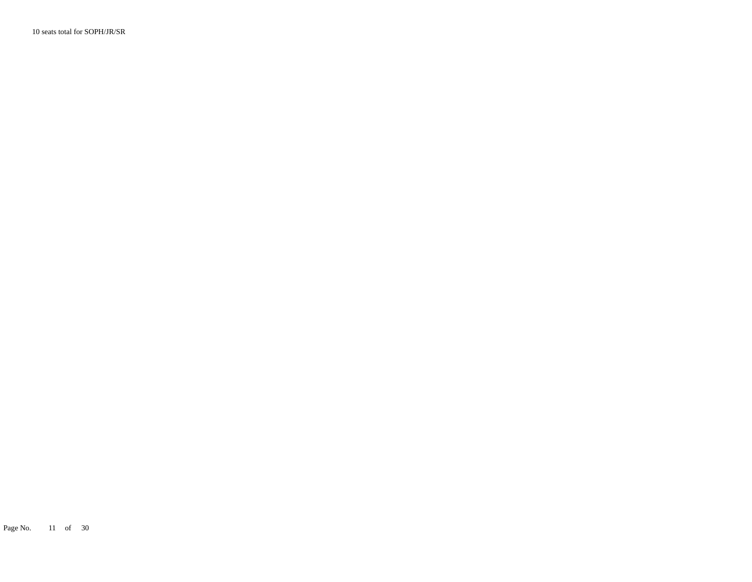10 seats total for SOPH/JR/SR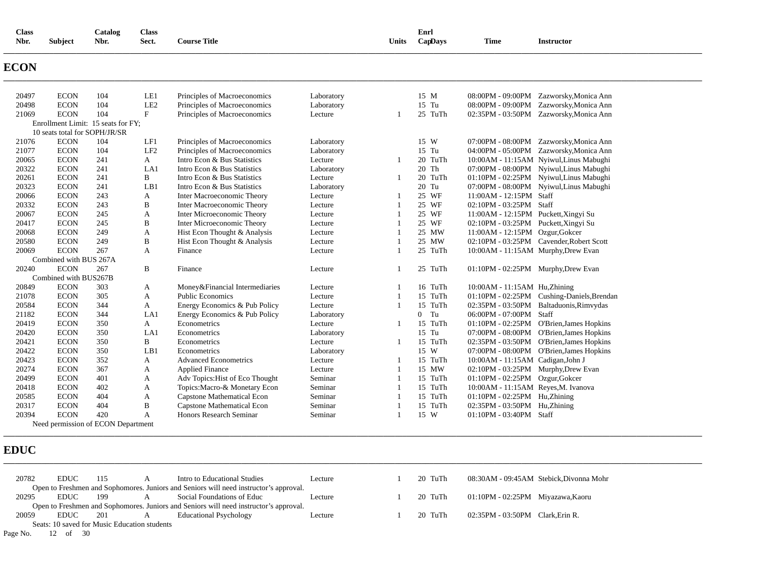| Class Nbr. | Subject | Catalog Nbr. | Class Sect. | Course Title | | Units | Enrl Cap | Days | Time | Instructor |
|---|---|---|---|---|---|---|---|---|---|---|

## ECON

| Class Nbr. | Subject | Catalog Nbr. | Class Sect. | Course Title | | Units | Enrl Cap | Days | Time | Instructor |
|---|---|---|---|---|---|---|---|---|---|---|
| 20497 | ECON | 104 | LE1 | Principles of Macroeconomics | Laboratory | | 15 | M | 08:00PM - 09:00PM | Zazworsky,Monica Ann |
| 20498 | ECON | 104 | LE2 | Principles of Macroeconomics | Laboratory | | 15 | Tu | 08:00PM - 09:00PM | Zazworsky,Monica Ann |
| 21069 | ECON | 104 | F | Principles of Macroeconomics | Lecture | 1 | 25 | TuTh | 02:35PM - 03:50PM | Zazworsky,Monica Ann |
| Enrollment Limit: 15 seats for FY; 10 seats total for SOPH/JR/SR | | | | | | | | | | |
| 21076 | ECON | 104 | LF1 | Principles of Macroeconomics | Laboratory | | 15 | W | 07:00PM - 08:00PM | Zazworsky,Monica Ann |
| 21077 | ECON | 104 | LF2 | Principles of Macroeconomics | Laboratory | | 15 | Tu | 04:00PM - 05:00PM | Zazworsky,Monica Ann |
| 20065 | ECON | 241 | A | Intro Econ & Bus Statistics | Lecture | 1 | 20 | TuTh | 10:00AM - 11:15AM | Nyiwul,Linus Mabughi |
| 20322 | ECON | 241 | LA1 | Intro Econ & Bus Statistics | Laboratory | | 20 | Th | 07:00PM - 08:00PM | Nyiwul,Linus Mabughi |
| 20261 | ECON | 241 | B | Intro Econ & Bus Statistics | Lecture | 1 | 20 | TuTh | 01:10PM - 02:25PM | Nyiwul,Linus Mabughi |
| 20323 | ECON | 241 | LB1 | Intro Econ & Bus Statistics | Laboratory | | 20 | Tu | 07:00PM - 08:00PM | Nyiwul,Linus Mabughi |
| 20066 | ECON | 243 | A | Inter Macroeconomic Theory | Lecture | 1 | 25 | WF | 11:00AM - 12:15PM | Staff |
| 20332 | ECON | 243 | B | Inter Macroeconomic Theory | Lecture | 1 | 25 | WF | 02:10PM - 03:25PM | Staff |
| 20067 | ECON | 245 | A | Inter Microeconomic Theory | Lecture | 1 | 25 | WF | 11:00AM - 12:15PM | Puckett,Xingyi Su |
| 20417 | ECON | 245 | B | Inter Microeconomic Theory | Lecture | 1 | 25 | WF | 02:10PM - 03:25PM | Puckett,Xingyi Su |
| 20068 | ECON | 249 | A | Hist Econ Thought & Analysis | Lecture | 1 | 25 | MW | 11:00AM - 12:15PM | Ozgur,Gokcer |
| 20580 | ECON | 249 | B | Hist Econ Thought & Analysis | Lecture | 1 | 25 | MW | 02:10PM - 03:25PM | Cavender,Robert Scott |
| 20069 | ECON | 267 | A | Finance | Lecture | 1 | 25 | TuTh | 10:00AM - 11:15AM | Murphy,Drew Evan |
| Combined with BUS 267A | | | | | | | | | | |
| 20240 | ECON | 267 | B | Finance | Lecture | 1 | 25 | TuTh | 01:10PM - 02:25PM | Murphy,Drew Evan |
| Combined with BUS267B | | | | | | | | | | |
| 20849 | ECON | 303 | A | Money&Financial Intermediaries | Lecture | 1 | 16 | TuTh | 10:00AM - 11:15AM | Hu,Zhining |
| 21078 | ECON | 305 | A | Public Economics | Lecture | 1 | 15 | TuTh | 01:10PM - 02:25PM | Cushing-Daniels,Brendan |
| 20584 | ECON | 344 | A | Energy Economics & Pub Policy | Lecture | 1 | 15 | TuTh | 02:35PM - 03:50PM | Baltaduonis,Rimvydas |
| 21182 | ECON | 344 | LA1 | Energy Economics & Pub Policy | Laboratory | | 0 | Tu | 06:00PM - 07:00PM | Staff |
| 20419 | ECON | 350 | A | Econometrics | Lecture | 1 | 15 | TuTh | 01:10PM - 02:25PM | O'Brien,James Hopkins |
| 20420 | ECON | 350 | LA1 | Econometrics | Laboratory | | 15 | Tu | 07:00PM - 08:00PM | O'Brien,James Hopkins |
| 20421 | ECON | 350 | B | Econometrics | Lecture | 1 | 15 | TuTh | 02:35PM - 03:50PM | O'Brien,James Hopkins |
| 20422 | ECON | 350 | LB1 | Econometrics | Laboratory | | 15 | W | 07:00PM - 08:00PM | O'Brien,James Hopkins |
| 20423 | ECON | 352 | A | Advanced Econometrics | Lecture | 1 | 15 | TuTh | 10:00AM - 11:15AM | Cadigan,John J |
| 20274 | ECON | 367 | A | Applied Finance | Lecture | 1 | 15 | MW | 02:10PM - 03:25PM | Murphy,Drew Evan |
| 20499 | ECON | 401 | A | Adv Topics:Hist of Eco Thought | Seminar | 1 | 15 | TuTh | 01:10PM - 02:25PM | Ozgur,Gokcer |
| 20418 | ECON | 402 | A | Topics:Macro-& Monetary Econ | Seminar | 1 | 15 | TuTh | 10:00AM - 11:15AM | Reyes,M. Ivanova |
| 20585 | ECON | 404 | A | Capstone Mathematical Econ | Seminar | 1 | 15 | TuTh | 01:10PM - 02:25PM | Hu,Zhining |
| 20317 | ECON | 404 | B | Capstone Mathematical Econ | Seminar | 1 | 15 | TuTh | 02:35PM - 03:50PM | Hu,Zhining |
| 20394 | ECON | 420 | A | Honors Research Seminar | Seminar | 1 | 15 | W | 01:10PM - 03:40PM | Staff |
| Need permission of ECON Department | | | | | | | | | | |

## EDUC

| Class Nbr. | Subject | Catalog Nbr. | Class Sect. | Course Title | | Units | Enrl Cap | Days | Time | Instructor |
|---|---|---|---|---|---|---|---|---|---|---|
| 20782 | EDUC | 115 | A | Intro to Educational Studies | Lecture | 1 | 20 | TuTh | 08:30AM - 09:45AM | Stebick,Divonna Mohr |
| Open to Freshmen and Sophomores. Juniors and Seniors will need instructor's approval. | | | | | | | | | | |
| 20295 | EDUC | 199 | A | Social Foundations of Educ | Lecture | 1 | 20 | TuTh | 01:10PM - 02:25PM | Miyazawa,Kaoru |
| Open to Freshmen and Sophomores. Juniors and Seniors will need instructor's approval. | | | | | | | | | | |
| 20059 | EDUC | 201 | A | Educational Psychology | Lecture | 1 | 20 | TuTh | 02:35PM - 03:50PM | Clark,Erin R. |
| Seats: 10 saved for Music Education students | | | | | | | | | | |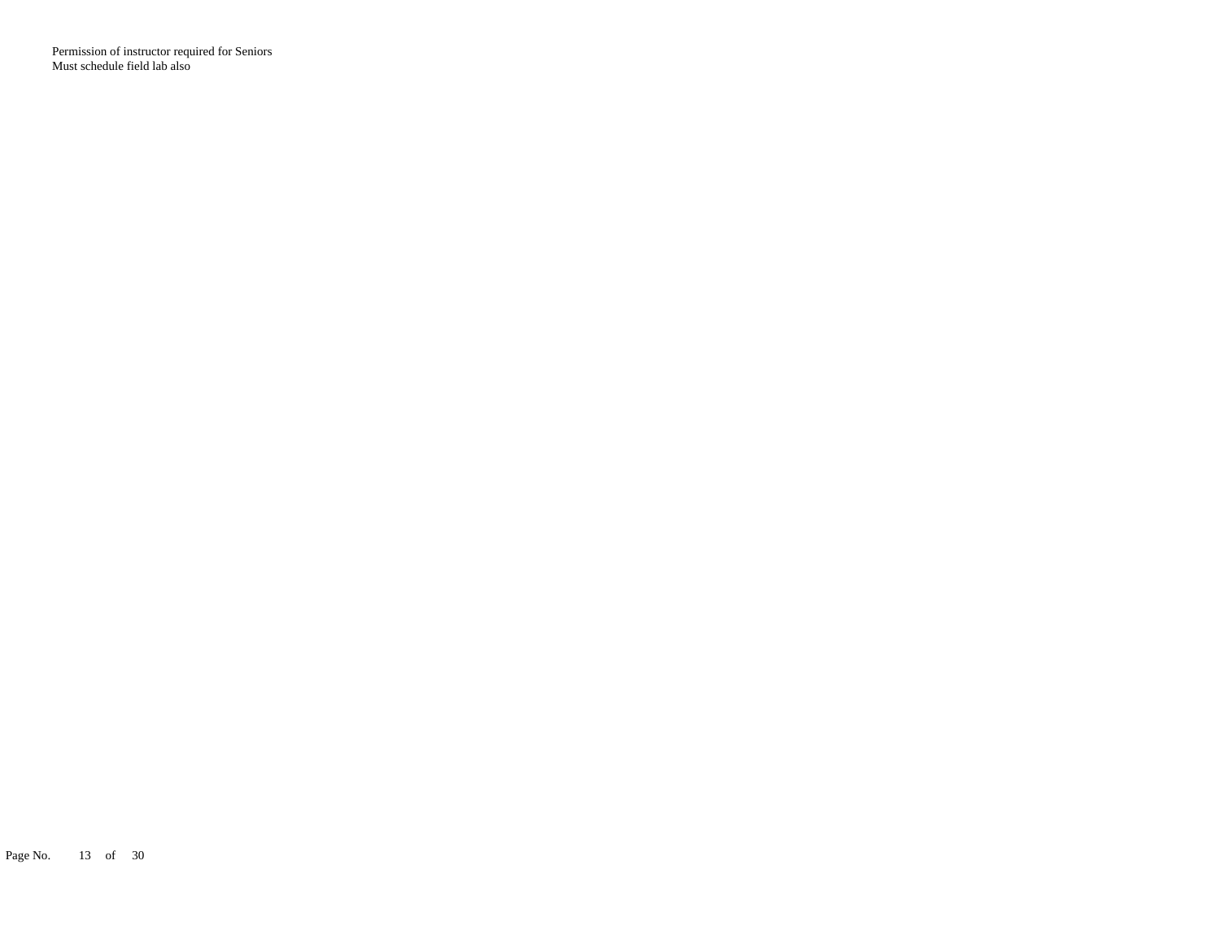Permission of instructor required for Seniors
Must schedule field lab also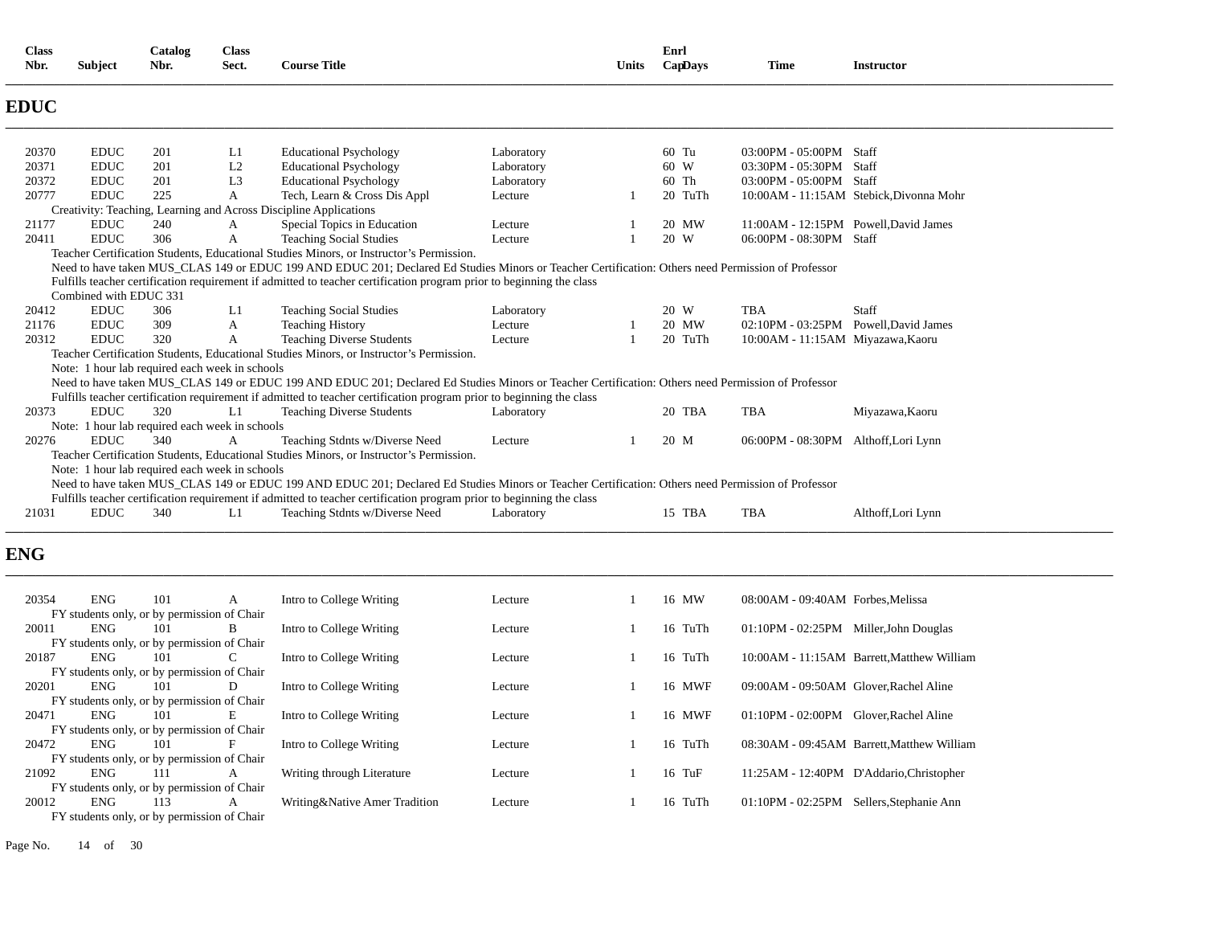| Class Nbr. | Subject | Catalog Nbr. | Class Sect. | Course Title | | Units | Enrl Cap | Days | Time | Instructor |
|---|---|---|---|---|---|---|---|---|---|---|

## EDUC

| Class Nbr. | Subject | Catalog Nbr. | Class Sect. | Course Title | | Units | Enrl Cap | Days | Time | Instructor |
|---|---|---|---|---|---|---|---|---|---|---|
| 20370 | EDUC | 201 | L1 | Educational Psychology | Laboratory | | 60 | Tu | 03:00PM - 05:00PM | Staff |
| 20371 | EDUC | 201 | L2 | Educational Psychology | Laboratory | | 60 | W | 03:30PM - 05:30PM | Staff |
| 20372 | EDUC | 201 | L3 | Educational Psychology | Laboratory | | 60 | Th | 03:00PM - 05:00PM | Staff |
| 20777 | EDUC | 225 | A | Tech, Learn & Cross Dis Appl | Lecture | 1 | 20 | TuTh | 10:00AM - 11:15AM | Stebick,Divonna Mohr |
| Creativity: Teaching, Learning and Across Discipline Applications | | | | | | | | | | |
| 21177 | EDUC | 240 | A | Special Topics in Education | Lecture | 1 | 20 | MW | 11:00AM - 12:15PM | Powell,David James |
| 20411 | EDUC | 306 | A | Teaching Social Studies | Lecture | 1 | 20 | W | 06:00PM - 08:30PM | Staff |
| Teacher Certification Students, Educational Studies Minors, or Instructor's Permission. | | | | | | | | | | |
| Need to have taken MUS_CLAS 149 or EDUC 199 AND EDUC 201; Declared Ed Studies Minors or Teacher Certification: Others need Permission of Professor | | | | | | | | | | |
| Fulfills teacher certification requirement if admitted to teacher certification program prior to beginning the class | | | | | | | | | | |
| Combined with EDUC 331 | | | | | | | | | | |
| 20412 | EDUC | 306 | L1 | Teaching Social Studies | Laboratory | | 20 | W | TBA | Staff |
| 21176 | EDUC | 309 | A | Teaching History | Lecture | 1 | 20 | MW | 02:10PM - 03:25PM | Powell,David James |
| 20312 | EDUC | 320 | A | Teaching Diverse Students | Lecture | 1 | 20 | TuTh | 10:00AM - 11:15AM | Miyazawa,Kaoru |
| Teacher Certification Students, Educational Studies Minors, or Instructor's Permission. | | | | | | | | | | |
| Note: 1 hour lab required each week in schools | | | | | | | | | | |
| Need to have taken MUS_CLAS 149 or EDUC 199 AND EDUC 201; Declared Ed Studies Minors or Teacher Certification: Others need Permission of Professor | | | | | | | | | | |
| Fulfills teacher certification requirement if admitted to teacher certification program prior to beginning the class | | | | | | | | | | |
| 20373 | EDUC | 320 | L1 | Teaching Diverse Students | Laboratory | | 20 | TBA | TBA | Miyazawa,Kaoru |
| Note: 1 hour lab required each week in schools | | | | | | | | | | |
| 20276 | EDUC | 340 | A | Teaching Stdnts w/Diverse Need | Lecture | 1 | 20 | M | 06:00PM - 08:30PM | Althoff,Lori Lynn |
| Teacher Certification Students, Educational Studies Minors, or Instructor's Permission. | | | | | | | | | | |
| Note: 1 hour lab required each week in schools | | | | | | | | | | |
| Need to have taken MUS_CLAS 149 or EDUC 199 AND EDUC 201; Declared Ed Studies Minors or Teacher Certification: Others need Permission of Professor | | | | | | | | | | |
| Fulfills teacher certification requirement if admitted to teacher certification program prior to beginning the class | | | | | | | | | | |
| 21031 | EDUC | 340 | L1 | Teaching Stdnts w/Diverse Need | Laboratory | | 15 | TBA | TBA | Althoff,Lori Lynn |

## ENG

| Class Nbr. | Subject | Catalog Nbr. | Class Sect. | Course Title | | Units | Enrl Cap | Days | Time | Instructor |
|---|---|---|---|---|---|---|---|---|---|---|
| 20354 | ENG | 101 | A | Intro to College Writing | Lecture | 1 | 16 | MW | 08:00AM - 09:40AM | Forbes,Melissa |
| FY students only, or by permission of Chair | | | | | | | | | | |
| 20011 | ENG | 101 | B | Intro to College Writing | Lecture | 1 | 16 | TuTh | 01:10PM - 02:25PM | Miller,John Douglas |
| FY students only, or by permission of Chair | | | | | | | | | | |
| 20187 | ENG | 101 | C | Intro to College Writing | Lecture | 1 | 16 | TuTh | 10:00AM - 11:15AM | Barrett,Matthew William |
| FY students only, or by permission of Chair | | | | | | | | | | |
| 20201 | ENG | 101 | D | Intro to College Writing | Lecture | 1 | 16 | MWF | 09:00AM - 09:50AM | Glover,Rachel Aline |
| FY students only, or by permission of Chair | | | | | | | | | | |
| 20471 | ENG | 101 | E | Intro to College Writing | Lecture | 1 | 16 | MWF | 01:10PM - 02:00PM | Glover,Rachel Aline |
| FY students only, or by permission of Chair | | | | | | | | | | |
| 20472 | ENG | 101 | F | Intro to College Writing | Lecture | 1 | 16 | TuTh | 08:30AM - 09:45AM | Barrett,Matthew William |
| FY students only, or by permission of Chair | | | | | | | | | | |
| 21092 | ENG | 111 | A | Writing through Literature | Lecture | 1 | 16 | TuF | 11:25AM - 12:40PM | D'Addario,Christopher |
| FY students only, or by permission of Chair | | | | | | | | | | |
| 20012 | ENG | 113 | A | Writing&Native Amer Tradition | Lecture | 1 | 16 | TuTh | 01:10PM - 02:25PM | Sellers,Stephanie Ann |
| FY students only, or by permission of Chair | | | | | | | | | | |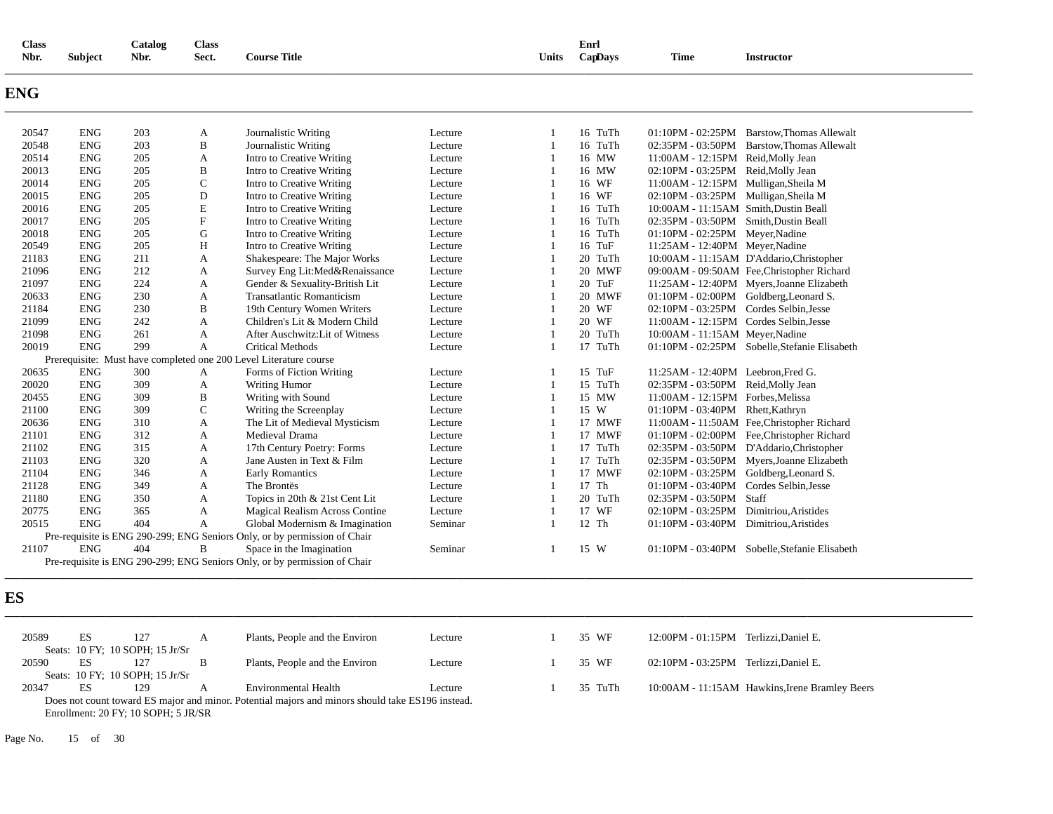| Class Nbr. | Subject | Catalog Nbr. | Class Sect. | Course Title | | Units | Enrl Cap | Days | Time | Instructor |
|---|---|---|---|---|---|---|---|---|---|---|

## ENG

| Class Nbr. | Subject | Catalog Nbr. | Class Sect. | Course Title | | Units | Enrl Cap | Days | Time | Instructor |
|---|---|---|---|---|---|---|---|---|---|---|
| 20547 | ENG | 203 | A | Journalistic Writing | Lecture | 1 | 16 | TuTh | 01:10PM - 02:25PM | Barstow,Thomas Allewalt |
| 20548 | ENG | 203 | B | Journalistic Writing | Lecture | 1 | 16 | TuTh | 02:35PM - 03:50PM | Barstow,Thomas Allewalt |
| 20514 | ENG | 205 | A | Intro to Creative Writing | Lecture | 1 | 16 | MW | 11:00AM - 12:15PM | Reid,Molly Jean |
| 20013 | ENG | 205 | B | Intro to Creative Writing | Lecture | 1 | 16 | MW | 02:10PM - 03:25PM | Reid,Molly Jean |
| 20014 | ENG | 205 | C | Intro to Creative Writing | Lecture | 1 | 16 | WF | 11:00AM - 12:15PM | Mulligan,Sheila M |
| 20015 | ENG | 205 | D | Intro to Creative Writing | Lecture | 1 | 16 | WF | 02:10PM - 03:25PM | Mulligan,Sheila M |
| 20016 | ENG | 205 | E | Intro to Creative Writing | Lecture | 1 | 16 | TuTh | 10:00AM - 11:15AM | Smith,Dustin Beall |
| 20017 | ENG | 205 | F | Intro to Creative Writing | Lecture | 1 | 16 | TuTh | 02:35PM - 03:50PM | Smith,Dustin Beall |
| 20018 | ENG | 205 | G | Intro to Creative Writing | Lecture | 1 | 16 | TuTh | 01:10PM - 02:25PM | Meyer,Nadine |
| 20549 | ENG | 205 | H | Intro to Creative Writing | Lecture | 1 | 16 | TuF | 11:25AM - 12:40PM | Meyer,Nadine |
| 21183 | ENG | 211 | A | Shakespeare: The Major Works | Lecture | 1 | 20 | TuTh | 10:00AM - 11:15AM | D'Addario,Christopher |
| 21096 | ENG | 212 | A | Survey Eng Lit:Med&Renaissance | Lecture | 1 | 20 | MWF | 09:00AM - 09:50AM | Fee,Christopher Richard |
| 21097 | ENG | 224 | A | Gender & Sexuality-British Lit | Lecture | 1 | 20 | TuF | 11:25AM - 12:40PM | Myers,Joanne Elizabeth |
| 20633 | ENG | 230 | A | Transatlantic Romanticism | Lecture | 1 | 20 | MWF | 01:10PM - 02:00PM | Goldberg,Leonard S. |
| 21184 | ENG | 230 | B | 19th Century Women Writers | Lecture | 1 | 20 | WF | 02:10PM - 03:25PM | Cordes Selbin,Jesse |
| 21099 | ENG | 242 | A | Children's Lit & Modern Child | Lecture | 1 | 20 | WF | 11:00AM - 12:15PM | Cordes Selbin,Jesse |
| 21098 | ENG | 261 | A | After Auschwitz:Lit of Witness | Lecture | 1 | 20 | TuTh | 10:00AM - 11:15AM | Meyer,Nadine |
| 20019 | ENG | 299 | A | Critical Methods | Lecture | 1 | 17 | TuTh | 01:10PM - 02:25PM | Sobelle,Stefanie Elisabeth |
| | Prerequisite: Must have completed one 200 Level Literature course | | | | | | | | | |
| 20635 | ENG | 300 | A | Forms of Fiction Writing | Lecture | 1 | 15 | TuF | 11:25AM - 12:40PM | Leebron,Fred G. |
| 20020 | ENG | 309 | A | Writing Humor | Lecture | 1 | 15 | TuTh | 02:35PM - 03:50PM | Reid,Molly Jean |
| 20455 | ENG | 309 | B | Writing with Sound | Lecture | 1 | 15 | MW | 11:00AM - 12:15PM | Forbes,Melissa |
| 21100 | ENG | 309 | C | Writing the Screenplay | Lecture | 1 | 15 | W | 01:10PM - 03:40PM | Rhett,Kathryn |
| 20636 | ENG | 310 | A | The Lit of Medieval Mysticism | Lecture | 1 | 17 | MWF | 11:00AM - 11:50AM | Fee,Christopher Richard |
| 21101 | ENG | 312 | A | Medieval Drama | Lecture | 1 | 17 | MWF | 01:10PM - 02:00PM | Fee,Christopher Richard |
| 21102 | ENG | 315 | A | 17th Century Poetry: Forms | Lecture | 1 | 17 | TuTh | 02:35PM - 03:50PM | D'Addario,Christopher |
| 21103 | ENG | 320 | A | Jane Austen in Text & Film | Lecture | 1 | 17 | TuTh | 02:35PM - 03:50PM | Myers,Joanne Elizabeth |
| 21104 | ENG | 346 | A | Early Romantics | Lecture | 1 | 17 | MWF | 02:10PM - 03:25PM | Goldberg,Leonard S. |
| 21128 | ENG | 349 | A | The Brontës | Lecture | 1 | 17 | Th | 01:10PM - 03:40PM | Cordes Selbin,Jesse |
| 21180 | ENG | 350 | A | Topics in 20th & 21st Cent Lit | Lecture | 1 | 20 | TuTh | 02:35PM - 03:50PM | Staff |
| 20775 | ENG | 365 | A | Magical Realism Across Contine | Lecture | 1 | 17 | WF | 02:10PM - 03:25PM | Dimitriou,Aristides |
| 20515 | ENG | 404 | A | Global Modernism & Imagination | Seminar | 1 | 12 | Th | 01:10PM - 03:40PM | Dimitriou,Aristides |
| | Pre-requisite is ENG 290-299; ENG Seniors Only, or by permission of Chair | | | | | | | | | |
| 21107 | ENG | 404 | B | Space in the Imagination | Seminar | 1 | 15 | W | 01:10PM - 03:40PM | Sobelle,Stefanie Elisabeth |
| | Pre-requisite is ENG 290-299; ENG Seniors Only, or by permission of Chair | | | | | | | | | |

## ES

| Class Nbr. | Subject | Catalog Nbr. | Class Sect. | Course Title | | Units | Enrl Cap | Days | Time | Instructor |
|---|---|---|---|---|---|---|---|---|---|---|
| 20589 | ES | 127 | A | Plants, People and the Environ | Lecture | 1 | 35 | WF | 12:00PM - 01:15PM | Terlizzi,Daniel E. |
| | Seats: 10 FY; 10 SOPH; 15 Jr/Sr | | | | | | | | | |
| 20590 | ES | 127 | B | Plants, People and the Environ | Lecture | 1 | 35 | WF | 02:10PM - 03:25PM | Terlizzi,Daniel E. |
| | Seats: 10 FY; 10 SOPH; 15 Jr/Sr | | | | | | | | | |
| 20347 | ES | 129 | A | Environmental Health | Lecture | 1 | 35 | TuTh | 10:00AM - 11:15AM | Hawkins,Irene Bramley Beers |
| | Does not count toward ES major and minor. Potential majors and minors should take ES196 instead. | | | | | | | | | |
| | Enrollment: 20 FY; 10 SOPH; 5 JR/SR | | | | | | | | | |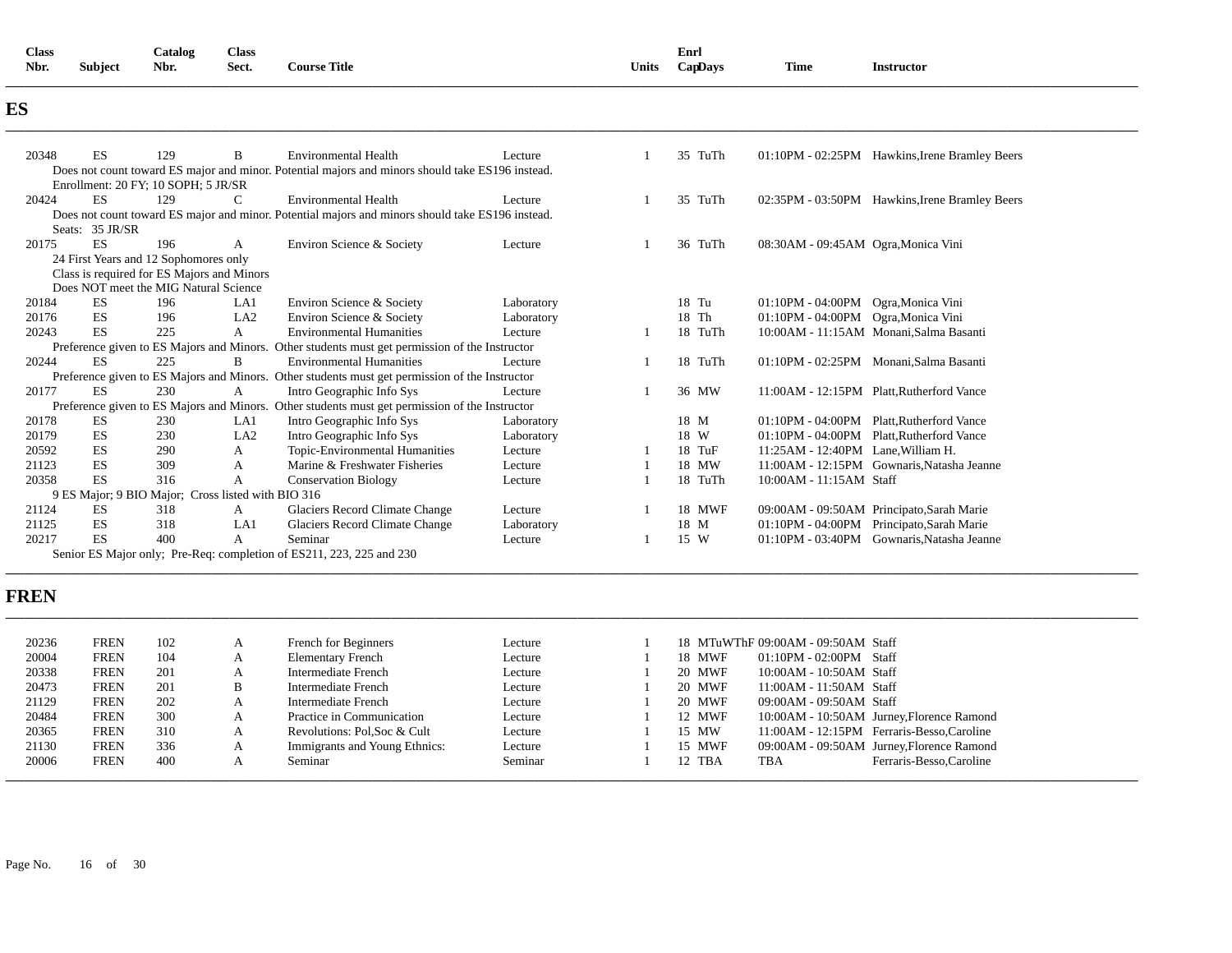| Class Nbr. | Subject | Catalog Nbr. | Class Sect. | Course Title | | Units | Enrl Cap | Days | Time | Instructor |
|---|---|---|---|---|---|---|---|---|---|---|

## ES

| Class Nbr. | Subject | Catalog Nbr. | Class Sect. | Course Title | | Units | Enrl Cap | Days | Time | Instructor |
|---|---|---|---|---|---|---|---|---|---|---|
| 20348 | ES | 129 | B | Environmental Health | Lecture | 1 | 35 | TuTh | 01:10PM - 02:25PM | Hawkins,Irene Bramley Beers |
| | Does not count toward ES major and minor. Potential majors and minors should take ES196 instead. Enrollment: 20 FY; 10 SOPH; 5 JR/SR | | | | | | | | | |
| 20424 | ES | 129 | C | Environmental Health | Lecture | 1 | 35 | TuTh | 02:35PM - 03:50PM | Hawkins,Irene Bramley Beers |
| | Does not count toward ES major and minor. Potential majors and minors should take ES196 instead. Seats: 35 JR/SR | | | | | | | | | |
| 20175 | ES | 196 | A | Environ Science & Society | Lecture | 1 | 36 | TuTh | 08:30AM - 09:45AM | Ogra,Monica Vini |
| | 24 First Years and 12 Sophomores only. Class is required for ES Majors and Minors. Does NOT meet the MIG Natural Science | | | | | | | | | |
| 20184 | ES | 196 | LA1 | Environ Science & Society | Laboratory | | 18 | Tu | 01:10PM - 04:00PM | Ogra,Monica Vini |
| 20176 | ES | 196 | LA2 | Environ Science & Society | Laboratory | | 18 | Th | 01:10PM - 04:00PM | Ogra,Monica Vini |
| 20243 | ES | 225 | A | Environmental Humanities | Lecture | 1 | 18 | TuTh | 10:00AM - 11:15AM | Monani,Salma Basanti |
| | Preference given to ES Majors and Minors. Other students must get permission of the Instructor | | | | | | | | | |
| 20244 | ES | 225 | B | Environmental Humanities | Lecture | 1 | 18 | TuTh | 01:10PM - 02:25PM | Monani,Salma Basanti |
| | Preference given to ES Majors and Minors. Other students must get permission of the Instructor | | | | | | | | | |
| 20177 | ES | 230 | A | Intro Geographic Info Sys | Lecture | 1 | 36 | MW | 11:00AM - 12:15PM | Platt,Rutherford Vance |
| | Preference given to ES Majors and Minors. Other students must get permission of the Instructor | | | | | | | | | |
| 20178 | ES | 230 | LA1 | Intro Geographic Info Sys | Laboratory | | 18 | M | 01:10PM - 04:00PM | Platt,Rutherford Vance |
| 20179 | ES | 230 | LA2 | Intro Geographic Info Sys | Laboratory | | 18 | W | 01:10PM - 04:00PM | Platt,Rutherford Vance |
| 20592 | ES | 290 | A | Topic-Environmental Humanities | Lecture | 1 | 18 | TuF | 11:25AM - 12:40PM | Lane,William H. |
| 21123 | ES | 309 | A | Marine & Freshwater Fisheries | Lecture | 1 | 18 | MW | 11:00AM - 12:15PM | Gownaris,Natasha Jeanne |
| 20358 | ES | 316 | A | Conservation Biology | Lecture | 1 | 18 | TuTh | 10:00AM - 11:15AM | Staff |
| | 9 ES Major; 9 BIO Major; Cross listed with BIO 316 | | | | | | | | | |
| 21124 | ES | 318 | A | Glaciers Record Climate Change | Lecture | 1 | 18 | MWF | 09:00AM - 09:50AM | Principato,Sarah Marie |
| 21125 | ES | 318 | LA1 | Glaciers Record Climate Change | Laboratory | | 18 | M | 01:10PM - 04:00PM | Principato,Sarah Marie |
| 20217 | ES | 400 | A | Seminar | Lecture | 1 | 15 | W | 01:10PM - 03:40PM | Gownaris,Natasha Jeanne |
| | Senior ES Major only; Pre-Req: completion of ES211, 223, 225 and 230 | | | | | | | | | |

## FREN

| Class Nbr. | Subject | Catalog Nbr. | Class Sect. | Course Title | | Units | Enrl Cap | Days | Time | Instructor |
|---|---|---|---|---|---|---|---|---|---|---|
| 20236 | FREN | 102 | A | French for Beginners | Lecture | 1 | 18 | MTuWThF | 09:00AM - 09:50AM | Staff |
| 20004 | FREN | 104 | A | Elementary French | Lecture | 1 | 18 | MWF | 01:10PM - 02:00PM | Staff |
| 20338 | FREN | 201 | A | Intermediate French | Lecture | 1 | 20 | MWF | 10:00AM - 10:50AM | Staff |
| 20473 | FREN | 201 | B | Intermediate French | Lecture | 1 | 20 | MWF | 11:00AM - 11:50AM | Staff |
| 21129 | FREN | 202 | A | Intermediate French | Lecture | 1 | 20 | MWF | 09:00AM - 09:50AM | Staff |
| 20484 | FREN | 300 | A | Practice in Communication | Lecture | 1 | 12 | MWF | 10:00AM - 10:50AM | Jurney,Florence Ramond |
| 20365 | FREN | 310 | A | Revolutions: Pol,Soc & Cult | Lecture | 1 | 15 | MW | 11:00AM - 12:15PM | Ferraris-Besso,Caroline |
| 21130 | FREN | 336 | A | Immigrants and Young Ethnics: | Lecture | 1 | 15 | MWF | 09:00AM - 09:50AM | Jurney,Florence Ramond |
| 20006 | FREN | 400 | A | Seminar | Seminar | 1 | 12 | TBA | TBA | Ferraris-Besso,Caroline |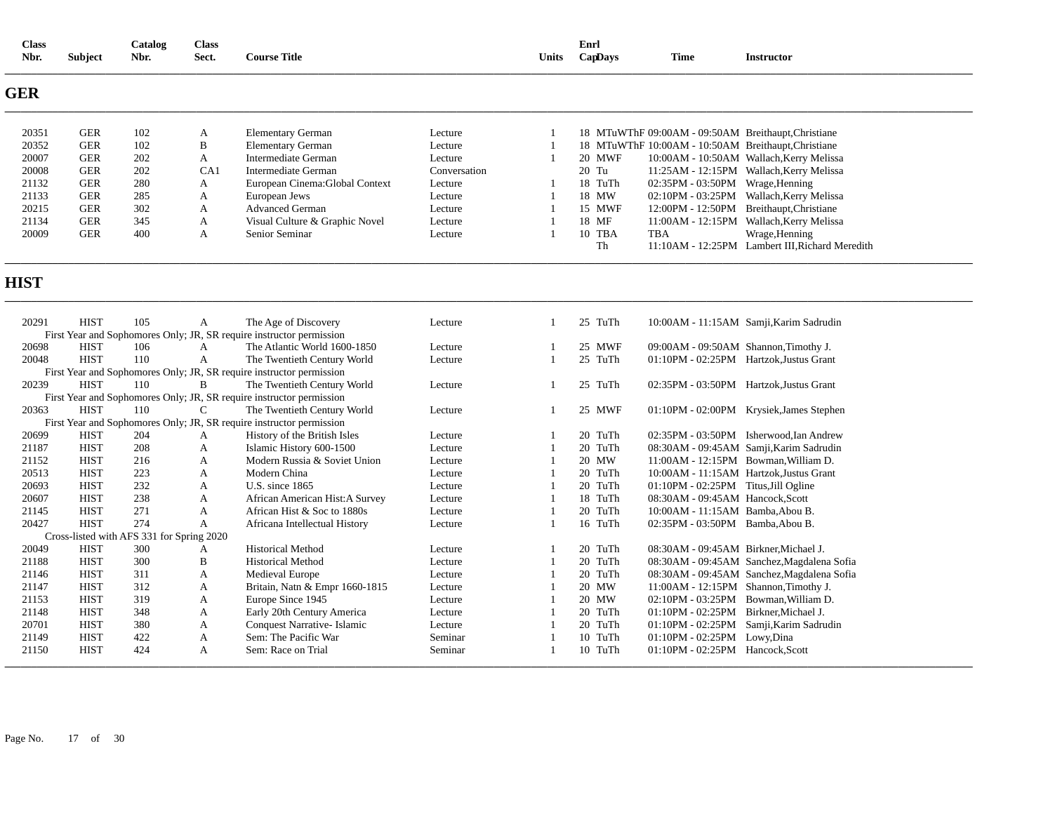| Class Nbr. | Subject | Catalog Nbr. | Class Sect. | Course Title | | Units | Enrl Cap | Days | Time | Instructor |
|---|---|---|---|---|---|---|---|---|---|---|

## GER

| Class Nbr. | Subject | Catalog Nbr. | Class Sect. | Course Title | | Units | Enrl Cap | Days | Time | Instructor |
|---|---|---|---|---|---|---|---|---|---|---|
| 20351 | GER | 102 | A | Elementary German | Lecture | 1 | 18 | MTuWThF | 09:00AM - 09:50AM | Breithaupt,Christiane |
| 20352 | GER | 102 | B | Elementary German | Lecture | 1 | 18 | MTuWThF | 10:00AM - 10:50AM | Breithaupt,Christiane |
| 20007 | GER | 202 | A | Intermediate German | Lecture | 1 | 20 | MWF | 10:00AM - 10:50AM | Wallach,Kerry Melissa |
| 20008 | GER | 202 | CA1 | Intermediate German | Conversation | | 20 | Tu | 11:25AM - 12:15PM | Wallach,Kerry Melissa |
| 21132 | GER | 280 | A | European Cinema:Global Context | Lecture | 1 | 18 | TuTh | 02:35PM - 03:50PM | Wrage,Henning |
| 21133 | GER | 285 | A | European Jews | Lecture | 1 | 18 | MW | 02:10PM - 03:25PM | Wallach,Kerry Melissa |
| 20215 | GER | 302 | A | Advanced German | Lecture | 1 | 15 | MWF | 12:00PM - 12:50PM | Breithaupt,Christiane |
| 21134 | GER | 345 | A | Visual Culture & Graphic Novel | Lecture | 1 | 18 | MF | 11:00AM - 12:15PM | Wallach,Kerry Melissa |
| 20009 | GER | 400 | A | Senior Seminar | Lecture | 1 | 10 | TBA | TBA | Wrage,Henning |
| | | | | | | | | Th | 11:10AM - 12:25PM | Lambert III,Richard Meredith |

## HIST

| Class Nbr. | Subject | Catalog Nbr. | Class Sect. | Course Title | | Units | Enrl Cap | Days | Time | Instructor |
|---|---|---|---|---|---|---|---|---|---|---|
| 20291 | HIST | 105 | A | The Age of Discovery | Lecture | 1 | 25 | TuTh | 10:00AM - 11:15AM | Samji,Karim Sadrudin |
| | First Year and Sophomores Only; JR, SR require instructor permission | | | | | | | | | |
| 20698 | HIST | 106 | A | The Atlantic World 1600-1850 | Lecture | 1 | 25 | MWF | 09:00AM - 09:50AM | Shannon,Timothy J. |
| 20048 | HIST | 110 | A | The Twentieth Century World | Lecture | 1 | 25 | TuTh | 01:10PM - 02:25PM | Hartzok,Justus Grant |
| | First Year and Sophomores Only; JR, SR require instructor permission | | | | | | | | | |
| 20239 | HIST | 110 | B | The Twentieth Century World | Lecture | 1 | 25 | TuTh | 02:35PM - 03:50PM | Hartzok,Justus Grant |
| | First Year and Sophomores Only; JR, SR require instructor permission | | | | | | | | | |
| 20363 | HIST | 110 | C | The Twentieth Century World | Lecture | 1 | 25 | MWF | 01:10PM - 02:00PM | Krysiek,James Stephen |
| | First Year and Sophomores Only; JR, SR require instructor permission | | | | | | | | | |
| 20699 | HIST | 204 | A | History of the British Isles | Lecture | 1 | 20 | TuTh | 02:35PM - 03:50PM | Isherwood,Ian Andrew |
| 21187 | HIST | 208 | A | Islamic History 600-1500 | Lecture | 1 | 20 | TuTh | 08:30AM - 09:45AM | Samji,Karim Sadrudin |
| 21152 | HIST | 216 | A | Modern Russia & Soviet Union | Lecture | 1 | 20 | MW | 11:00AM - 12:15PM | Bowman,William D. |
| 20513 | HIST | 223 | A | Modern China | Lecture | 1 | 20 | TuTh | 10:00AM - 11:15AM | Hartzok,Justus Grant |
| 20693 | HIST | 232 | A | U.S. since 1865 | Lecture | 1 | 20 | TuTh | 01:10PM - 02:25PM | Titus,Jill Ogline |
| 20607 | HIST | 238 | A | African American Hist:A Survey | Lecture | 1 | 18 | TuTh | 08:30AM - 09:45AM | Hancock,Scott |
| 21145 | HIST | 271 | A | African Hist & Soc to 1880s | Lecture | 1 | 20 | TuTh | 10:00AM - 11:15AM | Bamba,Abou B. |
| 20427 | HIST | 274 | A | Africana Intellectual History | Lecture | 1 | 16 | TuTh | 02:35PM - 03:50PM | Bamba,Abou B. |
| | Cross-listed with AFS 331 for Spring 2020 | | | | | | | | | |
| 20049 | HIST | 300 | A | Historical Method | Lecture | 1 | 20 | TuTh | 08:30AM - 09:45AM | Birkner,Michael J. |
| 21188 | HIST | 300 | B | Historical Method | Lecture | 1 | 20 | TuTh | 08:30AM - 09:45AM | Sanchez,Magdalena Sofia |
| 21146 | HIST | 311 | A | Medieval Europe | Lecture | 1 | 20 | TuTh | 08:30AM - 09:45AM | Sanchez,Magdalena Sofia |
| 21147 | HIST | 312 | A | Britain, Natn & Empr 1660-1815 | Lecture | 1 | 20 | MW | 11:00AM - 12:15PM | Shannon,Timothy J. |
| 21153 | HIST | 319 | A | Europe Since 1945 | Lecture | 1 | 20 | MW | 02:10PM - 03:25PM | Bowman,William D. |
| 21148 | HIST | 348 | A | Early 20th Century America | Lecture | 1 | 20 | TuTh | 01:10PM - 02:25PM | Birkner,Michael J. |
| 20701 | HIST | 380 | A | Conquest Narrative- Islamic | Lecture | 1 | 20 | TuTh | 01:10PM - 02:25PM | Samji,Karim Sadrudin |
| 21149 | HIST | 422 | A | Sem: The Pacific War | Seminar | 1 | 10 | TuTh | 01:10PM - 02:25PM | Lowy,Dina |
| 21150 | HIST | 424 | A | Sem: Race on Trial | Seminar | 1 | 10 | TuTh | 01:10PM - 02:25PM | Hancock,Scott |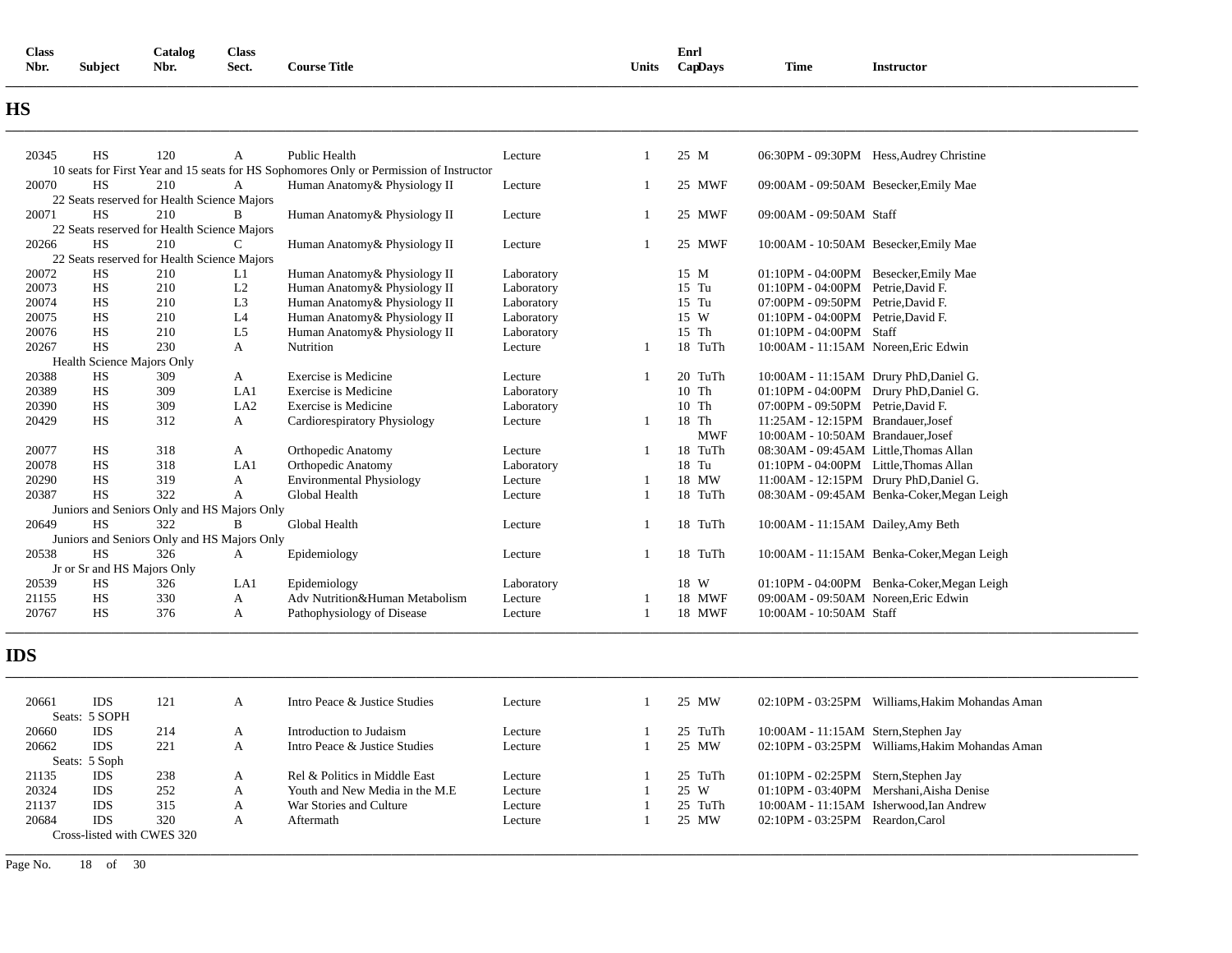| Class Nbr. | Subject | Catalog Nbr. | Class Sect. | Course Title | | Units | Enrl Cap | Days | Time | Instructor |
|---|---|---|---|---|---|---|---|---|---|---|

## HS

| Class Nbr. | Subject | Catalog Nbr. | Class Sect. | Course Title | | Units | Enrl Cap | Days | Time | Instructor |
|---|---|---|---|---|---|---|---|---|---|---|
| 20345 | HS | 120 | A | Public Health | Lecture | 1 | 25 | M | 06:30PM - 09:30PM | Hess,Audrey Christine |
| | 10 seats for First Year and 15 seats for HS Sophomores Only or Permission of Instructor | | | | | | | | | |
| 20070 | HS | 210 | A | Human Anatomy& Physiology II | Lecture | 1 | 25 | MWF | 09:00AM - 09:50AM | Besecker,Emily Mae |
| | 22 Seats reserved for Health Science Majors | | | | | | | | | |
| 20071 | HS | 210 | B | Human Anatomy& Physiology II | Lecture | 1 | 25 | MWF | 09:00AM - 09:50AM | Staff |
| | 22 Seats reserved for Health Science Majors | | | | | | | | | |
| 20266 | HS | 210 | C | Human Anatomy& Physiology II | Lecture | 1 | 25 | MWF | 10:00AM - 10:50AM | Besecker,Emily Mae |
| | 22 Seats reserved for Health Science Majors | | | | | | | | | |
| 20072 | HS | 210 | L1 | Human Anatomy& Physiology II | Laboratory | | 15 | M | 01:10PM - 04:00PM | Besecker,Emily Mae |
| 20073 | HS | 210 | L2 | Human Anatomy& Physiology II | Laboratory | | 15 | Tu | 01:10PM - 04:00PM | Petrie,David F. |
| 20074 | HS | 210 | L3 | Human Anatomy& Physiology II | Laboratory | | 15 | Tu | 07:00PM - 09:50PM | Petrie,David F. |
| 20075 | HS | 210 | L4 | Human Anatomy& Physiology II | Laboratory | | 15 | W | 01:10PM - 04:00PM | Petrie,David F. |
| 20076 | HS | 210 | L5 | Human Anatomy& Physiology II | Laboratory | | 15 | Th | 01:10PM - 04:00PM | Staff |
| 20267 | HS | 230 | A | Nutrition | Lecture | 1 | 18 | TuTh | 10:00AM - 11:15AM | Noreen,Eric Edwin |
| | Health Science Majors Only | | | | | | | | | |
| 20388 | HS | 309 | A | Exercise is Medicine | Lecture | 1 | 20 | TuTh | 10:00AM - 11:15AM | Drury PhD,Daniel G. |
| 20389 | HS | 309 | LA1 | Exercise is Medicine | Laboratory | | 10 | Th | 01:10PM - 04:00PM | Drury PhD,Daniel G. |
| 20390 | HS | 309 | LA2 | Exercise is Medicine | Laboratory | | 10 | Th | 07:00PM - 09:50PM | Petrie,David F. |
| 20429 | HS | 312 | A | Cardiorespiratory Physiology | Lecture | 1 | 18 | Th | 11:25AM - 12:15PM | Brandauer,Josef |
| | | | | | | | | MWF | 10:00AM - 10:50AM | Brandauer,Josef |
| 20077 | HS | 318 | A | Orthopedic Anatomy | Lecture | 1 | 18 | TuTh | 08:30AM - 09:45AM | Little,Thomas Allan |
| 20078 | HS | 318 | LA1 | Orthopedic Anatomy | Laboratory | | 18 | Tu | 01:10PM - 04:00PM | Little,Thomas Allan |
| 20290 | HS | 319 | A | Environmental Physiology | Lecture | 1 | 18 | MW | 11:00AM - 12:15PM | Drury PhD,Daniel G. |
| 20387 | HS | 322 | A | Global Health | Lecture | 1 | 18 | TuTh | 08:30AM - 09:45AM | Benka-Coker,Megan Leigh |
| | Juniors and Seniors Only and HS Majors Only | | | | | | | | | |
| 20649 | HS | 322 | B | Global Health | Lecture | 1 | 18 | TuTh | 10:00AM - 11:15AM | Dailey,Amy Beth |
| | Juniors and Seniors Only and HS Majors Only | | | | | | | | | |
| 20538 | HS | 326 | A | Epidemiology | Lecture | 1 | 18 | TuTh | 10:00AM - 11:15AM | Benka-Coker,Megan Leigh |
| | Jr or Sr and HS Majors Only | | | | | | | | | |
| 20539 | HS | 326 | LA1 | Epidemiology | Laboratory | | 18 | W | 01:10PM - 04:00PM | Benka-Coker,Megan Leigh |
| 21155 | HS | 330 | A | Adv Nutrition&Human Metabolism | Lecture | 1 | 18 | MWF | 09:00AM - 09:50AM | Noreen,Eric Edwin |
| 20767 | HS | 376 | A | Pathophysiology of Disease | Lecture | 1 | 18 | MWF | 10:00AM - 10:50AM | Staff |

## IDS

| Class Nbr. | Subject | Catalog Nbr. | Class Sect. | Course Title | | Units | Enrl Cap | Days | Time | Instructor |
|---|---|---|---|---|---|---|---|---|---|---|
| 20661 | IDS | 121 | A | Intro Peace & Justice Studies | Lecture | 1 | 25 | MW | 02:10PM - 03:25PM | Williams,Hakim Mohandas Aman |
| | Seats: 5 SOPH | | | | | | | | | |
| 20660 | IDS | 214 | A | Introduction to Judaism | Lecture | 1 | 25 | TuTh | 10:00AM - 11:15AM | Stern,Stephen Jay |
| 20662 | IDS | 221 | A | Intro Peace & Justice Studies | Lecture | 1 | 25 | MW | 02:10PM - 03:25PM | Williams,Hakim Mohandas Aman |
| | Seats: 5 Soph | | | | | | | | | |
| 21135 | IDS | 238 | A | Rel & Politics in Middle East | Lecture | 1 | 25 | TuTh | 01:10PM - 02:25PM | Stern,Stephen Jay |
| 20324 | IDS | 252 | A | Youth and New Media in the M.E | Lecture | 1 | 25 | W | 01:10PM - 03:40PM | Mershani,Aisha Denise |
| 21137 | IDS | 315 | A | War Stories and Culture | Lecture | 1 | 25 | TuTh | 10:00AM - 11:15AM | Isherwood,Ian Andrew |
| 20684 | IDS | 320 | A | Aftermath | Lecture | 1 | 25 | MW | 02:10PM - 03:25PM | Reardon,Carol |
| | Cross-listed with CWES 320 | | | | | | | | | |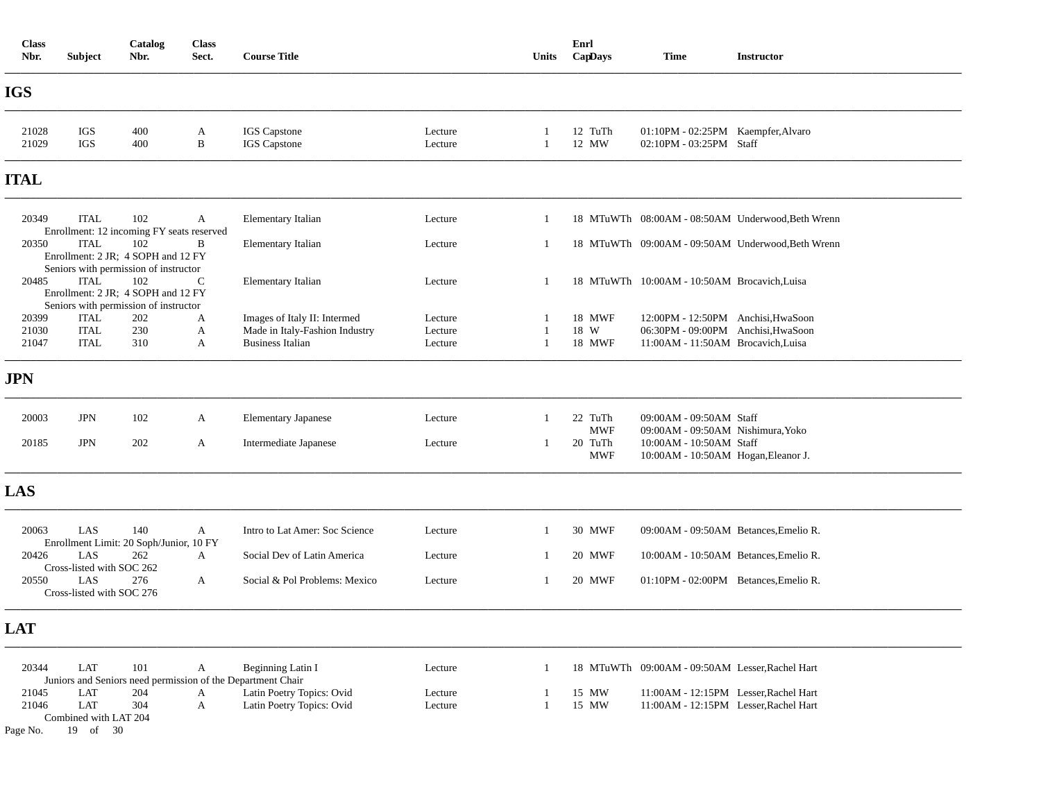| Class Nbr. | Subject | Catalog Nbr. | Class Sect. | Course Title | | Units | Enrl Cap | Days | Time | Instructor |
|---|---|---|---|---|---|---|---|---|---|---|

## IGS

| Class Nbr. | Subject | Catalog Nbr. | Class Sect. | Course Title | | Units | Enrl Cap | Days | Time | Instructor |
|---|---|---|---|---|---|---|---|---|---|---|
| 21028 | IGS | 400 | A | IGS Capstone | Lecture | 1 | 12 | TuTh | 01:10PM - 02:25PM | Kaempfer,Alvaro |
| 21029 | IGS | 400 | B | IGS Capstone | Lecture | 1 | 12 | MW | 02:10PM - 03:25PM | Staff |

## ITAL

| Class Nbr. | Subject | Catalog Nbr. | Class Sect. | Course Title | | Units | Enrl Cap | Days | Time | Instructor |
|---|---|---|---|---|---|---|---|---|---|---|
| 20349 | ITAL | 102 | A | Elementary Italian | Lecture | 1 | 18 | MTuWTh | 08:00AM - 08:50AM | Underwood,Beth Wrenn |
| Enrollment: 12 incoming FY seats reserved | | | | | | | | | | |
| 20350 | ITAL | 102 | B | Elementary Italian | Lecture | 1 | 18 | MTuWTh | 09:00AM - 09:50AM | Underwood,Beth Wrenn |
| Enrollment: 2 JR; 4 SOPH and 12 FY | | | | | | | | | | |
| Seniors with permission of instructor | | | | | | | | | | |
| 20485 | ITAL | 102 | C | Elementary Italian | Lecture | 1 | 18 | MTuWTh | 10:00AM - 10:50AM | Brocavich,Luisa |
| Enrollment: 2 JR; 4 SOPH and 12 FY | | | | | | | | | | |
| Seniors with permission of instructor | | | | | | | | | | |
| 20399 | ITAL | 202 | A | Images of Italy II: Intermed | Lecture | 1 | 18 | MWF | 12:00PM - 12:50PM | Anchisi,HwaSoon |
| 21030 | ITAL | 230 | A | Made in Italy-Fashion Industry | Lecture | 1 | 18 | W | 06:30PM - 09:00PM | Anchisi,HwaSoon |
| 21047 | ITAL | 310 | A | Business Italian | Lecture | 1 | 18 | MWF | 11:00AM - 11:50AM | Brocavich,Luisa |

## JPN

| Class Nbr. | Subject | Catalog Nbr. | Class Sect. | Course Title | | Units | Enrl Cap | Days | Time | Instructor |
|---|---|---|---|---|---|---|---|---|---|---|
| 20003 | JPN | 102 | A | Elementary Japanese | Lecture | 1 | 22 | TuTh | 09:00AM - 09:50AM | Staff |
| | | | | | | | | MWF | 09:00AM - 09:50AM | Nishimura,Yoko |
| 20185 | JPN | 202 | A | Intermediate Japanese | Lecture | 1 | 20 | TuTh | 10:00AM - 10:50AM | Staff |
| | | | | | | | | MWF | 10:00AM - 10:50AM | Hogan,Eleanor J. |

## LAS

| Class Nbr. | Subject | Catalog Nbr. | Class Sect. | Course Title | | Units | Enrl Cap | Days | Time | Instructor |
|---|---|---|---|---|---|---|---|---|---|---|
| 20063 | LAS | 140 | A | Intro to Lat Amer: Soc Science | Lecture | 1 | 30 | MWF | 09:00AM - 09:50AM | Betances,Emelio R. |
| Enrollment Limit: 20 Soph/Junior, 10 FY | | | | | | | | | | |
| 20426 | LAS | 262 | A | Social Dev of Latin America | Lecture | 1 | 20 | MWF | 10:00AM - 10:50AM | Betances,Emelio R. |
| Cross-listed with SOC 262 | | | | | | | | | | |
| 20550 | LAS | 276 | A | Social & Pol Problems: Mexico | Lecture | 1 | 20 | MWF | 01:10PM - 02:00PM | Betances,Emelio R. |
| Cross-listed with SOC 276 | | | | | | | | | | |

## LAT

| Class Nbr. | Subject | Catalog Nbr. | Class Sect. | Course Title | | Units | Enrl Cap | Days | Time | Instructor |
|---|---|---|---|---|---|---|---|---|---|---|
| 20344 | LAT | 101 | A | Beginning Latin I | Lecture | 1 | 18 | MTuWTh | 09:00AM - 09:50AM | Lesser,Rachel Hart |
| Juniors and Seniors need permission of the Department Chair | | | | | | | | | | |
| 21045 | LAT | 204 | A | Latin Poetry Topics: Ovid | Lecture | 1 | 15 | MW | 11:00AM - 12:15PM | Lesser,Rachel Hart |
| 21046 | LAT | 304 | A | Latin Poetry Topics: Ovid | Lecture | 1 | 15 | MW | 11:00AM - 12:15PM | Lesser,Rachel Hart |
| Combined with LAT 204 | | | | | | | | | | |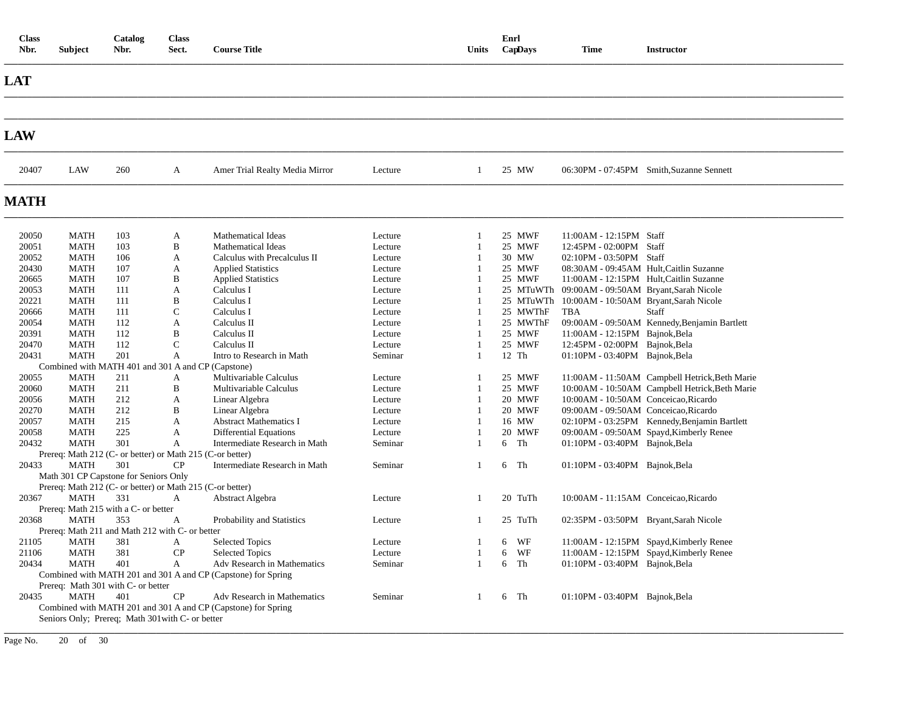| Class Nbr. | Subject | Catalog Nbr. | Class Sect. | Course Title | | Units | Enrl Cap | Days | Time | Instructor |
|---|---|---|---|---|---|---|---|---|---|---|

## LAT

## LAW

| Class Nbr. | Subject | Catalog Nbr. | Class Sect. | Course Title | | Units | Enrl Cap | Days | Time | Instructor |
|---|---|---|---|---|---|---|---|---|---|---|
| 20407 | LAW | 260 | A | Amer Trial Realty Media Mirror | Lecture | 1 | 25 | MW | 06:30PM - 07:45PM | Smith,Suzanne Sennett |

## MATH

| Class Nbr. | Subject | Catalog Nbr. | Class Sect. | Course Title | | Units | Enrl Cap | Days | Time | Instructor |
|---|---|---|---|---|---|---|---|---|---|---|
| 20050 | MATH | 103 | A | Mathematical Ideas | Lecture | 1 | 25 | MWF | 11:00AM - 12:15PM | Staff |
| 20051 | MATH | 103 | B | Mathematical Ideas | Lecture | 1 | 25 | MWF | 12:45PM - 02:00PM | Staff |
| 20052 | MATH | 106 | A | Calculus with Precalculus II | Lecture | 1 | 30 | MW | 02:10PM - 03:50PM | Staff |
| 20430 | MATH | 107 | A | Applied Statistics | Lecture | 1 | 25 | MWF | 08:30AM - 09:45AM | Hult,Caitlin Suzanne |
| 20665 | MATH | 107 | B | Applied Statistics | Lecture | 1 | 25 | MWF | 11:00AM - 12:15PM | Hult,Caitlin Suzanne |
| 20053 | MATH | 111 | A | Calculus I | Lecture | 1 | 25 | MTuWTh | 09:00AM - 09:50AM | Bryant,Sarah Nicole |
| 20221 | MATH | 111 | B | Calculus I | Lecture | 1 | 25 | MTuWTh | 10:00AM - 10:50AM | Bryant,Sarah Nicole |
| 20666 | MATH | 111 | C | Calculus I | Lecture | 1 | 25 | MWThF | TBA | Staff |
| 20054 | MATH | 112 | A | Calculus II | Lecture | 1 | 25 | MWThF | 09:00AM - 09:50AM | Kennedy,Benjamin Bartlett |
| 20391 | MATH | 112 | B | Calculus II | Lecture | 1 | 25 | MWF | 11:00AM - 12:15PM | Bajnok,Bela |
| 20470 | MATH | 112 | C | Calculus II | Lecture | 1 | 25 | MWF | 12:45PM - 02:00PM | Bajnok,Bela |
| 20431 | MATH | 201 | A | Intro to Research in Math | Seminar | 1 | 12 | Th | 01:10PM - 03:40PM | Bajnok,Bela |
| | Combined with MATH 401 and 301 A and CP (Capstone) | | | | | | | | | |
| 20055 | MATH | 211 | A | Multivariable Calculus | Lecture | 1 | 25 | MWF | 11:00AM - 11:50AM | Campbell Hetrick,Beth Marie |
| 20060 | MATH | 211 | B | Multivariable Calculus | Lecture | 1 | 25 | MWF | 10:00AM - 10:50AM | Campbell Hetrick,Beth Marie |
| 20056 | MATH | 212 | A | Linear Algebra | Lecture | 1 | 20 | MWF | 10:00AM - 10:50AM | Conceicao,Ricardo |
| 20270 | MATH | 212 | B | Linear Algebra | Lecture | 1 | 20 | MWF | 09:00AM - 09:50AM | Conceicao,Ricardo |
| 20057 | MATH | 215 | A | Abstract Mathematics I | Lecture | 1 | 16 | MW | 02:10PM - 03:25PM | Kennedy,Benjamin Bartlett |
| 20058 | MATH | 225 | A | Differential Equations | Lecture | 1 | 20 | MWF | 09:00AM - 09:50AM | Spayd,Kimberly Renee |
| 20432 | MATH | 301 | A | Intermediate Research in Math | Seminar | 1 | 6 | Th | 01:10PM - 03:40PM | Bajnok,Bela |
| | Prereq: Math 212 (C- or better) or Math 215 (C-or better) | | | | | | | | | |
| 20433 | MATH | 301 | CP | Intermediate Research in Math | Seminar | 1 | 6 | Th | 01:10PM - 03:40PM | Bajnok,Bela |
| | Math 301 CP Capstone for Seniors Only | | | | | | | | | |
| | Prereq: Math 212 (C- or better) or Math 215 (C-or better) | | | | | | | | | |
| 20367 | MATH | 331 | A | Abstract Algebra | Lecture | 1 | 20 | TuTh | 10:00AM - 11:15AM | Conceicao,Ricardo |
| | Prereq: Math 215 with a C- or better | | | | | | | | | |
| 20368 | MATH | 353 | A | Probability and Statistics | Lecture | 1 | 25 | TuTh | 02:35PM - 03:50PM | Bryant,Sarah Nicole |
| | Prereq: Math 211 and Math 212 with C- or better | | | | | | | | | |
| 21105 | MATH | 381 | A | Selected Topics | Lecture | 1 | 6 | WF | 11:00AM - 12:15PM | Spayd,Kimberly Renee |
| 21106 | MATH | 381 | CP | Selected Topics | Lecture | 1 | 6 | WF | 11:00AM - 12:15PM | Spayd,Kimberly Renee |
| 20434 | MATH | 401 | A | Adv Research in Mathematics | Seminar | 1 | 6 | Th | 01:10PM - 03:40PM | Bajnok,Bela |
| | Combined with MATH 201 and 301 A and CP (Capstone) for Spring | | | | | | | | | |
| | Prereq: Math 301 with C- or better | | | | | | | | | |
| 20435 | MATH | 401 | CP | Adv Research in Mathematics | Seminar | 1 | 6 | Th | 01:10PM - 03:40PM | Bajnok,Bela |
| | Combined with MATH 201 and 301 A and CP (Capstone) for Spring | | | | | | | | | |
| | Seniors Only; Prereq; Math 301with C- or better | | | | | | | | | |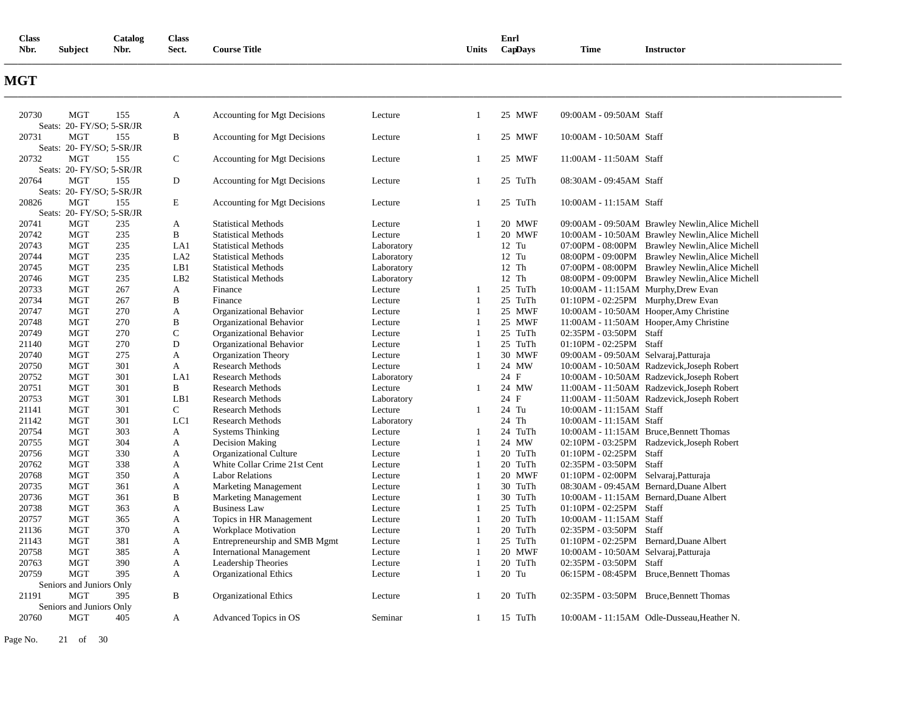| Class Nbr. | Subject | Catalog Nbr. | Class Sect. | Course Title | | Units | Enrl Cap | Days | Time | Instructor |
|---|---|---|---|---|---|---|---|---|---|---|

## MGT

| Class Nbr. | Subject | Catalog Nbr. | Class Sect. | Course Title | | Units | Enrl Cap | Days | Time | Instructor |
|---|---|---|---|---|---|---|---|---|---|---|
| 20730 | MGT | 155 | A | Accounting for Mgt Decisions | Lecture | 1 | 25 | MWF | 09:00AM - 09:50AM | Staff |
| Seats: 20- FY/SO; 5-SR/JR | | | | | | | | | | |
| 20731 | MGT | 155 | B | Accounting for Mgt Decisions | Lecture | 1 | 25 | MWF | 10:00AM - 10:50AM | Staff |
| Seats: 20- FY/SO; 5-SR/JR | | | | | | | | | | |
| 20732 | MGT | 155 | C | Accounting for Mgt Decisions | Lecture | 1 | 25 | MWF | 11:00AM - 11:50AM | Staff |
| Seats: 20- FY/SO; 5-SR/JR | | | | | | | | | | |
| 20764 | MGT | 155 | D | Accounting for Mgt Decisions | Lecture | 1 | 25 | TuTh | 08:30AM - 09:45AM | Staff |
| Seats: 20- FY/SO; 5-SR/JR | | | | | | | | | | |
| 20826 | MGT | 155 | E | Accounting for Mgt Decisions | Lecture | 1 | 25 | TuTh | 10:00AM - 11:15AM | Staff |
| Seats: 20- FY/SO; 5-SR/JR | | | | | | | | | | |
| 20741 | MGT | 235 | A | Statistical Methods | Lecture | 1 | 20 | MWF | 09:00AM - 09:50AM | Brawley Newlin,Alice Michell |
| 20742 | MGT | 235 | B | Statistical Methods | Lecture | 1 | 20 | MWF | 10:00AM - 10:50AM | Brawley Newlin,Alice Michell |
| 20743 | MGT | 235 | LA1 | Statistical Methods | Laboratory | | 12 | Tu | 07:00PM - 08:00PM | Brawley Newlin,Alice Michell |
| 20744 | MGT | 235 | LA2 | Statistical Methods | Laboratory | | 12 | Tu | 08:00PM - 09:00PM | Brawley Newlin,Alice Michell |
| 20745 | MGT | 235 | LB1 | Statistical Methods | Laboratory | | 12 | Th | 07:00PM - 08:00PM | Brawley Newlin,Alice Michell |
| 20746 | MGT | 235 | LB2 | Statistical Methods | Laboratory | | 12 | Th | 08:00PM - 09:00PM | Brawley Newlin,Alice Michell |
| 20733 | MGT | 267 | A | Finance | Lecture | 1 | 25 | TuTh | 10:00AM - 11:15AM | Murphy,Drew Evan |
| 20734 | MGT | 267 | B | Finance | Lecture | 1 | 25 | TuTh | 01:10PM - 02:25PM | Murphy,Drew Evan |
| 20747 | MGT | 270 | A | Organizational Behavior | Lecture | 1 | 25 | MWF | 10:00AM - 10:50AM | Hooper,Amy Christine |
| 20748 | MGT | 270 | B | Organizational Behavior | Lecture | 1 | 25 | MWF | 11:00AM - 11:50AM | Hooper,Amy Christine |
| 20749 | MGT | 270 | C | Organizational Behavior | Lecture | 1 | 25 | TuTh | 02:35PM - 03:50PM | Staff |
| 21140 | MGT | 270 | D | Organizational Behavior | Lecture | 1 | 25 | TuTh | 01:10PM - 02:25PM | Staff |
| 20740 | MGT | 275 | A | Organization Theory | Lecture | 1 | 30 | MWF | 09:00AM - 09:50AM | Selvaraj,Patturaja |
| 20750 | MGT | 301 | A | Research Methods | Lecture | 1 | 24 | MW | 10:00AM - 10:50AM | Radzevick,Joseph Robert |
| 20752 | MGT | 301 | LA1 | Research Methods | Laboratory | | 24 | F | 10:00AM - 10:50AM | Radzevick,Joseph Robert |
| 20751 | MGT | 301 | B | Research Methods | Lecture | 1 | 24 | MW | 11:00AM - 11:50AM | Radzevick,Joseph Robert |
| 20753 | MGT | 301 | LB1 | Research Methods | Laboratory | | 24 | F | 11:00AM - 11:50AM | Radzevick,Joseph Robert |
| 21141 | MGT | 301 | C | Research Methods | Lecture | 1 | 24 | Tu | 10:00AM - 11:15AM | Staff |
| 21142 | MGT | 301 | LC1 | Research Methods | Laboratory | | 24 | Th | 10:00AM - 11:15AM | Staff |
| 20754 | MGT | 303 | A | Systems Thinking | Lecture | 1 | 24 | TuTh | 10:00AM - 11:15AM | Bruce,Bennett Thomas |
| 20755 | MGT | 304 | A | Decision Making | Lecture | 1 | 24 | MW | 02:10PM - 03:25PM | Radzevick,Joseph Robert |
| 20756 | MGT | 330 | A | Organizational Culture | Lecture | 1 | 20 | TuTh | 01:10PM - 02:25PM | Staff |
| 20762 | MGT | 338 | A | White Collar Crime 21st Cent | Lecture | 1 | 20 | TuTh | 02:35PM - 03:50PM | Staff |
| 20768 | MGT | 350 | A | Labor Relations | Lecture | 1 | 20 | MWF | 01:10PM - 02:00PM | Selvaraj,Patturaja |
| 20735 | MGT | 361 | A | Marketing Management | Lecture | 1 | 30 | TuTh | 08:30AM - 09:45AM | Bernard,Duane Albert |
| 20736 | MGT | 361 | B | Marketing Management | Lecture | 1 | 30 | TuTh | 10:00AM - 11:15AM | Bernard,Duane Albert |
| 20738 | MGT | 363 | A | Business Law | Lecture | 1 | 25 | TuTh | 01:10PM - 02:25PM | Staff |
| 20757 | MGT | 365 | A | Topics in HR Management | Lecture | 1 | 20 | TuTh | 10:00AM - 11:15AM | Staff |
| 21136 | MGT | 370 | A | Workplace Motivation | Lecture | 1 | 20 | TuTh | 02:35PM - 03:50PM | Staff |
| 21143 | MGT | 381 | A | Entrepreneurship and SMB Mgmt | Lecture | 1 | 25 | TuTh | 01:10PM - 02:25PM | Bernard,Duane Albert |
| 20758 | MGT | 385 | A | International Management | Lecture | 1 | 20 | MWF | 10:00AM - 10:50AM | Selvaraj,Patturaja |
| 20763 | MGT | 390 | A | Leadership Theories | Lecture | 1 | 20 | TuTh | 02:35PM - 03:50PM | Staff |
| 20759 | MGT | 395 | A | Organizational Ethics | Lecture | 1 | 20 | Tu | 06:15PM - 08:45PM | Bruce,Bennett Thomas |
| Seniors and Juniors Only | | | | | | | | | | |
| 21191 | MGT | 395 | B | Organizational Ethics | Lecture | 1 | 20 | TuTh | 02:35PM - 03:50PM | Bruce,Bennett Thomas |
| Seniors and Juniors Only | | | | | | | | | | |
| 20760 | MGT | 405 | A | Advanced Topics in OS | Seminar | 1 | 15 | TuTh | 10:00AM - 11:15AM | Odle-Dusseau,Heather N. |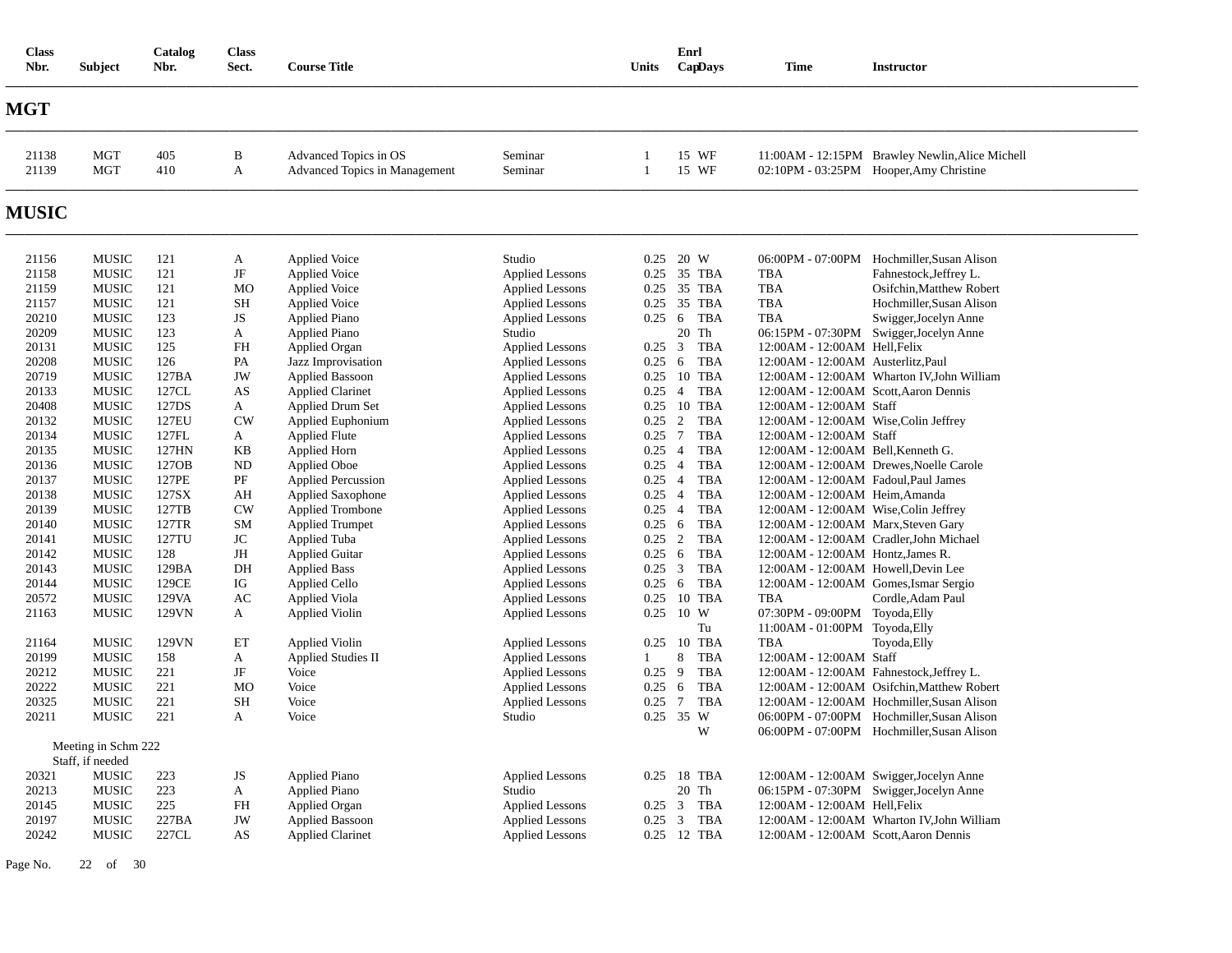| Class Nbr. | Subject | Catalog Nbr. | Class Sect. | Course Title | | Units | Enrl Cap | Days | Time | Instructor |
|---|---|---|---|---|---|---|---|---|---|---|

## MGT

| Class Nbr. | Subject | Catalog Nbr. | Class Sect. | Course Title | | Units | Enrl Cap | Days | Time | Instructor |
|---|---|---|---|---|---|---|---|---|---|---|
| 21138 | MGT | 405 | B | Advanced Topics in OS | Seminar | 1 | 15 | WF | 11:00AM - 12:15PM | Brawley Newlin,Alice Michell |
| 21139 | MGT | 410 | A | Advanced Topics in Management | Seminar | 1 | 15 | WF | 02:10PM - 03:25PM | Hooper,Amy Christine |

## MUSIC

| Class Nbr. | Subject | Catalog Nbr. | Class Sect. | Course Title | | Units | Enrl Cap | Days | Time | Instructor |
|---|---|---|---|---|---|---|---|---|---|---|
| 21156 | MUSIC | 121 | A | Applied Voice | Studio | 0.25 | 20 | W | 06:00PM - 07:00PM | Hochmiller,Susan Alison |
| 21158 | MUSIC | 121 | JF | Applied Voice | Applied Lessons | 0.25 | 35 | TBA | TBA | Fahnestock,Jeffrey L. |
| 21159 | MUSIC | 121 | MO | Applied Voice | Applied Lessons | 0.25 | 35 | TBA | TBA | Osifchin,Matthew Robert |
| 21157 | MUSIC | 121 | SH | Applied Voice | Applied Lessons | 0.25 | 35 | TBA | TBA | Hochmiller,Susan Alison |
| 20210 | MUSIC | 123 | JS | Applied Piano | Applied Lessons | 0.25 | 6 | TBA | TBA | Swigger,Jocelyn Anne |
| 20209 | MUSIC | 123 | A | Applied Piano | Studio | | 20 | Th | 06:15PM - 07:30PM | Swigger,Jocelyn Anne |
| 20131 | MUSIC | 125 | FH | Applied Organ | Applied Lessons | 0.25 | 3 | TBA | 12:00AM - 12:00AM | Hell,Felix |
| 20208 | MUSIC | 126 | PA | Jazz Improvisation | Applied Lessons | 0.25 | 6 | TBA | 12:00AM - 12:00AM | Austerlitz,Paul |
| 20719 | MUSIC | 127BA | JW | Applied Bassoon | Applied Lessons | 0.25 | 10 | TBA | 12:00AM - 12:00AM | Wharton IV,John William |
| 20133 | MUSIC | 127CL | AS | Applied Clarinet | Applied Lessons | 0.25 | 4 | TBA | 12:00AM - 12:00AM | Scott,Aaron Dennis |
| 20408 | MUSIC | 127DS | A | Applied Drum Set | Applied Lessons | 0.25 | 10 | TBA | 12:00AM - 12:00AM | Staff |
| 20132 | MUSIC | 127EU | CW | Applied Euphonium | Applied Lessons | 0.25 | 2 | TBA | 12:00AM - 12:00AM | Wise,Colin Jeffrey |
| 20134 | MUSIC | 127FL | A | Applied Flute | Applied Lessons | 0.25 | 7 | TBA | 12:00AM - 12:00AM | Staff |
| 20135 | MUSIC | 127HN | KB | Applied Horn | Applied Lessons | 0.25 | 4 | TBA | 12:00AM - 12:00AM | Bell,Kenneth G. |
| 20136 | MUSIC | 127OB | ND | Applied Oboe | Applied Lessons | 0.25 | 4 | TBA | 12:00AM - 12:00AM | Drewes,Noelle Carole |
| 20137 | MUSIC | 127PE | PF | Applied Percussion | Applied Lessons | 0.25 | 4 | TBA | 12:00AM - 12:00AM | Fadoul,Paul James |
| 20138 | MUSIC | 127SX | AH | Applied Saxophone | Applied Lessons | 0.25 | 4 | TBA | 12:00AM - 12:00AM | Heim,Amanda |
| 20139 | MUSIC | 127TB | CW | Applied Trombone | Applied Lessons | 0.25 | 4 | TBA | 12:00AM - 12:00AM | Wise,Colin Jeffrey |
| 20140 | MUSIC | 127TR | SM | Applied Trumpet | Applied Lessons | 0.25 | 6 | TBA | 12:00AM - 12:00AM | Marx,Steven Gary |
| 20141 | MUSIC | 127TU | JC | Applied Tuba | Applied Lessons | 0.25 | 2 | TBA | 12:00AM - 12:00AM | Cradler,John Michael |
| 20142 | MUSIC | 128 | JH | Applied Guitar | Applied Lessons | 0.25 | 6 | TBA | 12:00AM - 12:00AM | Hontz,James R. |
| 20143 | MUSIC | 129BA | DH | Applied Bass | Applied Lessons | 0.25 | 3 | TBA | 12:00AM - 12:00AM | Howell,Devin Lee |
| 20144 | MUSIC | 129CE | IG | Applied Cello | Applied Lessons | 0.25 | 6 | TBA | 12:00AM - 12:00AM | Gomes,Ismar Sergio |
| 20572 | MUSIC | 129VA | AC | Applied Viola | Applied Lessons | 0.25 | 10 | TBA | TBA | Cordle,Adam Paul |
| 21163 | MUSIC | 129VN | A | Applied Violin | Applied Lessons | 0.25 | 10 | W | 07:30PM - 09:00PM | Toyoda,Elly |
| | | | | | | | | Tu | 11:00AM - 01:00PM | Toyoda,Elly |
| 21164 | MUSIC | 129VN | ET | Applied Violin | Applied Lessons | 0.25 | 10 | TBA | TBA | Toyoda,Elly |
| 20199 | MUSIC | 158 | A | Applied Studies II | Applied Lessons | 1 | 8 | TBA | 12:00AM - 12:00AM | Staff |
| 20212 | MUSIC | 221 | JF | Voice | Applied Lessons | 0.25 | 9 | TBA | 12:00AM - 12:00AM | Fahnestock,Jeffrey L. |
| 20222 | MUSIC | 221 | MO | Voice | Applied Lessons | 0.25 | 6 | TBA | 12:00AM - 12:00AM | Osifchin,Matthew Robert |
| 20325 | MUSIC | 221 | SH | Voice | Applied Lessons | 0.25 | 7 | TBA | 12:00AM - 12:00AM | Hochmiller,Susan Alison |
| 20211 | MUSIC | 221 | A | Voice | Studio | 0.25 | 35 | W | 06:00PM - 07:00PM | Hochmiller,Susan Alison |
| | | | | | | | | W | 06:00PM - 07:00PM | Hochmiller,Susan Alison |
| | Meeting in Schm 222 Staff, if needed | | | | | | | | | |
| 20321 | MUSIC | 223 | JS | Applied Piano | Applied Lessons | 0.25 | 18 | TBA | 12:00AM - 12:00AM | Swigger,Jocelyn Anne |
| 20213 | MUSIC | 223 | A | Applied Piano | Studio | | 20 | Th | 06:15PM - 07:30PM | Swigger,Jocelyn Anne |
| 20145 | MUSIC | 225 | FH | Applied Organ | Applied Lessons | 0.25 | 3 | TBA | 12:00AM - 12:00AM | Hell,Felix |
| 20197 | MUSIC | 227BA | JW | Applied Bassoon | Applied Lessons | 0.25 | 3 | TBA | 12:00AM - 12:00AM | Wharton IV,John William |
| 20242 | MUSIC | 227CL | AS | Applied Clarinet | Applied Lessons | 0.25 | 12 | TBA | 12:00AM - 12:00AM | Scott,Aaron Dennis |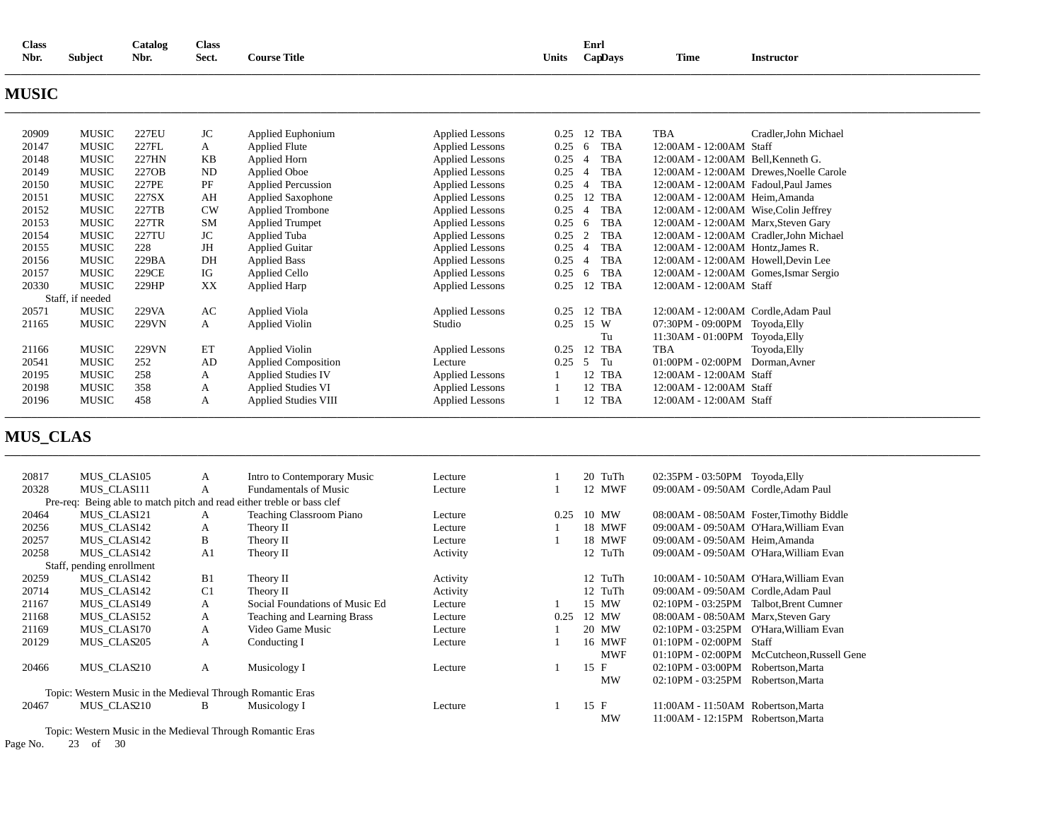| Class Nbr. | Subject | Catalog Nbr. | Class Sect. | Course Title | | Units | Enrl Cap | Days | Time | Instructor |
|---|---|---|---|---|---|---|---|---|---|---|

## MUSIC

| Class Nbr. | Subject | Catalog Nbr. | Class Sect. | Course Title | | Units | Enrl Cap | Days | Time | Instructor |
|---|---|---|---|---|---|---|---|---|---|---|
| 20909 | MUSIC | 227EU | JC | Applied Euphonium | Applied Lessons | 0.25 | 12 | TBA | TBA | Cradler,John Michael |
| 20147 | MUSIC | 227FL | A | Applied Flute | Applied Lessons | 0.25 | 6 | TBA | 12:00AM - 12:00AM | Staff |
| 20148 | MUSIC | 227HN | KB | Applied Horn | Applied Lessons | 0.25 | 4 | TBA | 12:00AM - 12:00AM | Bell,Kenneth G. |
| 20149 | MUSIC | 227OB | ND | Applied Oboe | Applied Lessons | 0.25 | 4 | TBA | 12:00AM - 12:00AM | Drewes,Noelle Carole |
| 20150 | MUSIC | 227PE | PF | Applied Percussion | Applied Lessons | 0.25 | 4 | TBA | 12:00AM - 12:00AM | Fadoul,Paul James |
| 20151 | MUSIC | 227SX | AH | Applied Saxophone | Applied Lessons | 0.25 | 12 | TBA | 12:00AM - 12:00AM | Heim,Amanda |
| 20152 | MUSIC | 227TB | CW | Applied Trombone | Applied Lessons | 0.25 | 4 | TBA | 12:00AM - 12:00AM | Wise,Colin Jeffrey |
| 20153 | MUSIC | 227TR | SM | Applied Trumpet | Applied Lessons | 0.25 | 6 | TBA | 12:00AM - 12:00AM | Marx,Steven Gary |
| 20154 | MUSIC | 227TU | JC | Applied Tuba | Applied Lessons | 0.25 | 2 | TBA | 12:00AM - 12:00AM | Cradler,John Michael |
| 20155 | MUSIC | 228 | JH | Applied Guitar | Applied Lessons | 0.25 | 4 | TBA | 12:00AM - 12:00AM | Hontz,James R. |
| 20156 | MUSIC | 229BA | DH | Applied Bass | Applied Lessons | 0.25 | 4 | TBA | 12:00AM - 12:00AM | Howell,Devin Lee |
| 20157 | MUSIC | 229CE | IG | Applied Cello | Applied Lessons | 0.25 | 6 | TBA | 12:00AM - 12:00AM | Gomes,Ismar Sergio |
| 20330 | MUSIC | 229HP | XX | Applied Harp | Applied Lessons | 0.25 | 12 | TBA | 12:00AM - 12:00AM | Staff |
| | Staff, if needed | | | | | | | | | |
| 20571 | MUSIC | 229VA | AC | Applied Viola | Applied Lessons | 0.25 | 12 | TBA | 12:00AM - 12:00AM | Cordle,Adam Paul |
| 21165 | MUSIC | 229VN | A | Applied Violin | Studio | 0.25 | 15 | W | 07:30PM - 09:00PM | Toyoda,Elly |
| | | | | | | | | Tu | 11:30AM - 01:00PM | Toyoda,Elly |
| 21166 | MUSIC | 229VN | ET | Applied Violin | Applied Lessons | 0.25 | 12 | TBA | TBA | Toyoda,Elly |
| 20541 | MUSIC | 252 | AD | Applied Composition | Lecture | 0.25 | 5 | Tu | 01:00PM - 02:00PM | Dorman,Avner |
| 20195 | MUSIC | 258 | A | Applied Studies IV | Applied Lessons | 1 | 12 | TBA | 12:00AM - 12:00AM | Staff |
| 20198 | MUSIC | 358 | A | Applied Studies VI | Applied Lessons | 1 | 12 | TBA | 12:00AM - 12:00AM | Staff |
| 20196 | MUSIC | 458 | A | Applied Studies VIII | Applied Lessons | 1 | 12 | TBA | 12:00AM - 12:00AM | Staff |

## MUS_CLAS

| Class Nbr. | Subject | Catalog Nbr. | Class Sect. | Course Title | | Units | Enrl Cap | Days | Time | Instructor |
|---|---|---|---|---|---|---|---|---|---|---|
| 20817 | MUS_CLAS | 105 | A | Intro to Contemporary Music | Lecture | 1 | 20 | TuTh | 02:35PM - 03:50PM | Toyoda,Elly |
| 20328 | MUS_CLAS | 111 | A | Fundamentals of Music | Lecture | 1 | 12 | MWF | 09:00AM - 09:50AM | Cordle,Adam Paul |
| | Pre-req: Being able to match pitch and read either treble or bass clef | | | | | | | | | |
| 20464 | MUS_CLAS | 121 | A | Teaching Classroom Piano | Lecture | 0.25 | 10 | MW | 08:00AM - 08:50AM | Foster,Timothy Biddle |
| 20256 | MUS_CLAS | 142 | A | Theory II | Lecture | 1 | 18 | MWF | 09:00AM - 09:50AM | O'Hara,William Evan |
| 20257 | MUS_CLAS | 142 | B | Theory II | Lecture | 1 | 18 | MWF | 09:00AM - 09:50AM | Heim,Amanda |
| 20258 | MUS_CLAS | 142 | A1 | Theory II | Activity | | 12 | TuTh | 09:00AM - 09:50AM | O'Hara,William Evan |
| | Staff, pending enrollment | | | | | | | | | |
| 20259 | MUS_CLAS | 142 | B1 | Theory II | Activity | | 12 | TuTh | 10:00AM - 10:50AM | O'Hara,William Evan |
| 20714 | MUS_CLAS | 142 | C1 | Theory II | Activity | | 12 | TuTh | 09:00AM - 09:50AM | Cordle,Adam Paul |
| 21167 | MUS_CLAS | 149 | A | Social Foundations of Music Ed | Lecture | 1 | 15 | MW | 02:10PM - 03:25PM | Talbot,Brent Cumner |
| 21168 | MUS_CLAS | 152 | A | Teaching and Learning Brass | Lecture | 0.25 | 12 | MW | 08:00AM - 08:50AM | Marx,Steven Gary |
| 21169 | MUS_CLAS | 170 | A | Video Game Music | Lecture | 1 | 20 | MW | 02:10PM - 03:25PM | O'Hara,William Evan |
| 20129 | MUS_CLAS | 205 | A | Conducting I | Lecture | 1 | 16 | MWF | 01:10PM - 02:00PM | Staff |
| | | | | | | | | MWF | 01:10PM - 02:00PM | McCutcheon,Russell Gene |
| 20466 | MUS_CLAS | 210 | A | Musicology I | Lecture | 1 | 15 | F | 02:10PM - 03:00PM | Robertson,Marta |
| | | | | | | | | MW | 02:10PM - 03:25PM | Robertson,Marta |
| | Topic: Western Music in the Medieval Through Romantic Eras | | | | | | | | | |
| 20467 | MUS_CLAS | 210 | B | Musicology I | Lecture | 1 | 15 | F | 11:00AM - 11:50AM | Robertson,Marta |
| | | | | | | | | MW | 11:00AM - 12:15PM | Robertson,Marta |
| | Topic: Western Music in the Medieval Through Romantic Eras | | | | | | | | | |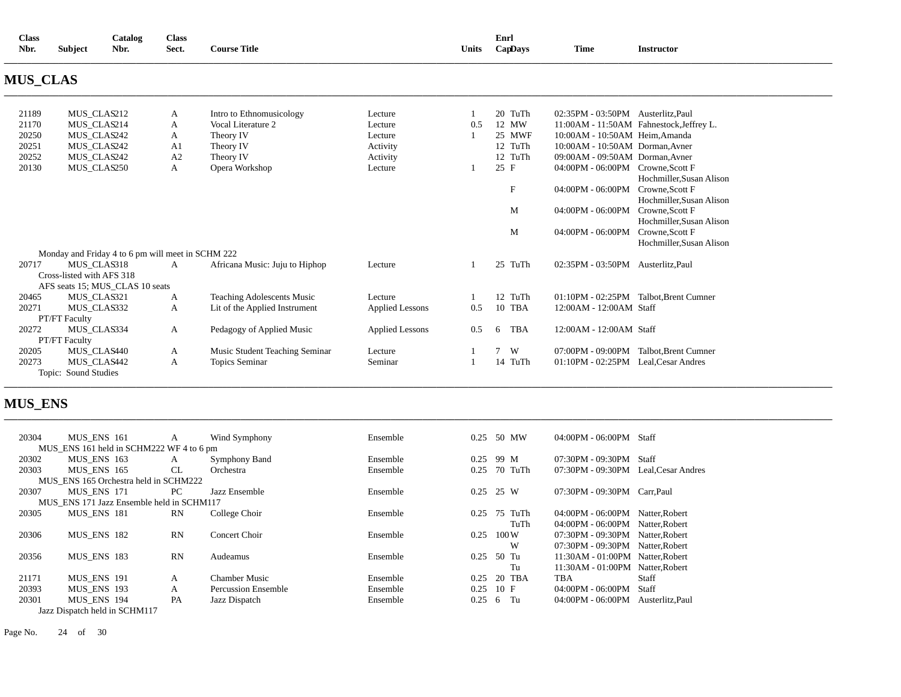| Class Nbr. | Subject | Catalog Nbr. | Class Sect. | Course Title | | Units | Enrl Cap | Days | Time | Instructor |
|---|---|---|---|---|---|---|---|---|---|---|

## MUS_CLAS

| Class Nbr. | Subject | Catalog Nbr. | Class Sect. | Course Title | | Units | Enrl Cap | Days | Time | Instructor |
|---|---|---|---|---|---|---|---|---|---|---|
| 21189 | MUS_CLAS | 212 | A | Intro to Ethnomusicology | Lecture | 1 | 20 | TuTh | 02:35PM - 03:50PM | Austerlitz,Paul |
| 21170 | MUS_CLAS | 214 | A | Vocal Literature 2 | Lecture | 0.5 | 12 | MW | 11:00AM - 11:50AM | Fahnestock,Jeffrey L. |
| 20250 | MUS_CLAS | 242 | A | Theory IV | Lecture | 1 | 25 | MWF | 10:00AM - 10:50AM | Heim,Amanda |
| 20251 | MUS_CLAS | 242 | A1 | Theory IV | Activity | | 12 | TuTh | 10:00AM - 10:50AM | Dorman,Avner |
| 20252 | MUS_CLAS | 242 | A2 | Theory IV | Activity | | 12 | TuTh | 09:00AM - 09:50AM | Dorman,Avner |
| 20130 | MUS_CLAS | 250 | A | Opera Workshop | Lecture | 1 | 25 | F | 04:00PM - 06:00PM | Crowne,Scott F; Hochmiller,Susan Alison |
| | | | | | | | | F | 04:00PM - 06:00PM | Crowne,Scott F; Hochmiller,Susan Alison |
| | | | | | | | | M | 04:00PM - 06:00PM | Crowne,Scott F; Hochmiller,Susan Alison |
| | | | | | | | | M | 04:00PM - 06:00PM | Crowne,Scott F; Hochmiller,Susan Alison |
| | Monday and Friday 4 to 6 pm will meet in SCHM 222 | | | | | | | | | |
| 20717 | MUS_CLAS | 318 | A | Africana Music: Juju to Hiphop | Lecture | 1 | 25 | TuTh | 02:35PM - 03:50PM | Austerlitz,Paul |
| | Cross-listed with AFS 318 | | | | | | | | | |
| | AFS seats 15; MUS_CLAS 10 seats | | | | | | | | | |
| 20465 | MUS_CLAS | 321 | A | Teaching Adolescents Music | Lecture | 1 | 12 | TuTh | 01:10PM - 02:25PM | Talbot,Brent Cumner |
| 20271 | MUS_CLAS | 332 | A | Lit of the Applied Instrument | Applied Lessons | 0.5 | 10 | TBA | 12:00AM - 12:00AM | Staff |
| | PT/FT Faculty | | | | | | | | | |
| 20272 | MUS_CLAS | 334 | A | Pedagogy of Applied Music | Applied Lessons | 0.5 | 6 | TBA | 12:00AM - 12:00AM | Staff |
| | PT/FT Faculty | | | | | | | | | |
| 20205 | MUS_CLAS | 440 | A | Music Student Teaching Seminar | Lecture | 1 | 7 | W | 07:00PM - 09:00PM | Talbot,Brent Cumner |
| 20273 | MUS_CLAS | 442 | A | Topics Seminar | Seminar | 1 | 14 | TuTh | 01:10PM - 02:25PM | Leal,Cesar Andres |
| | Topic: Sound Studies | | | | | | | | | |

## MUS_ENS

| Class Nbr. | Subject | Catalog Nbr. | Class Sect. | Course Title | | Units | Enrl Cap | Days | Time | Instructor |
|---|---|---|---|---|---|---|---|---|---|---|
| 20304 | MUS_ENS | 161 | A | Wind Symphony | Ensemble | 0.25 | 50 | MW | 04:00PM - 06:00PM | Staff |
| | MUS_ENS 161 held in SCHM222 WF 4 to 6 pm | | | | | | | | | |
| 20302 | MUS_ENS | 163 | A | Symphony Band | Ensemble | 0.25 | 99 | M | 07:30PM - 09:30PM | Staff |
| 20303 | MUS_ENS | 165 | CL | Orchestra | Ensemble | 0.25 | 70 | TuTh | 07:30PM - 09:30PM | Leal,Cesar Andres |
| | MUS_ENS 165 Orchestra held in SCHM222 | | | | | | | | | |
| 20307 | MUS_ENS | 171 | PC | Jazz Ensemble | Ensemble | 0.25 | 25 | W | 07:30PM - 09:30PM | Carr,Paul |
| | MUS_ENS 171 Jazz Ensemble held in SCHM117 | | | | | | | | | |
| 20305 | MUS_ENS | 181 | RN | College Choir | Ensemble | 0.25 | 75 | TuTh | 04:00PM - 06:00PM | Natter,Robert |
| | | | | | | | | TuTh | 04:00PM - 06:00PM | Natter,Robert |
| 20306 | MUS_ENS | 182 | RN | Concert Choir | Ensemble | 0.25 | 100 | W | 07:30PM - 09:30PM | Natter,Robert |
| | | | | | | | | W | 07:30PM - 09:30PM | Natter,Robert |
| 20356 | MUS_ENS | 183 | RN | Audeamus | Ensemble | 0.25 | 50 | Tu | 11:30AM - 01:00PM | Natter,Robert |
| | | | | | | | | Tu | 11:30AM - 01:00PM | Natter,Robert |
| 21171 | MUS_ENS | 191 | A | Chamber Music | Ensemble | 0.25 | 20 | TBA | TBA | Staff |
| 20393 | MUS_ENS | 193 | A | Percussion Ensemble | Ensemble | 0.25 | 10 | F | 04:00PM - 06:00PM | Staff |
| 20301 | MUS_ENS | 194 | PA | Jazz Dispatch | Ensemble | 0.25 | 6 | Tu | 04:00PM - 06:00PM | Austerlitz,Paul |
| | Jazz Dispatch held in SCHM117 | | | | | | | | | |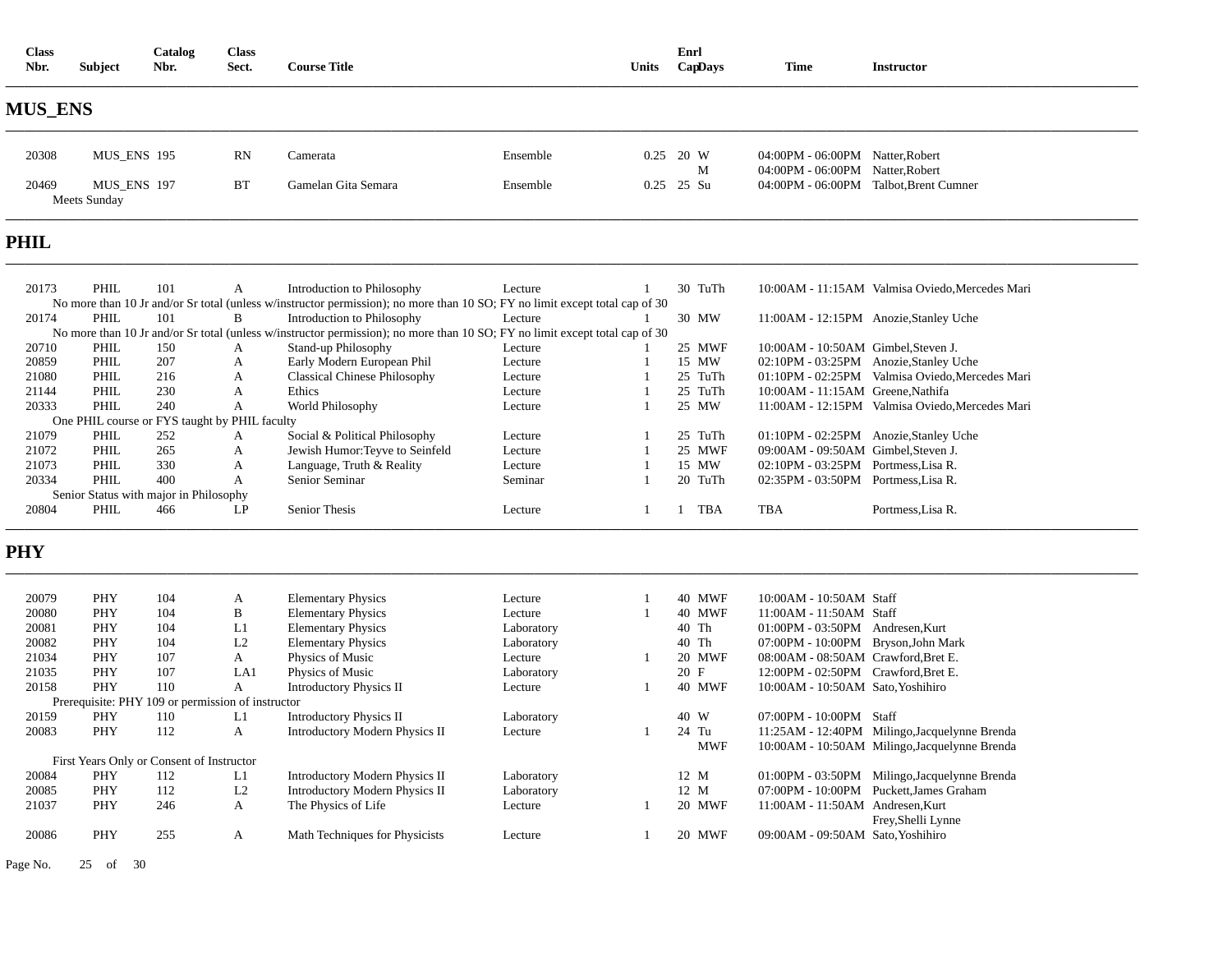| Class Nbr. | Subject | Catalog Nbr. | Class Sect. | Course Title | | Units | Enrl Cap | Days | Time | Instructor |
|---|---|---|---|---|---|---|---|---|---|---|

## MUS_ENS

| Class Nbr. | Subject | Catalog Nbr. | Class Sect. | Course Title | | Units | Enrl Cap | Days | Time | Instructor |
|---|---|---|---|---|---|---|---|---|---|---|
| 20308 | MUS_ENS | 195 | RN | Camerata | Ensemble | 0.25 | 20 | W | 04:00PM - 06:00PM | Natter,Robert |
| | | | | | | | | M | 04:00PM - 06:00PM | Natter,Robert |
| 20469 | MUS_ENS | 197 | BT | Gamelan Gita Semara | Ensemble | 0.25 | 25 | Su | 04:00PM - 06:00PM | Talbot,Brent Cumner |
| | Meets Sunday | | | | | | | | | |

## PHIL

| Class Nbr. | Subject | Catalog Nbr. | Class Sect. | Course Title | | Units | Enrl Cap | Days | Time | Instructor |
|---|---|---|---|---|---|---|---|---|---|---|
| 20173 | PHIL | 101 | A | Introduction to Philosophy | Lecture | 1 | 30 | TuTh | 10:00AM - 11:15AM | Valmisa Oviedo,Mercedes Mari |
| | No more than 10 Jr and/or Sr total (unless w/instructor permission); no more than 10 SO; FY no limit except total cap of 30 | | | | | | | | | |
| 20174 | PHIL | 101 | B | Introduction to Philosophy | Lecture | 1 | 30 | MW | 11:00AM - 12:15PM | Anozie,Stanley Uche |
| | No more than 10 Jr and/or Sr total (unless w/instructor permission); no more than 10 SO; FY no limit except total cap of 30 | | | | | | | | | |
| 20710 | PHIL | 150 | A | Stand-up Philosophy | Lecture | 1 | 25 | MWF | 10:00AM - 10:50AM | Gimbel,Steven J. |
| 20859 | PHIL | 207 | A | Early Modern European Phil | Lecture | 1 | 15 | MW | 02:10PM - 03:25PM | Anozie,Stanley Uche |
| 21080 | PHIL | 216 | A | Classical Chinese Philosophy | Lecture | 1 | 25 | TuTh | 01:10PM - 02:25PM | Valmisa Oviedo,Mercedes Mari |
| 21144 | PHIL | 230 | A | Ethics | Lecture | 1 | 25 | TuTh | 10:00AM - 11:15AM | Greene,Nathifa |
| 20333 | PHIL | 240 | A | World Philosophy | Lecture | 1 | 25 | MW | 11:00AM - 12:15PM | Valmisa Oviedo,Mercedes Mari |
| | One PHIL course or FYS taught by PHIL faculty | | | | | | | | | |
| 21079 | PHIL | 252 | A | Social & Political Philosophy | Lecture | 1 | 25 | TuTh | 01:10PM - 02:25PM | Anozie,Stanley Uche |
| 21072 | PHIL | 265 | A | Jewish Humor:Teyve to Seinfeld | Lecture | 1 | 25 | MWF | 09:00AM - 09:50AM | Gimbel,Steven J. |
| 21073 | PHIL | 330 | A | Language, Truth & Reality | Lecture | 1 | 15 | MW | 02:10PM - 03:25PM | Portmess,Lisa R. |
| 20334 | PHIL | 400 | A | Senior Seminar | Seminar | 1 | 20 | TuTh | 02:35PM - 03:50PM | Portmess,Lisa R. |
| | Senior Status with major in Philosophy | | | | | | | | | |
| 20804 | PHIL | 466 | LP | Senior Thesis | Lecture | 1 | 1 | TBA | TBA | Portmess,Lisa R. |

## PHY

| Class Nbr. | Subject | Catalog Nbr. | Class Sect. | Course Title | | Units | Enrl Cap | Days | Time | Instructor |
|---|---|---|---|---|---|---|---|---|---|---|
| 20079 | PHY | 104 | A | Elementary Physics | Lecture | 1 | 40 | MWF | 10:00AM - 10:50AM | Staff |
| 20080 | PHY | 104 | B | Elementary Physics | Lecture | 1 | 40 | MWF | 11:00AM - 11:50AM | Staff |
| 20081 | PHY | 104 | L1 | Elementary Physics | Laboratory | | 40 | Th | 01:00PM - 03:50PM | Andresen,Kurt |
| 20082 | PHY | 104 | L2 | Elementary Physics | Laboratory | | 40 | Th | 07:00PM - 10:00PM | Bryson,John Mark |
| 21034 | PHY | 107 | A | Physics of Music | Lecture | 1 | 20 | MWF | 08:00AM - 08:50AM | Crawford,Bret E. |
| 21035 | PHY | 107 | LA1 | Physics of Music | Laboratory | | 20 | F | 12:00PM - 02:50PM | Crawford,Bret E. |
| 20158 | PHY | 110 | A | Introductory Physics II | Lecture | 1 | 40 | MWF | 10:00AM - 10:50AM | Sato,Yoshihiro |
| | Prerequisite: PHY 109 or permission of instructor | | | | | | | | | |
| 20159 | PHY | 110 | L1 | Introductory Physics II | Laboratory | | 40 | W | 07:00PM - 10:00PM | Staff |
| 20083 | PHY | 112 | A | Introductory Modern Physics II | Lecture | 1 | 24 | Tu | 11:25AM - 12:40PM | Milingo,Jacquelynne Brenda |
| | | | | | | | | MWF | 10:00AM - 10:50AM | Milingo,Jacquelynne Brenda |
| | First Years Only or Consent of Instructor | | | | | | | | | |
| 20084 | PHY | 112 | L1 | Introductory Modern Physics II | Laboratory | | 12 | M | 01:00PM - 03:50PM | Milingo,Jacquelynne Brenda |
| 20085 | PHY | 112 | L2 | Introductory Modern Physics II | Laboratory | | 12 | M | 07:00PM - 10:00PM | Puckett,James Graham |
| 21037 | PHY | 246 | A | The Physics of Life | Lecture | 1 | 20 | MWF | 11:00AM - 11:50AM | Andresen,Kurt |
| | | | | | | | | | | Frey,Shelli Lynne |
| 20086 | PHY | 255 | A | Math Techniques for Physicists | Lecture | 1 | 20 | MWF | 09:00AM - 09:50AM | Sato,Yoshihiro |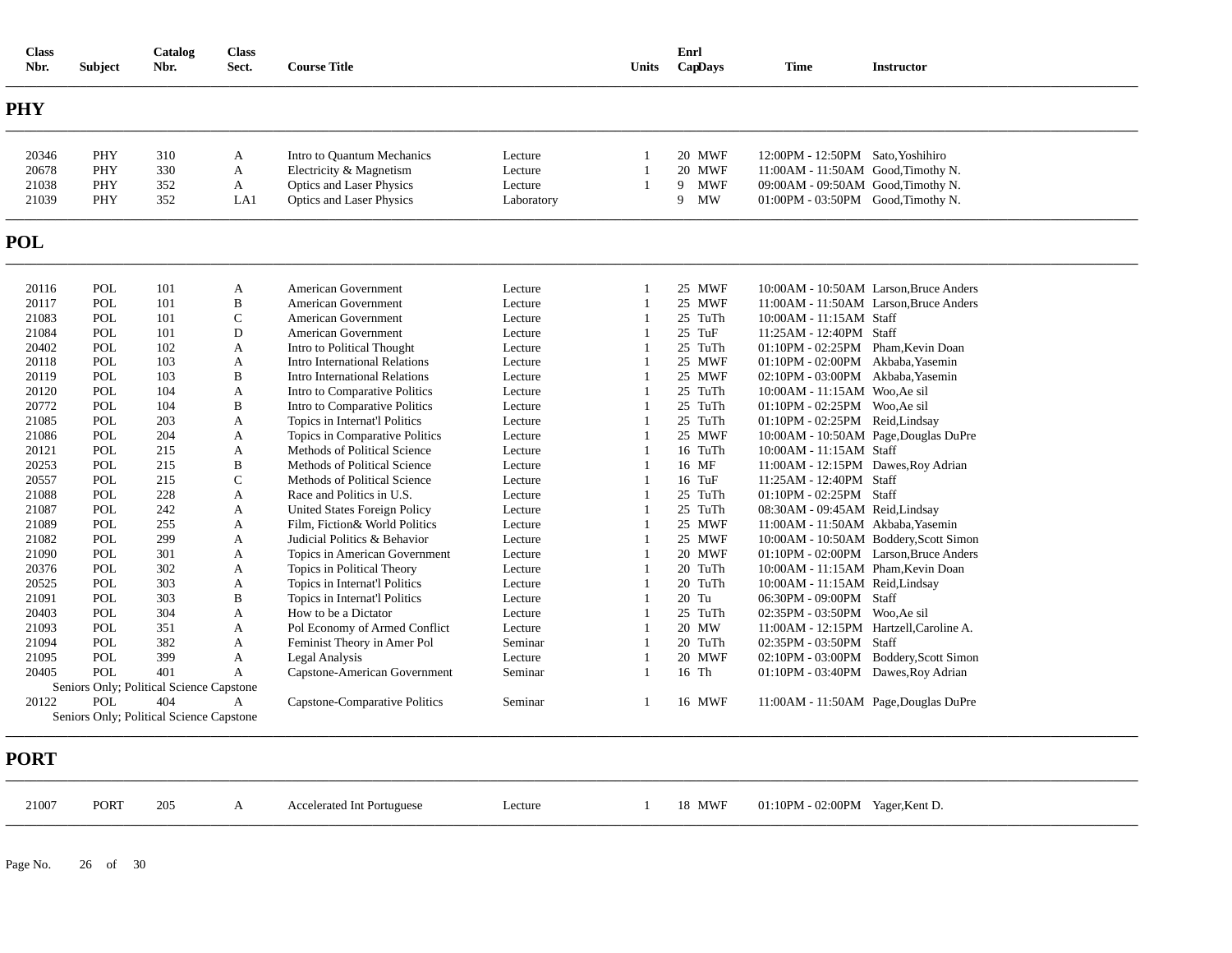| Class Nbr. | Subject | Catalog Nbr. | Class Sect. | Course Title | | Units | Enrl Cap | Days | Time | Instructor |
|---|---|---|---|---|---|---|---|---|---|---|

## PHY

| Class Nbr. | Subject | Catalog Nbr. | Class Sect. | Course Title | | Units | Enrl Cap | Days | Time | Instructor |
|---|---|---|---|---|---|---|---|---|---|---|
| 20346 | PHY | 310 | A | Intro to Quantum Mechanics | Lecture | 1 | 20 | MWF | 12:00PM - 12:50PM | Sato,Yoshihiro |
| 20678 | PHY | 330 | A | Electricity & Magnetism | Lecture | 1 | 20 | MWF | 11:00AM - 11:50AM | Good,Timothy N. |
| 21038 | PHY | 352 | A | Optics and Laser Physics | Lecture | 1 | 9 | MWF | 09:00AM - 09:50AM | Good,Timothy N. |
| 21039 | PHY | 352 | LA1 | Optics and Laser Physics | Laboratory | | 9 | MW | 01:00PM - 03:50PM | Good,Timothy N. |

## POL

| Class Nbr. | Subject | Catalog Nbr. | Class Sect. | Course Title | | Units | Enrl Cap | Days | Time | Instructor |
|---|---|---|---|---|---|---|---|---|---|---|
| 20116 | POL | 101 | A | American Government | Lecture | 1 | 25 | MWF | 10:00AM - 10:50AM | Larson,Bruce Anders |
| 20117 | POL | 101 | B | American Government | Lecture | 1 | 25 | MWF | 11:00AM - 11:50AM | Larson,Bruce Anders |
| 21083 | POL | 101 | C | American Government | Lecture | 1 | 25 | TuTh | 10:00AM - 11:15AM | Staff |
| 21084 | POL | 101 | D | American Government | Lecture | 1 | 25 | TuF | 11:25AM - 12:40PM | Staff |
| 20402 | POL | 102 | A | Intro to Political Thought | Lecture | 1 | 25 | TuTh | 01:10PM - 02:25PM | Pham,Kevin Doan |
| 20118 | POL | 103 | A | Intro International Relations | Lecture | 1 | 25 | MWF | 01:10PM - 02:00PM | Akbaba,Yasemin |
| 20119 | POL | 103 | B | Intro International Relations | Lecture | 1 | 25 | MWF | 02:10PM - 03:00PM | Akbaba,Yasemin |
| 20120 | POL | 104 | A | Intro to Comparative Politics | Lecture | 1 | 25 | TuTh | 10:00AM - 11:15AM | Woo,Ae sil |
| 20772 | POL | 104 | B | Intro to Comparative Politics | Lecture | 1 | 25 | TuTh | 01:10PM - 02:25PM | Woo,Ae sil |
| 21085 | POL | 203 | A | Topics in Internat'l Politics | Lecture | 1 | 25 | TuTh | 01:10PM - 02:25PM | Reid,Lindsay |
| 21086 | POL | 204 | A | Topics in Comparative Politics | Lecture | 1 | 25 | MWF | 10:00AM - 10:50AM | Page,Douglas DuPre |
| 20121 | POL | 215 | A | Methods of Political Science | Lecture | 1 | 16 | TuTh | 10:00AM - 11:15AM | Staff |
| 20253 | POL | 215 | B | Methods of Political Science | Lecture | 1 | 16 | MF | 11:00AM - 12:15PM | Dawes,Roy Adrian |
| 20557 | POL | 215 | C | Methods of Political Science | Lecture | 1 | 16 | TuF | 11:25AM - 12:40PM | Staff |
| 21088 | POL | 228 | A | Race and Politics in U.S. | Lecture | 1 | 25 | TuTh | 01:10PM - 02:25PM | Staff |
| 21087 | POL | 242 | A | United States Foreign Policy | Lecture | 1 | 25 | TuTh | 08:30AM - 09:45AM | Reid,Lindsay |
| 21089 | POL | 255 | A | Film, Fiction& World Politics | Lecture | 1 | 25 | MWF | 11:00AM - 11:50AM | Akbaba,Yasemin |
| 21082 | POL | 299 | A | Judicial Politics & Behavior | Lecture | 1 | 25 | MWF | 10:00AM - 10:50AM | Boddery,Scott Simon |
| 21090 | POL | 301 | A | Topics in American Government | Lecture | 1 | 20 | MWF | 01:10PM - 02:00PM | Larson,Bruce Anders |
| 20376 | POL | 302 | A | Topics in Political Theory | Lecture | 1 | 20 | TuTh | 10:00AM - 11:15AM | Pham,Kevin Doan |
| 20525 | POL | 303 | A | Topics in Internat'l Politics | Lecture | 1 | 20 | TuTh | 10:00AM - 11:15AM | Reid,Lindsay |
| 21091 | POL | 303 | B | Topics in Internat'l Politics | Lecture | 1 | 20 | Tu | 06:30PM - 09:00PM | Staff |
| 20403 | POL | 304 | A | How to be a Dictator | Lecture | 1 | 25 | TuTh | 02:35PM - 03:50PM | Woo,Ae sil |
| 21093 | POL | 351 | A | Pol Economy of Armed Conflict | Lecture | 1 | 20 | MW | 11:00AM - 12:15PM | Hartzell,Caroline A. |
| 21094 | POL | 382 | A | Feminist Theory in Amer Pol | Seminar | 1 | 20 | TuTh | 02:35PM - 03:50PM | Staff |
| 21095 | POL | 399 | A | Legal Analysis | Lecture | 1 | 20 | MWF | 02:10PM - 03:00PM | Boddery,Scott Simon |
| 20405 | POL | 401 | A | Capstone-American Government | Seminar | 1 | 16 | Th | 01:10PM - 03:40PM | Dawes,Roy Adrian |
| Seniors Only; Political Science Capstone | | | | | | | | | | |
| 20122 | POL | 404 | A | Capstone-Comparative Politics | Seminar | 1 | 16 | MWF | 11:00AM - 11:50AM | Page,Douglas DuPre |
| Seniors Only; Political Science Capstone | | | | | | | | | | |

## PORT

| Class Nbr. | Subject | Catalog Nbr. | Class Sect. | Course Title | | Units | Enrl Cap | Days | Time | Instructor |
|---|---|---|---|---|---|---|---|---|---|---|
| 21007 | PORT | 205 | A | Accelerated Int Portuguese | Lecture | 1 | 18 | MWF | 01:10PM - 02:00PM | Yager,Kent D. |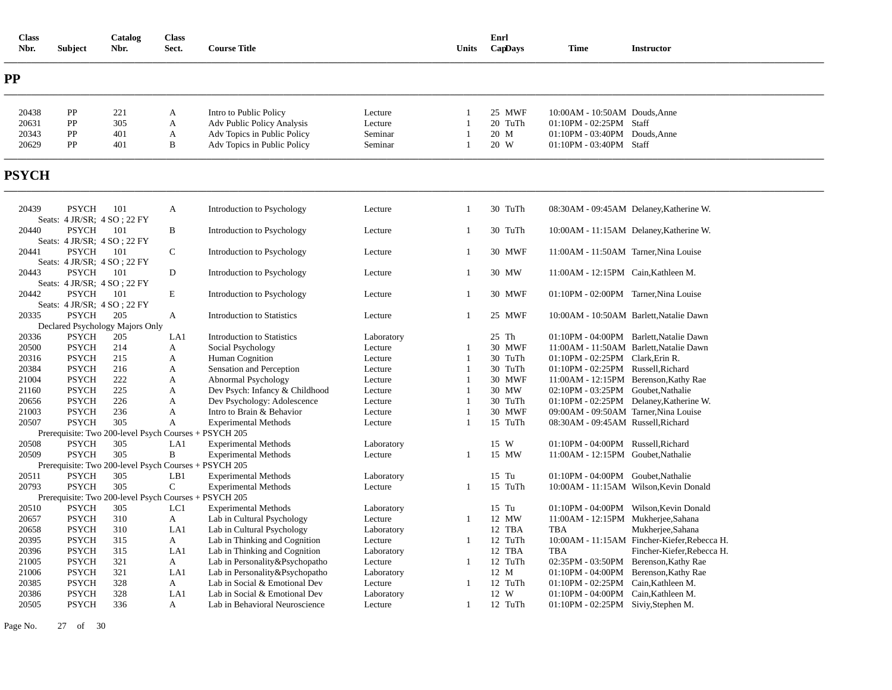| Class Nbr. | Subject | Catalog Nbr. | Class Sect. | Course Title | | Units | Enrl Cap | Days | Time | Instructor |
|---|---|---|---|---|---|---|---|---|---|---|

## PP

| Class Nbr. | Subject | Catalog Nbr. | Class Sect. | Course Title | | Units | Enrl Cap | Days | Time | Instructor |
|---|---|---|---|---|---|---|---|---|---|---|
| 20438 | PP | 221 | A | Intro to Public Policy | Lecture | 1 | 25 | MWF | 10:00AM - 10:50AM | Douds,Anne |
| 20631 | PP | 305 | A | Adv Public Policy Analysis | Lecture | 1 | 20 | TuTh | 01:10PM - 02:25PM | Staff |
| 20343 | PP | 401 | A | Adv Topics in Public Policy | Seminar | 1 | 20 | M | 01:10PM - 03:40PM | Douds,Anne |
| 20629 | PP | 401 | B | Adv Topics in Public Policy | Seminar | 1 | 20 | W | 01:10PM - 03:40PM | Staff |

## PSYCH

| Class Nbr. | Subject | Catalog Nbr. | Class Sect. | Course Title | | Units | Enrl Cap | Days | Time | Instructor |
|---|---|---|---|---|---|---|---|---|---|---|
| 20439 | PSYCH | 101 | A | Introduction to Psychology | Lecture | 1 | 30 | TuTh | 08:30AM - 09:45AM | Delaney,Katherine W. |
| Seats: 4 JR/SR; 4 SO ; 22 FY | | | | | | | | | | |
| 20440 | PSYCH | 101 | B | Introduction to Psychology | Lecture | 1 | 30 | TuTh | 10:00AM - 11:15AM | Delaney,Katherine W. |
| Seats: 4 JR/SR; 4 SO ; 22 FY | | | | | | | | | | |
| 20441 | PSYCH | 101 | C | Introduction to Psychology | Lecture | 1 | 30 | MWF | 11:00AM - 11:50AM | Tarner,Nina Louise |
| Seats: 4 JR/SR; 4 SO ; 22 FY | | | | | | | | | | |
| 20443 | PSYCH | 101 | D | Introduction to Psychology | Lecture | 1 | 30 | MW | 11:00AM - 12:15PM | Cain,Kathleen M. |
| Seats: 4 JR/SR; 4 SO ; 22 FY | | | | | | | | | | |
| 20442 | PSYCH | 101 | E | Introduction to Psychology | Lecture | 1 | 30 | MWF | 01:10PM - 02:00PM | Tarner,Nina Louise |
| Seats: 4 JR/SR; 4 SO ; 22 FY | | | | | | | | | | |
| 20335 | PSYCH | 205 | A | Introduction to Statistics | Lecture | 1 | 25 | MWF | 10:00AM - 10:50AM | Barlett,Natalie Dawn |
| Declared Psychology Majors Only | | | | | | | | | | |
| 20336 | PSYCH | 205 | LA1 | Introduction to Statistics | Laboratory | | 25 | Th | 01:10PM - 04:00PM | Barlett,Natalie Dawn |
| 20500 | PSYCH | 214 | A | Social Psychology | Lecture | 1 | 30 | MWF | 11:00AM - 11:50AM | Barlett,Natalie Dawn |
| 20316 | PSYCH | 215 | A | Human Cognition | Lecture | 1 | 30 | TuTh | 01:10PM - 02:25PM | Clark,Erin R. |
| 20384 | PSYCH | 216 | A | Sensation and Perception | Lecture | 1 | 30 | TuTh | 01:10PM - 02:25PM | Russell,Richard |
| 21004 | PSYCH | 222 | A | Abnormal Psychology | Lecture | 1 | 30 | MWF | 11:00AM - 12:15PM | Berenson,Kathy Rae |
| 21160 | PSYCH | 225 | A | Dev Psych: Infancy & Childhood | Lecture | 1 | 30 | MW | 02:10PM - 03:25PM | Goubet,Nathalie |
| 20656 | PSYCH | 226 | A | Dev Psychology: Adolescence | Lecture | 1 | 30 | TuTh | 01:10PM - 02:25PM | Delaney,Katherine W. |
| 21003 | PSYCH | 236 | A | Intro to Brain & Behavior | Lecture | 1 | 30 | MWF | 09:00AM - 09:50AM | Tarner,Nina Louise |
| 20507 | PSYCH | 305 | A | Experimental Methods | Lecture | 1 | 15 | TuTh | 08:30AM - 09:45AM | Russell,Richard |
| Prerequisite: Two 200-level Psych Courses + PSYCH 205 | | | | | | | | | | |
| 20508 | PSYCH | 305 | LA1 | Experimental Methods | Laboratory | | 15 | W | 01:10PM - 04:00PM | Russell,Richard |
| 20509 | PSYCH | 305 | B | Experimental Methods | Lecture | 1 | 15 | MW | 11:00AM - 12:15PM | Goubet,Nathalie |
| Prerequisite: Two 200-level Psych Courses + PSYCH 205 | | | | | | | | | | |
| 20511 | PSYCH | 305 | LB1 | Experimental Methods | Laboratory | | 15 | Tu | 01:10PM - 04:00PM | Goubet,Nathalie |
| 20793 | PSYCH | 305 | C | Experimental Methods | Lecture | 1 | 15 | TuTh | 10:00AM - 11:15AM | Wilson,Kevin Donald |
| Prerequisite: Two 200-level Psych Courses + PSYCH 205 | | | | | | | | | | |
| 20510 | PSYCH | 305 | LC1 | Experimental Methods | Laboratory | | 15 | Tu | 01:10PM - 04:00PM | Wilson,Kevin Donald |
| 20657 | PSYCH | 310 | A | Lab in Cultural Psychology | Lecture | 1 | 12 | MW | 11:00AM - 12:15PM | Mukherjee,Sahana |
| 20658 | PSYCH | 310 | LA1 | Lab in Cultural Psychology | Laboratory | | 12 | TBA | TBA | Mukherjee,Sahana |
| 20395 | PSYCH | 315 | A | Lab in Thinking and Cognition | Lecture | 1 | 12 | TuTh | 10:00AM - 11:15AM | Fincher-Kiefer,Rebecca H. |
| 20396 | PSYCH | 315 | LA1 | Lab in Thinking and Cognition | Laboratory | | 12 | TBA | TBA | Fincher-Kiefer,Rebecca H. |
| 21005 | PSYCH | 321 | A | Lab in Personality&Psychopatho | Lecture | 1 | 12 | TuTh | 02:35PM - 03:50PM | Berenson,Kathy Rae |
| 21006 | PSYCH | 321 | LA1 | Lab in Personality&Psychopatho | Laboratory | | 12 | M | 01:10PM - 04:00PM | Berenson,Kathy Rae |
| 20385 | PSYCH | 328 | A | Lab in Social & Emotional Dev | Lecture | 1 | 12 | TuTh | 01:10PM - 02:25PM | Cain,Kathleen M. |
| 20386 | PSYCH | 328 | LA1 | Lab in Social & Emotional Dev | Laboratory | | 12 | W | 01:10PM - 04:00PM | Cain,Kathleen M. |
| 20505 | PSYCH | 336 | A | Lab in Behavioral Neuroscience | Lecture | 1 | 12 | TuTh | 01:10PM - 02:25PM | Siviy,Stephen M. |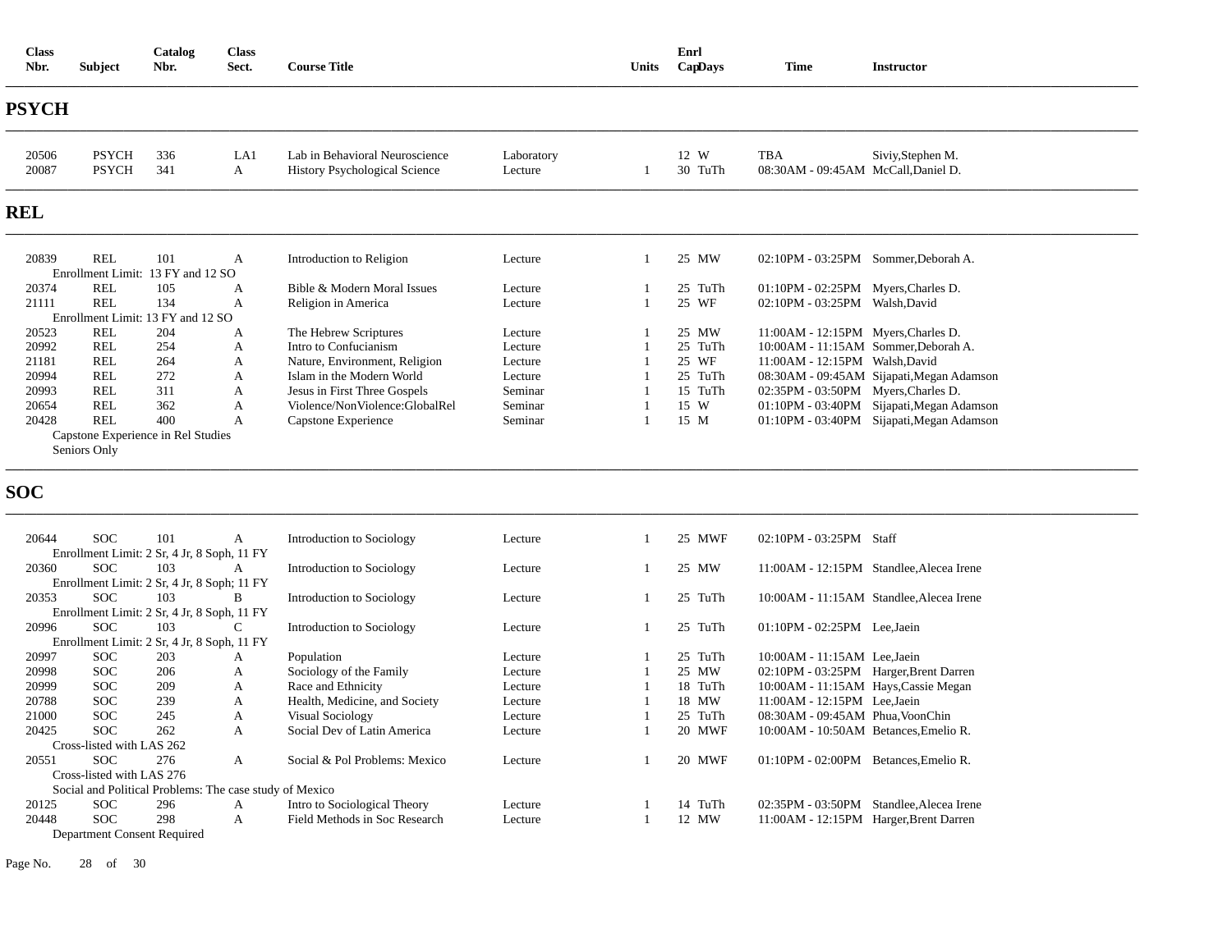| Class Nbr. | Subject | Catalog Nbr. | Class Sect. | Course Title | | Units | Enrl Cap | Days | Time | Instructor |
|---|---|---|---|---|---|---|---|---|---|---|

## PSYCH

| Class Nbr. | Subject | Catalog Nbr. | Class Sect. | Course Title | | Units | Enrl Cap | Days | Time | Instructor |
|---|---|---|---|---|---|---|---|---|---|---|
| 20506 | PSYCH | 336 | LA1 | Lab in Behavioral Neuroscience | Laboratory | | 12 | W | TBA | Siviy,Stephen M. |
| 20087 | PSYCH | 341 | A | History Psychological Science | Lecture | 1 | 30 | TuTh | 08:30AM - 09:45AM | McCall,Daniel D. |

## REL

| Class Nbr. | Subject | Catalog Nbr. | Class Sect. | Course Title | | Units | Enrl Cap | Days | Time | Instructor |
|---|---|---|---|---|---|---|---|---|---|---|
| 20839 | REL | 101 | A | Introduction to Religion | Lecture | 1 | 25 | MW | 02:10PM - 03:25PM | Sommer,Deborah A. |
| Enrollment Limit: 13 FY and 12 SO | | | | | | | | | | |
| 20374 | REL | 105 | A | Bible & Modern Moral Issues | Lecture | 1 | 25 | TuTh | 01:10PM - 02:25PM | Myers,Charles D. |
| 21111 | REL | 134 | A | Religion in America | Lecture | 1 | 25 | WF | 02:10PM - 03:25PM | Walsh,David |
| Enrollment Limit: 13 FY and 12 SO | | | | | | | | | | |
| 20523 | REL | 204 | A | The Hebrew Scriptures | Lecture | 1 | 25 | MW | 11:00AM - 12:15PM | Myers,Charles D. |
| 20992 | REL | 254 | A | Intro to Confucianism | Lecture | 1 | 25 | TuTh | 10:00AM - 11:15AM | Sommer,Deborah A. |
| 21181 | REL | 264 | A | Nature, Environment, Religion | Lecture | 1 | 25 | WF | 11:00AM - 12:15PM | Walsh,David |
| 20994 | REL | 272 | A | Islam in the Modern World | Lecture | 1 | 25 | TuTh | 08:30AM - 09:45AM | Sijapati,Megan Adamson |
| 20993 | REL | 311 | A | Jesus in First Three Gospels | Seminar | 1 | 15 | TuTh | 02:35PM - 03:50PM | Myers,Charles D. |
| 20654 | REL | 362 | A | Violence/NonViolence:GlobalRel | Seminar | 1 | 15 | W | 01:10PM - 03:40PM | Sijapati,Megan Adamson |
| 20428 | REL | 400 | A | Capstone Experience | Seminar | 1 | 15 | M | 01:10PM - 03:40PM | Sijapati,Megan Adamson |
| Capstone Experience in Rel Studies<br>Seniors Only | | | | | | | | | | |

## SOC

| Class Nbr. | Subject | Catalog Nbr. | Class Sect. | Course Title | | Units | Enrl Cap | Days | Time | Instructor |
|---|---|---|---|---|---|---|---|---|---|---|
| 20644 | SOC | 101 | A | Introduction to Sociology | Lecture | 1 | 25 | MWF | 02:10PM - 03:25PM | Staff |
| Enrollment Limit: 2 Sr, 4 Jr, 8 Soph, 11 FY | | | | | | | | | | |
| 20360 | SOC | 103 | A | Introduction to Sociology | Lecture | 1 | 25 | MW | 11:00AM - 12:15PM | Standlee,Alecea Irene |
| Enrollment Limit: 2 Sr, 4 Jr, 8 Soph; 11 FY | | | | | | | | | | |
| 20353 | SOC | 103 | B | Introduction to Sociology | Lecture | 1 | 25 | TuTh | 10:00AM - 11:15AM | Standlee,Alecea Irene |
| Enrollment Limit: 2 Sr, 4 Jr, 8 Soph, 11 FY | | | | | | | | | | |
| 20996 | SOC | 103 | C | Introduction to Sociology | Lecture | 1 | 25 | TuTh | 01:10PM - 02:25PM | Lee,Jaein |
| Enrollment Limit: 2 Sr, 4 Jr, 8 Soph, 11 FY | | | | | | | | | | |
| 20997 | SOC | 203 | A | Population | Lecture | 1 | 25 | TuTh | 10:00AM - 11:15AM | Lee,Jaein |
| 20998 | SOC | 206 | A | Sociology of the Family | Lecture | 1 | 25 | MW | 02:10PM - 03:25PM | Harger,Brent Darren |
| 20999 | SOC | 209 | A | Race and Ethnicity | Lecture | 1 | 18 | TuTh | 10:00AM - 11:15AM | Hays,Cassie Megan |
| 20788 | SOC | 239 | A | Health, Medicine, and Society | Lecture | 1 | 18 | MW | 11:00AM - 12:15PM | Lee,Jaein |
| 21000 | SOC | 245 | A | Visual Sociology | Lecture | 1 | 25 | TuTh | 08:30AM - 09:45AM | Phua,VoonChin |
| 20425 | SOC | 262 | A | Social Dev of Latin America | Lecture | 1 | 20 | MWF | 10:00AM - 10:50AM | Betances,Emelio R. |
| Cross-listed with LAS 262 | | | | | | | | | | |
| 20551 | SOC | 276 | A | Social & Pol Problems: Mexico | Lecture | 1 | 20 | MWF | 01:10PM - 02:00PM | Betances,Emelio R. |
| Cross-listed with LAS 276<br>Social and Political Problems: The case study of Mexico | | | | | | | | | | |
| 20125 | SOC | 296 | A | Intro to Sociological Theory | Lecture | 1 | 14 | TuTh | 02:35PM - 03:50PM | Standlee,Alecea Irene |
| 20448 | SOC | 298 | A | Field Methods in Soc Research | Lecture | 1 | 12 | MW | 11:00AM - 12:15PM | Harger,Brent Darren |
| Department Consent Required | | | | | | | | | | |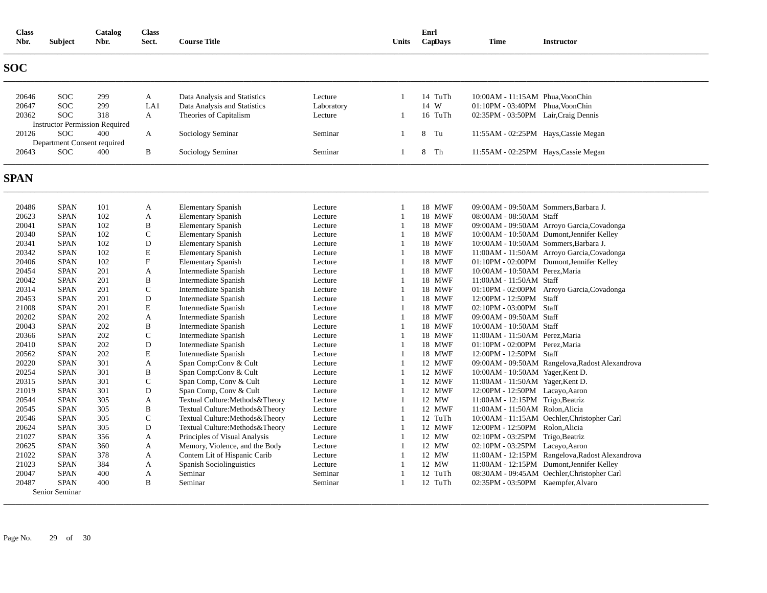| Class Nbr. | Subject | Catalog Nbr. | Class Sect. | Course Title | | Units | Enrl Cap | Days | Time | Instructor |
|---|---|---|---|---|---|---|---|---|---|---|

## SOC

| Class Nbr. | Subject | Catalog Nbr. | Class Sect. | Course Title | | Units | Enrl Cap | Days | Time | Instructor |
|---|---|---|---|---|---|---|---|---|---|---|
| 20646 | SOC | 299 | A | Data Analysis and Statistics | Lecture | 1 | 14 | TuTh | 10:00AM - 11:15AM | Phua,VoonChin |
| 20647 | SOC | 299 | LA1 | Data Analysis and Statistics | Laboratory | | 14 | W | 01:10PM - 03:40PM | Phua,VoonChin |
| 20362 | SOC | 318 | A | Theories of Capitalism | Lecture | 1 | 16 | TuTh | 02:35PM - 03:50PM | Lair,Craig Dennis |
| Instructor Permission Required | | | | | | | | | | |
| 20126 | SOC | 400 | A | Sociology Seminar | Seminar | 1 | 8 | Tu | 11:55AM - 02:25PM | Hays,Cassie Megan |
| Department Consent required | | | | | | | | | | |
| 20643 | SOC | 400 | B | Sociology Seminar | Seminar | 1 | 8 | Th | 11:55AM - 02:25PM | Hays,Cassie Megan |

## SPAN

| Class Nbr. | Subject | Catalog Nbr. | Class Sect. | Course Title | | Units | Enrl Cap | Days | Time | Instructor |
|---|---|---|---|---|---|---|---|---|---|---|
| 20486 | SPAN | 101 | A | Elementary Spanish | Lecture | 1 | 18 | MWF | 09:00AM - 09:50AM | Sommers,Barbara J. |
| 20623 | SPAN | 102 | A | Elementary Spanish | Lecture | 1 | 18 | MWF | 08:00AM - 08:50AM | Staff |
| 20041 | SPAN | 102 | B | Elementary Spanish | Lecture | 1 | 18 | MWF | 09:00AM - 09:50AM | Arroyo Garcia,Covadonga |
| 20340 | SPAN | 102 | C | Elementary Spanish | Lecture | 1 | 18 | MWF | 10:00AM - 10:50AM | Dumont,Jennifer Kelley |
| 20341 | SPAN | 102 | D | Elementary Spanish | Lecture | 1 | 18 | MWF | 10:00AM - 10:50AM | Sommers,Barbara J. |
| 20342 | SPAN | 102 | E | Elementary Spanish | Lecture | 1 | 18 | MWF | 11:00AM - 11:50AM | Arroyo Garcia,Covadonga |
| 20406 | SPAN | 102 | F | Elementary Spanish | Lecture | 1 | 18 | MWF | 01:10PM - 02:00PM | Dumont,Jennifer Kelley |
| 20454 | SPAN | 201 | A | Intermediate Spanish | Lecture | 1 | 18 | MWF | 10:00AM - 10:50AM | Perez,Maria |
| 20042 | SPAN | 201 | B | Intermediate Spanish | Lecture | 1 | 18 | MWF | 11:00AM - 11:50AM | Staff |
| 20314 | SPAN | 201 | C | Intermediate Spanish | Lecture | 1 | 18 | MWF | 01:10PM - 02:00PM | Arroyo Garcia,Covadonga |
| 20453 | SPAN | 201 | D | Intermediate Spanish | Lecture | 1 | 18 | MWF | 12:00PM - 12:50PM | Staff |
| 21008 | SPAN | 201 | E | Intermediate Spanish | Lecture | 1 | 18 | MWF | 02:10PM - 03:00PM | Staff |
| 20202 | SPAN | 202 | A | Intermediate Spanish | Lecture | 1 | 18 | MWF | 09:00AM - 09:50AM | Staff |
| 20043 | SPAN | 202 | B | Intermediate Spanish | Lecture | 1 | 18 | MWF | 10:00AM - 10:50AM | Staff |
| 20366 | SPAN | 202 | C | Intermediate Spanish | Lecture | 1 | 18 | MWF | 11:00AM - 11:50AM | Perez,Maria |
| 20410 | SPAN | 202 | D | Intermediate Spanish | Lecture | 1 | 18 | MWF | 01:10PM - 02:00PM | Perez,Maria |
| 20562 | SPAN | 202 | E | Intermediate Spanish | Lecture | 1 | 18 | MWF | 12:00PM - 12:50PM | Staff |
| 20220 | SPAN | 301 | A | Span Comp:Conv & Cult | Lecture | 1 | 12 | MWF | 09:00AM - 09:50AM | Rangelova,Radost Alexandrova |
| 20254 | SPAN | 301 | B | Span Comp:Conv & Cult | Lecture | 1 | 12 | MWF | 10:00AM - 10:50AM | Yager,Kent D. |
| 20315 | SPAN | 301 | C | Span Comp, Conv & Cult | Lecture | 1 | 12 | MWF | 11:00AM - 11:50AM | Yager,Kent D. |
| 21019 | SPAN | 301 | D | Span Comp, Conv & Cult | Lecture | 1 | 12 | MWF | 12:00PM - 12:50PM | Lacayo,Aaron |
| 20544 | SPAN | 305 | A | Textual Culture:Methods&Theory | Lecture | 1 | 12 | MW | 11:00AM - 12:15PM | Trigo,Beatriz |
| 20545 | SPAN | 305 | B | Textual Culture:Methods&Theory | Lecture | 1 | 12 | MWF | 11:00AM - 11:50AM | Rolon,Alicia |
| 20546 | SPAN | 305 | C | Textual Culture:Methods&Theory | Lecture | 1 | 12 | TuTh | 10:00AM - 11:15AM | Oechler,Christopher Carl |
| 20624 | SPAN | 305 | D | Textual Culture:Methods&Theory | Lecture | 1 | 12 | MWF | 12:00PM - 12:50PM | Rolon,Alicia |
| 21027 | SPAN | 356 | A | Principles of Visual Analysis | Lecture | 1 | 12 | MW | 02:10PM - 03:25PM | Trigo,Beatriz |
| 20625 | SPAN | 360 | A | Memory, Violence, and the Body | Lecture | 1 | 12 | MW | 02:10PM - 03:25PM | Lacayo,Aaron |
| 21022 | SPAN | 378 | A | Contem Lit of Hispanic Carib | Lecture | 1 | 12 | MW | 11:00AM - 12:15PM | Rangelova,Radost Alexandrova |
| 21023 | SPAN | 384 | A | Spanish Sociolinguistics | Lecture | 1 | 12 | MW | 11:00AM - 12:15PM | Dumont,Jennifer Kelley |
| 20047 | SPAN | 400 | A | Seminar | Seminar | 1 | 12 | TuTh | 08:30AM - 09:45AM | Oechler,Christopher Carl |
| 20487 | SPAN | 400 | B | Seminar | Seminar | 1 | 12 | TuTh | 02:35PM - 03:50PM | Kaempfer,Alvaro |
| Senior Seminar | | | | | | | | | | |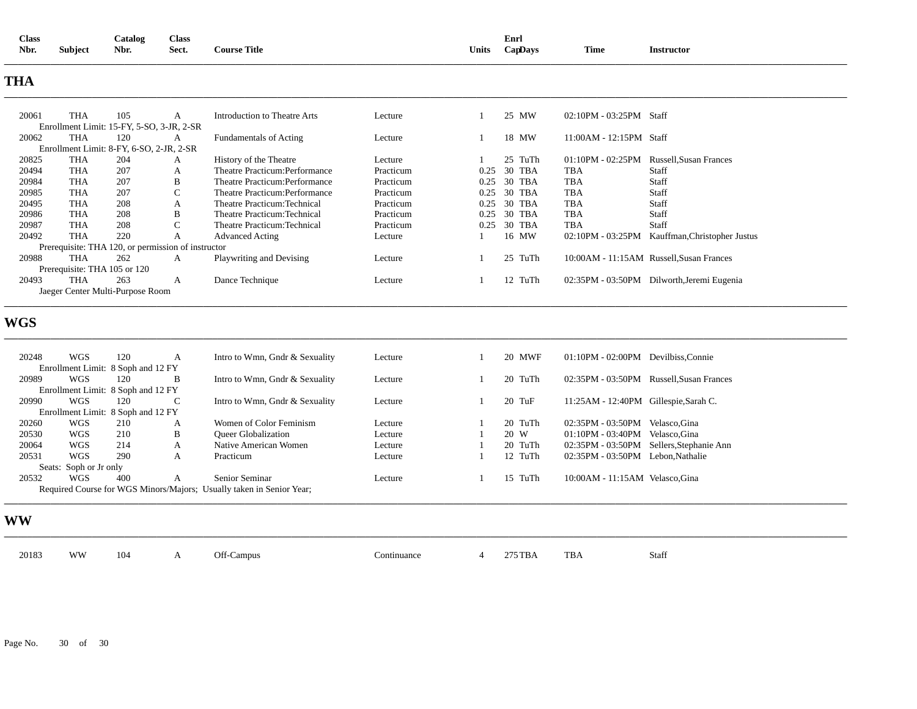| Class Nbr. | Subject | Catalog Nbr. | Class Sect. | Course Title | | Units | Enrl Cap | Days | Time | Instructor |
|---|---|---|---|---|---|---|---|---|---|---|

## THA

| Class Nbr. | Subject | Catalog Nbr. | Class Sect. | Course Title | | Units | Enrl Cap | Days | Time | Instructor |
|---|---|---|---|---|---|---|---|---|---|---|
| 20061 | THA | 105 | A | Introduction to Theatre Arts | Lecture | 1 | 25 | MW | 02:10PM - 03:25PM | Staff |
| Enrollment Limit: 15-FY, 5-SO, 3-JR, 2-SR | | | | | | | | | | |
| 20062 | THA | 120 | A | Fundamentals of Acting | Lecture | 1 | 18 | MW | 11:00AM - 12:15PM | Staff |
| Enrollment Limit: 8-FY, 6-SO, 2-JR, 2-SR | | | | | | | | | | |
| 20825 | THA | 204 | A | History of the Theatre | Lecture | 1 | 25 | TuTh | 01:10PM - 02:25PM | Russell,Susan Frances |
| 20494 | THA | 207 | A | Theatre Practicum:Performance | Practicum | 0.25 | 30 | TBA | TBA | Staff |
| 20984 | THA | 207 | B | Theatre Practicum:Performance | Practicum | 0.25 | 30 | TBA | TBA | Staff |
| 20985 | THA | 207 | C | Theatre Practicum:Performance | Practicum | 0.25 | 30 | TBA | TBA | Staff |
| 20495 | THA | 208 | A | Theatre Practicum:Technical | Practicum | 0.25 | 30 | TBA | TBA | Staff |
| 20986 | THA | 208 | B | Theatre Practicum:Technical | Practicum | 0.25 | 30 | TBA | TBA | Staff |
| 20987 | THA | 208 | C | Theatre Practicum:Technical | Practicum | 0.25 | 30 | TBA | TBA | Staff |
| 20492 | THA | 220 | A | Advanced Acting | Lecture | 1 | 16 | MW | 02:10PM - 03:25PM | Kauffman,Christopher Justus |
| Prerequisite: THA 120, or permission of instructor | | | | | | | | | | |
| 20988 | THA | 262 | A | Playwriting and Devising | Lecture | 1 | 25 | TuTh | 10:00AM - 11:15AM | Russell,Susan Frances |
| Prerequisite: THA 105 or 120 | | | | | | | | | | |
| 20493 | THA | 263 | A | Dance Technique | Lecture | 1 | 12 | TuTh | 02:35PM - 03:50PM | Dilworth,Jeremi Eugenia |
| Jaeger Center Multi-Purpose Room | | | | | | | | | | |

## WGS

| Class Nbr. | Subject | Catalog Nbr. | Class Sect. | Course Title | | Units | Enrl Cap | Days | Time | Instructor |
|---|---|---|---|---|---|---|---|---|---|---|
| 20248 | WGS | 120 | A | Intro to Wmn, Gndr & Sexuality | Lecture | 1 | 20 | MWF | 01:10PM - 02:00PM | Devilbiss,Connie |
| Enrollment Limit: 8 Soph and 12 FY | | | | | | | | | | |
| 20989 | WGS | 120 | B | Intro to Wmn, Gndr & Sexuality | Lecture | 1 | 20 | TuTh | 02:35PM - 03:50PM | Russell,Susan Frances |
| Enrollment Limit: 8 Soph and 12 FY | | | | | | | | | | |
| 20990 | WGS | 120 | C | Intro to Wmn, Gndr & Sexuality | Lecture | 1 | 20 | TuF | 11:25AM - 12:40PM | Gillespie,Sarah C. |
| Enrollment Limit: 8 Soph and 12 FY | | | | | | | | | | |
| 20260 | WGS | 210 | A | Women of Color Feminism | Lecture | 1 | 20 | TuTh | 02:35PM - 03:50PM | Velasco,Gina |
| 20530 | WGS | 210 | B | Queer Globalization | Lecture | 1 | 20 | W | 01:10PM - 03:40PM | Velasco,Gina |
| 20064 | WGS | 214 | A | Native American Women | Lecture | 1 | 20 | TuTh | 02:35PM - 03:50PM | Sellers,Stephanie Ann |
| 20531 | WGS | 290 | A | Practicum | Lecture | 1 | 12 | TuTh | 02:35PM - 03:50PM | Lebon,Nathalie |
| Seats: Soph or Jr only | | | | | | | | | | |
| 20532 | WGS | 400 | A | Senior Seminar | Lecture | 1 | 15 | TuTh | 10:00AM - 11:15AM | Velasco,Gina |
| Required Course for WGS Minors/Majors; Usually taken in Senior Year; | | | | | | | | | | |

## WW

| Class Nbr. | Subject | Catalog Nbr. | Class Sect. | Course Title | | Units | Enrl Cap | Days | Time | Instructor |
|---|---|---|---|---|---|---|---|---|---|---|
| 20183 | WW | 104 | A | Off-Campus | Continuance | 4 | 275 | TBA | TBA | Staff |